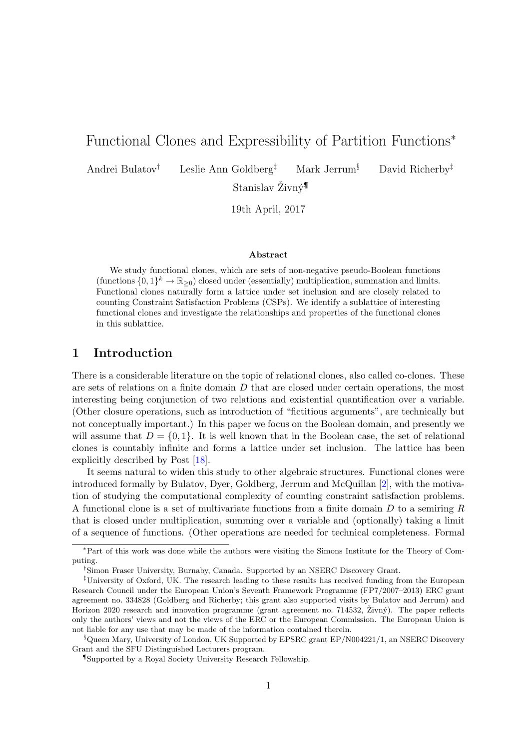# Functional Clones and Expressibility of Partition Functions*

Andrei Bulatov† Leslie Ann Goldberg‡ Mark Jerrum§ David Richerby‡

Stanislav Živný‡¶

19th April, 2017

### Abstract

We study functional clones, which are sets of non-negative pseudo-Boolean functions (functions $\{0,1\}^k \to \mathbb{R}_{\geq 0}$) closed under (essentially) multiplication, summation and limits. Functional clones naturally form a lattice under set inclusion and are closely related to counting Constraint Satisfaction Problems (CSPs). We identify a sublattice of interesting functional clones and investigate the relationships and properties of the functional clones in this sublattice.

## 1 Introduction

There is a considerable literature on the topic of relational clones, also called co-clones. These are sets of relations on a finite domain $D$ that are closed under certain operations, the most interesting being conjunction of two relations and existential quantification over a variable. (Other closure operations, such as introduction of "fictitious arguments", are technically but not conceptually important.) In this paper we focus on the Boolean domain, and presently we will assume that $D = \{0,1\}$. It is well known that in the Boolean case, the set of relational clones is countably infinite and forms a lattice under set inclusion. The lattice has been explicitly described by Post [18].

It seems natural to widen this study to other algebraic structures. Functional clones were introduced formally by Bulatov, Dyer, Goldberg, Jerrum and McQuillan [2], with the motivation of studying the computational complexity of counting constraint satisfaction problems. A functional clone is a set of multivariate functions from a finite domain $D$ to a semiring $R$ that is closed under multiplication, summing over a variable and (optionally) taking a limit of a sequence of functions. (Other operations are needed for technical completeness. Formal

---

*Part of this work was done while the authors were visiting the Simons Institute for the Theory of Computing.

†Simon Fraser University, Burnaby, Canada. Supported by an NSERC Discovery Grant.

‡University of Oxford, UK. The research leading to these results has received funding from the European Research Council under the European Union's Seventh Framework Programme (FP7/2007–2013) ERC grant agreement no. 334828 (Goldberg and Richerby; this grant also supported visits by Bulatov and Jerrum) and Horizon 2020 research and innovation programme (grant agreement no. 714532, Živný). The paper reflects only the authors' views and not the views of the ERC or the European Commission. The European Union is not liable for any use that may be made of the information contained therein.

§Queen Mary, University of London, UK Supported by EPSRC grant EP/N004221/1, an NSERC Discovery Grant and the SFU Distinguished Lecturers program.

¶Supported by a Royal Society University Research Fellowship.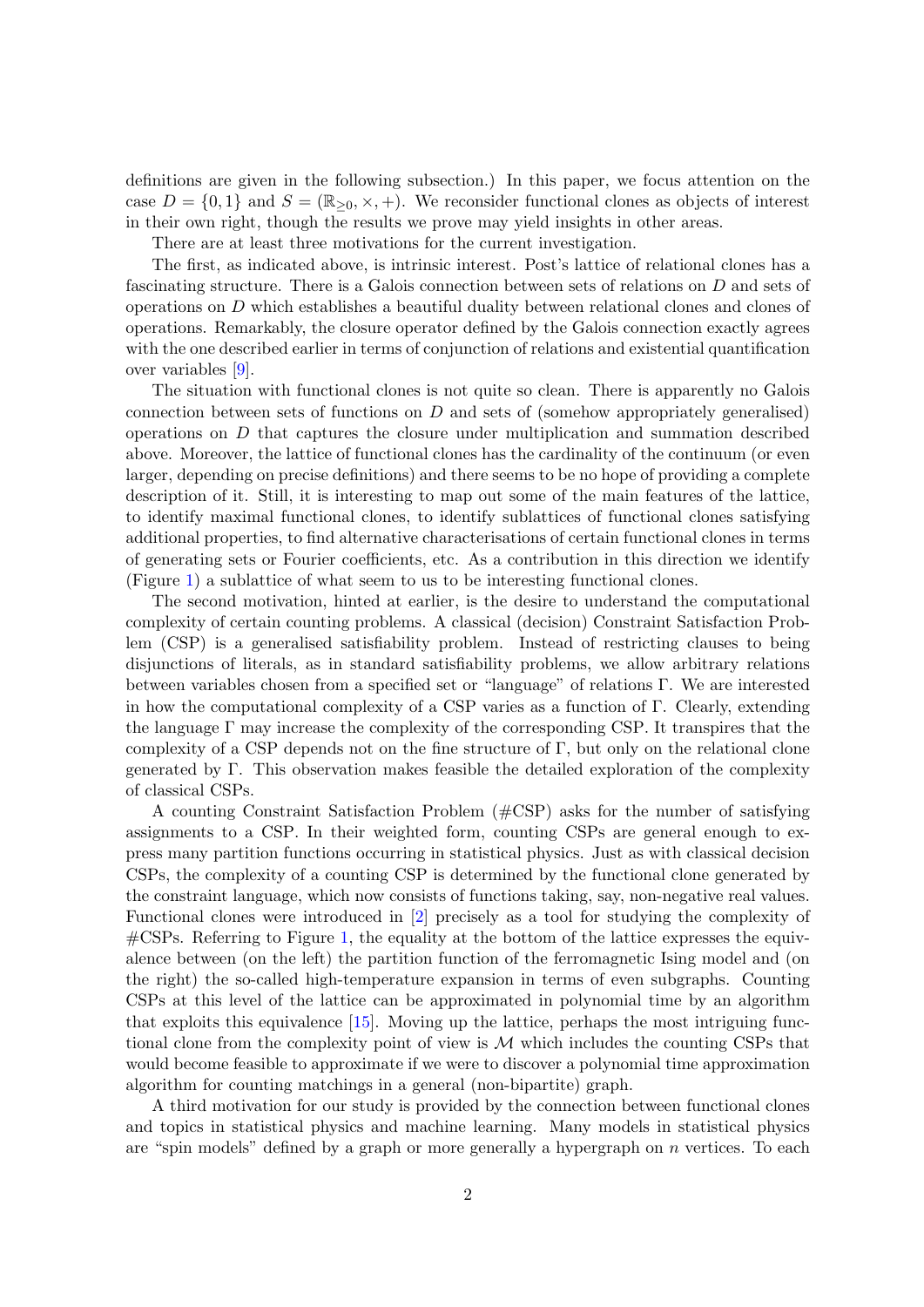definitions are given in the following subsection.) In this paper, we focus attention on the case $D = \{0, 1\}$ and $S = (\mathbb{R}_{\geq 0}, \times, +)$. We reconsider functional clones as objects of interest in their own right, though the results we prove may yield insights in other areas.

There are at least three motivations for the current investigation.

The first, as indicated above, is intrinsic interest. Post's lattice of relational clones has a fascinating structure. There is a Galois connection between sets of relations on $D$ and sets of operations on $D$ which establishes a beautiful duality between relational clones and clones of operations. Remarkably, the closure operator defined by the Galois connection exactly agrees with the one described earlier in terms of conjunction of relations and existential quantification over variables [9].

The situation with functional clones is not quite so clean. There is apparently no Galois connection between sets of functions on $D$ and sets of (somehow appropriately generalised) operations on $D$ that captures the closure under multiplication and summation described above. Moreover, the lattice of functional clones has the cardinality of the continuum (or even larger, depending on precise definitions) and there seems to be no hope of providing a complete description of it. Still, it is interesting to map out some of the main features of the lattice, to identify maximal functional clones, to identify sublattices of functional clones satisfying additional properties, to find alternative characterisations of certain functional clones in terms of generating sets or Fourier coefficients, etc. As a contribution in this direction we identify (Figure 1) a sublattice of what seem to us to be interesting functional clones.

The second motivation, hinted at earlier, is the desire to understand the computational complexity of certain counting problems. A classical (decision) Constraint Satisfaction Problem (CSP) is a generalised satisfiability problem. Instead of restricting clauses to being disjunctions of literals, as in standard satisfiability problems, we allow arbitrary relations between variables chosen from a specified set or "language" of relations $\Gamma$. We are interested in how the computational complexity of a CSP varies as a function of $\Gamma$. Clearly, extending the language $\Gamma$ may increase the complexity of the corresponding CSP. It transpires that the complexity of a CSP depends not on the fine structure of $\Gamma$, but only on the relational clone generated by $\Gamma$. This observation makes feasible the detailed exploration of the complexity of classical CSPs.

A counting Constraint Satisfaction Problem (#CSP) asks for the number of satisfying assignments to a CSP. In their weighted form, counting CSPs are general enough to express many partition functions occurring in statistical physics. Just as with classical decision CSPs, the complexity of a counting CSP is determined by the functional clone generated by the constraint language, which now consists of functions taking, say, non-negative real values. Functional clones were introduced in [2] precisely as a tool for studying the complexity of #CSPs. Referring to Figure 1, the equality at the bottom of the lattice expresses the equivalence between (on the left) the partition function of the ferromagnetic Ising model and (on the right) the so-called high-temperature expansion in terms of even subgraphs. Counting CSPs at this level of the lattice can be approximated in polynomial time by an algorithm that exploits this equivalence [15]. Moving up the lattice, perhaps the most intriguing functional clone from the complexity point of view is $\mathcal{M}$ which includes the counting CSPs that would become feasible to approximate if we were to discover a polynomial time approximation algorithm for counting matchings in a general (non-bipartite) graph.

A third motivation for our study is provided by the connection between functional clones and topics in statistical physics and machine learning. Many models in statistical physics are "spin models" defined by a graph or more generally a hypergraph on $n$ vertices. To each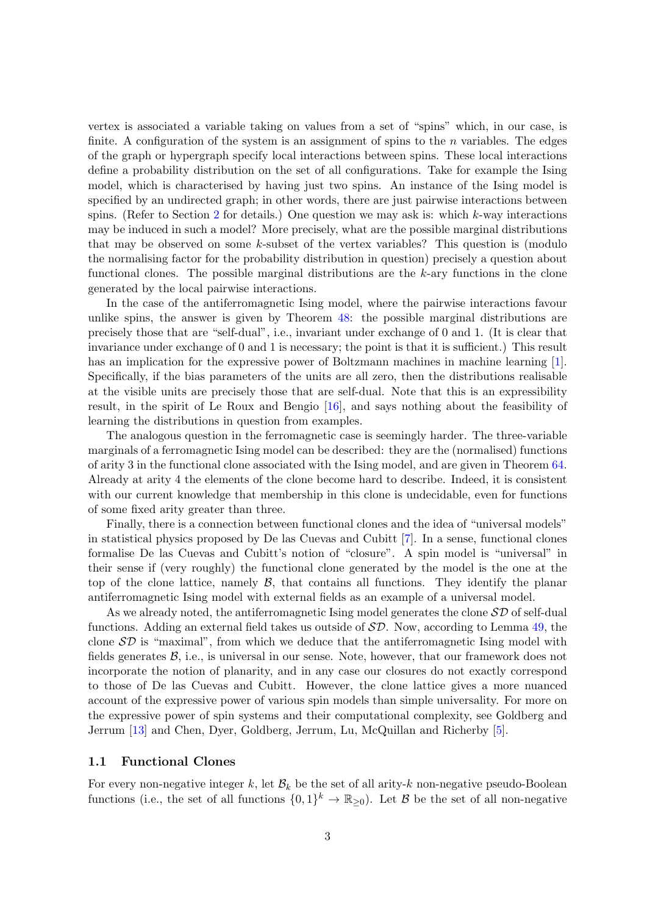vertex is associated a variable taking on values from a set of "spins" which, in our case, is finite. A configuration of the system is an assignment of spins to the $n$ variables. The edges of the graph or hypergraph specify local interactions between spins. These local interactions define a probability distribution on the set of all configurations. Take for example the Ising model, which is characterised by having just two spins. An instance of the Ising model is specified by an undirected graph; in other words, there are just pairwise interactions between spins. (Refer to Section 2 for details.) One question we may ask is: which $k$-way interactions may be induced in such a model? More precisely, what are the possible marginal distributions that may be observed on some $k$-subset of the vertex variables? This question is (modulo the normalising factor for the probability distribution in question) precisely a question about functional clones. The possible marginal distributions are the $k$-ary functions in the clone generated by the local pairwise interactions.

In the case of the antiferromagnetic Ising model, where the pairwise interactions favour unlike spins, the answer is given by Theorem 48: the possible marginal distributions are precisely those that are "self-dual", i.e., invariant under exchange of 0 and 1. (It is clear that invariance under exchange of 0 and 1 is necessary; the point is that it is sufficient.) This result has an implication for the expressive power of Boltzmann machines in machine learning [1]. Specifically, if the bias parameters of the units are all zero, then the distributions realisable at the visible units are precisely those that are self-dual. Note that this is an expressibility result, in the spirit of Le Roux and Bengio [16], and says nothing about the feasibility of learning the distributions in question from examples.

The analogous question in the ferromagnetic case is seemingly harder. The three-variable marginals of a ferromagnetic Ising model can be described: they are the (normalised) functions of arity 3 in the functional clone associated with the Ising model, and are given in Theorem 64. Already at arity 4 the elements of the clone become hard to describe. Indeed, it is consistent with our current knowledge that membership in this clone is undecidable, even for functions of some fixed arity greater than three.

Finally, there is a connection between functional clones and the idea of "universal models" in statistical physics proposed by De las Cuevas and Cubitt [7]. In a sense, functional clones formalise De las Cuevas and Cubitt's notion of "closure". A spin model is "universal" in their sense if (very roughly) the functional clone generated by the model is the one at the top of the clone lattice, namely $\mathcal{B}$, that contains all functions. They identify the planar antiferromagnetic Ising model with external fields as an example of a universal model.

As we already noted, the antiferromagnetic Ising model generates the clone $\mathcal{SD}$ of self-dual functions. Adding an external field takes us outside of $\mathcal{SD}$. Now, according to Lemma 49, the clone $\mathcal{SD}$ is "maximal", from which we deduce that the antiferromagnetic Ising model with fields generates $\mathcal{B}$, i.e., is universal in our sense. Note, however, that our framework does not incorporate the notion of planarity, and in any case our closures do not exactly correspond to those of De las Cuevas and Cubitt. However, the clone lattice gives a more nuanced account of the expressive power of various spin models than simple universality. For more on the expressive power of spin systems and their computational complexity, see Goldberg and Jerrum [13] and Chen, Dyer, Goldberg, Jerrum, Lu, McQuillan and Richerby [5].

### 1.1 Functional Clones

For every non-negative integer $k$, let $\mathcal{B}_k$ be the set of all arity-$k$ non-negative pseudo-Boolean functions (i.e., the set of all functions $\{0,1\}^k \to \mathbb{R}_{\geq 0}$). Let $\mathcal{B}$ be the set of all non-negative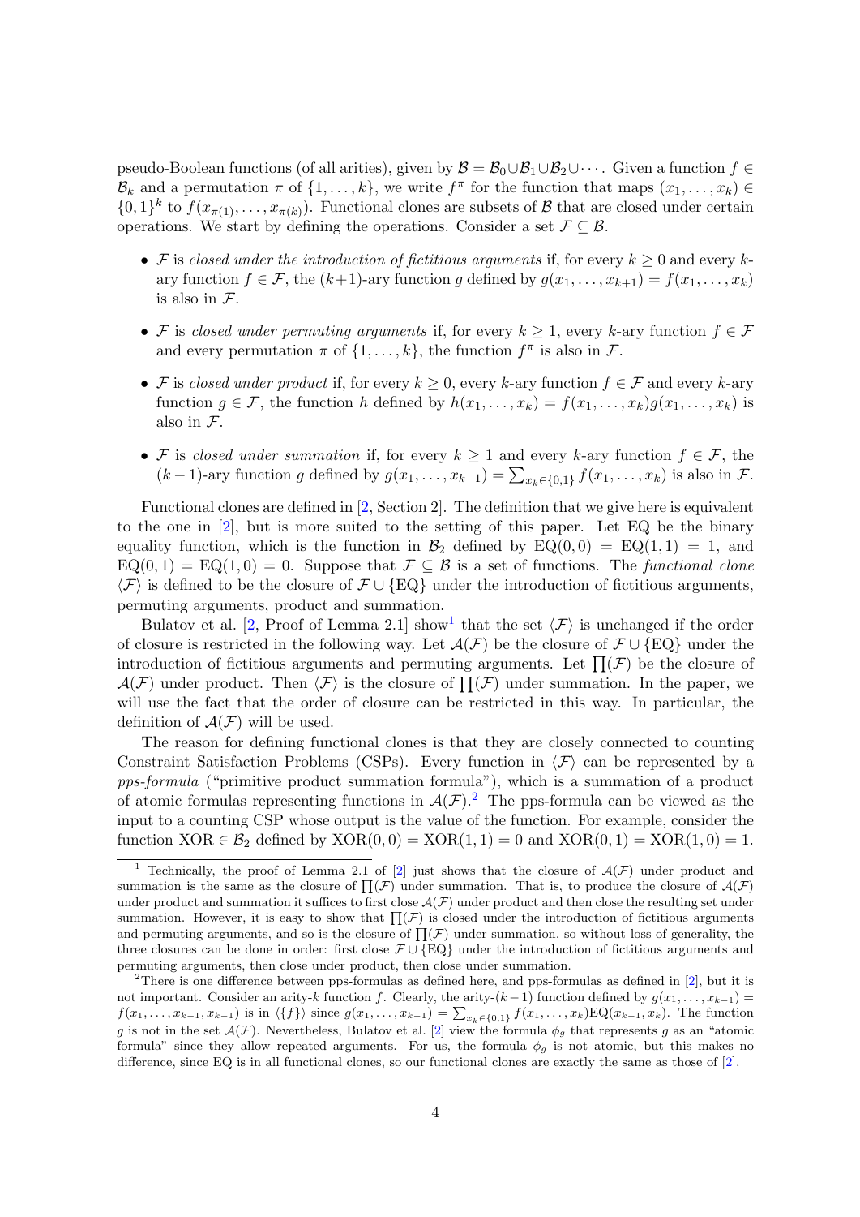pseudo-Boolean functions (of all arities), given by $\mathcal{B} = \mathcal{B}_0 \cup \mathcal{B}_1 \cup \mathcal{B}_2 \cup \cdots$. Given a function $f \in \mathcal{B}_k$ and a permutation $\pi$ of $\{1, \ldots, k\}$, we write $f^\pi$ for the function that maps $(x_1, \ldots, x_k) \in \{0,1\}^k$ to $f(x_{\pi(1)}, \ldots, x_{\pi(k)})$. Functional clones are subsets of $\mathcal{B}$ that are closed under certain operations. We start by defining the operations. Consider a set $\mathcal{F} \subseteq \mathcal{B}$.

- $\mathcal{F}$ is *closed under the introduction of fictitious arguments* if, for every $k \geq 0$ and every $k$-ary function $f \in \mathcal{F}$, the $(k+1)$-ary function $g$ defined by $g(x_1, \ldots, x_{k+1}) = f(x_1, \ldots, x_k)$ is also in $\mathcal{F}$.
- $\mathcal{F}$ is *closed under permuting arguments* if, for every $k \geq 1$, every $k$-ary function $f \in \mathcal{F}$ and every permutation $\pi$ of $\{1, \ldots, k\}$, the function $f^\pi$ is also in $\mathcal{F}$.
- $\mathcal{F}$ is *closed under product* if, for every $k \geq 0$, every $k$-ary function $f \in \mathcal{F}$ and every $k$-ary function $g \in \mathcal{F}$, the function $h$ defined by $h(x_1, \ldots, x_k) = f(x_1, \ldots, x_k) g(x_1, \ldots, x_k)$ is also in $\mathcal{F}$.
- $\mathcal{F}$ is *closed under summation* if, for every $k \geq 1$ and every $k$-ary function $f \in \mathcal{F}$, the $(k-1)$-ary function $g$ defined by $g(x_1, \ldots, x_{k-1}) = \sum_{x_k \in \{0,1\}} f(x_1, \ldots, x_k)$ is also in $\mathcal{F}$.

Functional clones are defined in [2, Section 2]. The definition that we give here is equivalent to the one in [2], but is more suited to the setting of this paper. Let EQ be the binary equality function, which is the function in $\mathcal{B}_2$ defined by $\mathrm{EQ}(0,0) = \mathrm{EQ}(1,1) = 1$, and $\mathrm{EQ}(0,1) = \mathrm{EQ}(1,0) = 0$. Suppose that $\mathcal{F} \subseteq \mathcal{B}$ is a set of functions. The *functional clone* $\langle \mathcal{F} \rangle$ is defined to be the closure of $\mathcal{F} \cup \{\mathrm{EQ}\}$ under the introduction of fictitious arguments, permuting arguments, product and summation.

Bulatov et al. [2, Proof of Lemma 2.1] show[1] that the set $\langle \mathcal{F} \rangle$ is unchanged if the order of closure is restricted in the following way. Let $\mathcal{A}(\mathcal{F})$ be the closure of $\mathcal{F} \cup \{\mathrm{EQ}\}$ under the introduction of fictitious arguments and permuting arguments. Let $\prod(\mathcal{F})$ be the closure of $\mathcal{A}(\mathcal{F})$ under product. Then $\langle \mathcal{F} \rangle$ is the closure of $\prod(\mathcal{F})$ under summation. In the paper, we will use the fact that the order of closure can be restricted in this way. In particular, the definition of $\mathcal{A}(\mathcal{F})$ will be used.

The reason for defining functional clones is that they are closely connected to counting Constraint Satisfaction Problems (CSPs). Every function in $\langle \mathcal{F} \rangle$ can be represented by a *pps-formula* ("primitive product summation formula"), which is a summation of a product of atomic formulas representing functions in $\mathcal{A}(\mathcal{F})$.[2] The pps-formula can be viewed as the input to a counting CSP whose output is the value of the function. For example, consider the function $\mathrm{XOR} \in \mathcal{B}_2$ defined by $\mathrm{XOR}(0,0) = \mathrm{XOR}(1,1) = 0$ and $\mathrm{XOR}(0,1) = \mathrm{XOR}(1,0) = 1$.

[1] Technically, the proof of Lemma 2.1 of [2] just shows that the closure of $\mathcal{A}(\mathcal{F})$ under product and summation is the same as the closure of $\prod(\mathcal{F})$ under summation. That is, to produce the closure of $\mathcal{A}(\mathcal{F})$ under product and summation it suffices to first close $\mathcal{A}(\mathcal{F})$ under product and then close the resulting set under summation. However, it is easy to show that $\prod(\mathcal{F})$ is closed under the introduction of fictitious arguments and permuting arguments, and so is the closure of $\prod(\mathcal{F})$ under summation, so without loss of generality, the three closures can be done in order: first close $\mathcal{F} \cup \{\mathrm{EQ}\}$ under the introduction of fictitious arguments and permuting arguments, then close under product, then close under summation.

[2] There is one difference between pps-formulas as defined here, and pps-formulas as defined in [2], but it is not important. Consider an arity-$k$ function $f$. Clearly, the arity-$(k-1)$ function defined by $g(x_1, \ldots, x_{k-1}) = f(x_1, \ldots, x_{k-1}, x_{k-1})$ is in $\langle \{f\} \rangle$ since $g(x_1, \ldots, x_{k-1}) = \sum_{x_k \in \{0,1\}} f(x_1, \ldots, x_k) \mathrm{EQ}(x_{k-1}, x_k)$. The function $g$ is not in the set $\mathcal{A}(\mathcal{F})$. Nevertheless, Bulatov et al. [2] view the formula $\phi_g$ that represents $g$ as an "atomic formula" since they allow repeated arguments. For us, the formula $\phi_g$ is not atomic, but this makes no difference, since EQ is in all functional clones, so our functional clones are exactly the same as those of [2].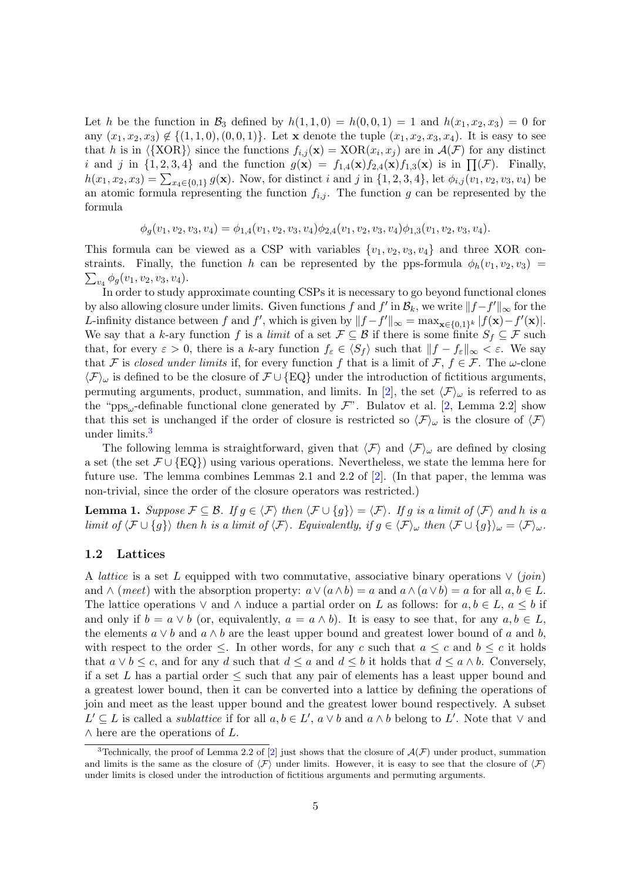Let $h$ be the function in $\mathcal{B}_3$ defined by $h(1,1,0) = h(0,0,1) = 1$ and $h(x_1,x_2,x_3) = 0$ for any $(x_1,x_2,x_3) \notin \{(1,1,0),(0,0,1)\}$. Let $\mathbf{x}$ denote the tuple $(x_1,x_2,x_3,x_4)$. It is easy to see that $h$ is in $\langle\{\mathrm{XOR}\}\rangle$ since the functions $f_{i,j}(\mathbf{x}) = \mathrm{XOR}(x_i,x_j)$ are in $\mathcal{A}(\mathcal{F})$ for any distinct $i$ and $j$ in $\{1,2,3,4\}$ and the function $g(\mathbf{x}) = f_{1,4}(\mathbf{x})f_{2,4}(\mathbf{x})f_{1,3}(\mathbf{x})$ is in $\prod(\mathcal{F})$. Finally, $h(x_1,x_2,x_3) = \sum_{x_4\in\{0,1\}} g(\mathbf{x})$. Now, for distinct $i$ and $j$ in $\{1,2,3,4\}$, let $\phi_{i,j}(v_1,v_2,v_3,v_4)$ be an atomic formula representing the function $f_{i,j}$. The function $g$ can be represented by the formula

$$\phi_g(v_1,v_2,v_3,v_4) = \phi_{1,4}(v_1,v_2,v_3,v_4)\phi_{2,4}(v_1,v_2,v_3,v_4)\phi_{1,3}(v_1,v_2,v_3,v_4).$$

This formula can be viewed as a CSP with variables $\{v_1,v_2,v_3,v_4\}$ and three XOR constraints. Finally, the function $h$ can be represented by the pps-formula $\phi_h(v_1,v_2,v_3) = \sum_{v_4}\phi_g(v_1,v_2,v_3,v_4)$.

In order to study approximate counting CSPs it is necessary to go beyond functional clones by also allowing closure under limits. Given functions $f$ and $f'$ in $\mathcal{B}_k$, we write $\|f-f'\|_\infty$ for the $L$-infinity distance between $f$ and $f'$, which is given by $\|f-f'\|_\infty = \max_{\mathbf{x}\in\{0,1\}^k}|f(\mathbf{x})-f'(\mathbf{x})|$. We say that a $k$-ary function $f$ is a *limit* of a set $\mathcal{F}\subseteq\mathcal{B}$ if there is some finite $S_f\subseteq\mathcal{F}$ such that, for every $\varepsilon>0$, there is a $k$-ary function $f_\varepsilon\in\langle S_f\rangle$ such that $\|f-f_\varepsilon\|_\infty<\varepsilon$. We say that $\mathcal{F}$ is *closed under limits* if, for every function $f$ that is a limit of $\mathcal{F}$, $f\in\mathcal{F}$. The $\omega$-clone $\langle\mathcal{F}\rangle_\omega$ is defined to be the closure of $\mathcal{F}\cup\{\mathrm{EQ}\}$ under the introduction of fictitious arguments, permuting arguments, product, summation, and limits. In [2], the set $\langle\mathcal{F}\rangle_\omega$ is referred to as the "pps$_\omega$-definable functional clone generated by $\mathcal{F}$". Bulatov et al. [2, Lemma 2.2] show that this set is unchanged if the order of closure is restricted so $\langle\mathcal{F}\rangle_\omega$ is the closure of $\langle\mathcal{F}\rangle$ under limits.[3]

The following lemma is straightforward, given that $\langle\mathcal{F}\rangle$ and $\langle\mathcal{F}\rangle_\omega$ are defined by closing a set (the set $\mathcal{F}\cup\{\mathrm{EQ}\}$) using various operations. Nevertheless, we state the lemma here for future use. The lemma combines Lemmas 2.1 and 2.2 of [2]. (In that paper, the lemma was non-trivial, since the order of the closure operators was restricted.)

**Lemma 1.** *Suppose $\mathcal{F}\subseteq\mathcal{B}$. If $g\in\langle\mathcal{F}\rangle$ then $\langle\mathcal{F}\cup\{g\}\rangle = \langle\mathcal{F}\rangle$. If $g$ is a limit of $\langle\mathcal{F}\rangle$ and $h$ is a limit of $\langle\mathcal{F}\cup\{g\}\rangle$ then $h$ is a limit of $\langle\mathcal{F}\rangle$. Equivalently, if $g\in\langle\mathcal{F}\rangle_\omega$ then $\langle\mathcal{F}\cup\{g\}\rangle_\omega = \langle\mathcal{F}\rangle_\omega$.*

### 1.2 Lattices

A *lattice* is a set $L$ equipped with two commutative, associative binary operations $\vee$ (*join*) and $\wedge$ (*meet*) with the absorption property: $a\vee(a\wedge b)=a$ and $a\wedge(a\vee b)=a$ for all $a,b\in L$. The lattice operations $\vee$ and $\wedge$ induce a partial order on $L$ as follows: for $a,b\in L$, $a\le b$ if and only if $b=a\vee b$ (or, equivalently, $a=a\wedge b$). It is easy to see that, for any $a,b\in L$, the elements $a\vee b$ and $a\wedge b$ are the least upper bound and greatest lower bound of $a$ and $b$, with respect to the order $\le$. In other words, for any $c$ such that $a\le c$ and $b\le c$ it holds that $a\vee b\le c$, and for any $d$ such that $d\le a$ and $d\le b$ it holds that $d\le a\wedge b$. Conversely, if a set $L$ has a partial order $\le$ such that any pair of elements has a least upper bound and a greatest lower bound, then it can be converted into a lattice by defining the operations of join and meet as the least upper bound and the greatest lower bound respectively. A subset $L'\subseteq L$ is called a *sublattice* if for all $a,b\in L'$, $a\vee b$ and $a\wedge b$ belong to $L'$. Note that $\vee$ and $\wedge$ here are the operations of $L$.

[3] Technically, the proof of Lemma 2.2 of [2] just shows that the closure of $\mathcal{A}(\mathcal{F})$ under product, summation and limits is the same as the closure of $\langle\mathcal{F}\rangle$ under limits. However, it is easy to see that the closure of $\langle\mathcal{F}\rangle$ under limits is closed under the introduction of fictitious arguments and permuting arguments.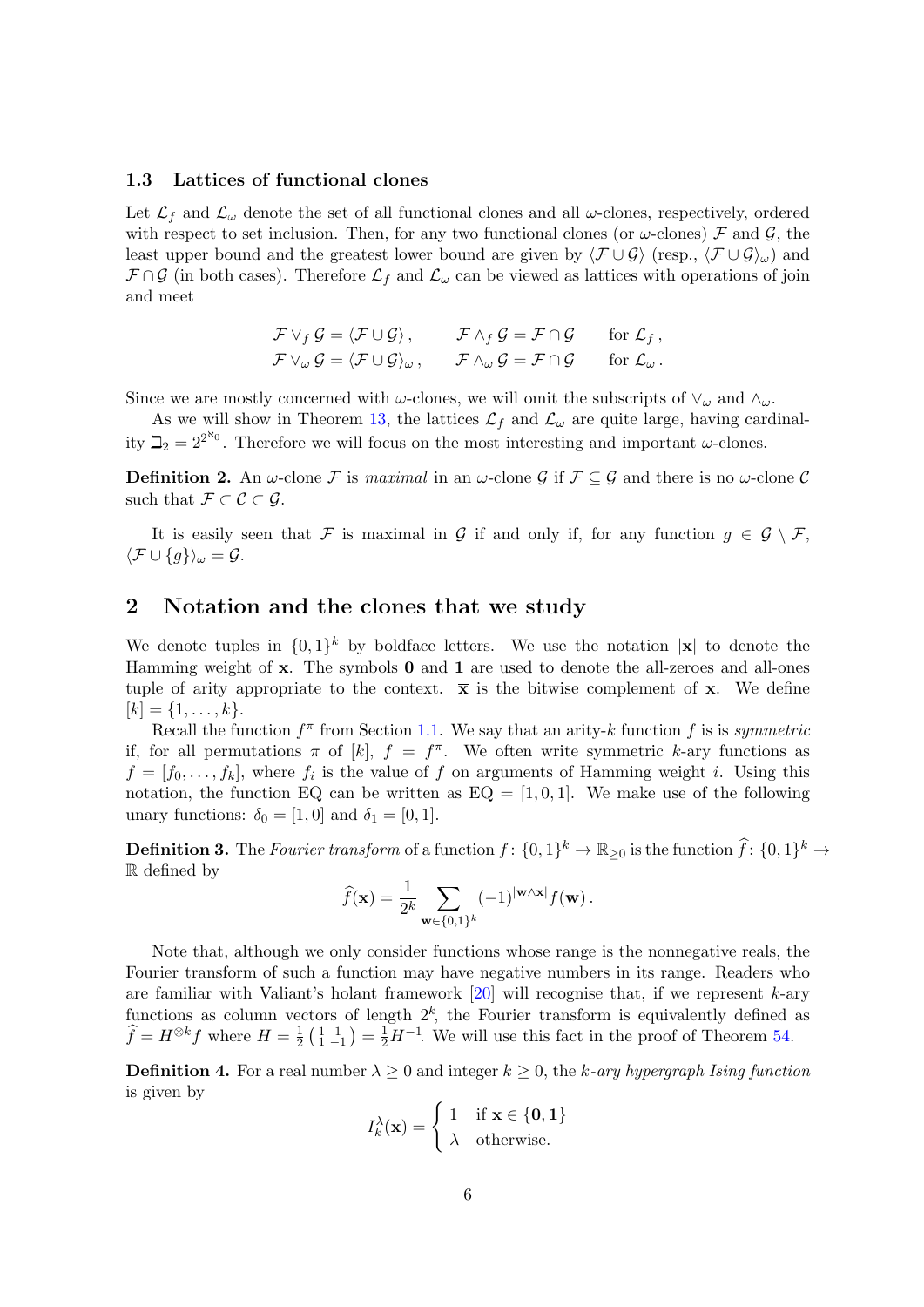### 1.3 Lattices of functional clones

Let $\mathcal{L}_f$ and $\mathcal{L}_\omega$ denote the set of all functional clones and all $\omega$-clones, respectively, ordered with respect to set inclusion. Then, for any two functional clones (or $\omega$-clones) $\mathcal{F}$ and $\mathcal{G}$, the least upper bound and the greatest lower bound are given by $\langle \mathcal{F} \cup \mathcal{G} \rangle$ (resp., $\langle \mathcal{F} \cup \mathcal{G} \rangle_\omega$) and $\mathcal{F} \cap \mathcal{G}$ (in both cases). Therefore $\mathcal{L}_f$ and $\mathcal{L}_\omega$ can be viewed as lattices with operations of join and meet

$$
\begin{aligned}
\mathcal{F} \vee_f \mathcal{G} &= \langle \mathcal{F} \cup \mathcal{G} \rangle, \qquad & \mathcal{F} \wedge_f \mathcal{G} &= \mathcal{F} \cap \mathcal{G} \qquad & \text{for } \mathcal{L}_f, \\
\mathcal{F} \vee_\omega \mathcal{G} &= \langle \mathcal{F} \cup \mathcal{G} \rangle_\omega, \qquad & \mathcal{F} \wedge_\omega \mathcal{G} &= \mathcal{F} \cap \mathcal{G} \qquad & \text{for } \mathcal{L}_\omega.
\end{aligned}
$$

Since we are mostly concerned with $\omega$-clones, we will omit the subscripts of $\vee_\omega$ and $\wedge_\omega$.

As we will show in Theorem 13, the lattices $\mathcal{L}_f$ and $\mathcal{L}_\omega$ are quite large, having cardinality $\beth_2 = 2^{2^{\aleph_0}}$. Therefore we will focus on the most interesting and important $\omega$-clones.

**Definition 2.** An $\omega$-clone $\mathcal{F}$ is *maximal* in an $\omega$-clone $\mathcal{G}$ if $\mathcal{F} \subseteq \mathcal{G}$ and there is no $\omega$-clone $\mathcal{C}$ such that $\mathcal{F} \subset \mathcal{C} \subset \mathcal{G}$.

It is easily seen that $\mathcal{F}$ is maximal in $\mathcal{G}$ if and only if, for any function $g \in \mathcal{G} \setminus \mathcal{F}$, $\langle \mathcal{F} \cup \{g\} \rangle_\omega = \mathcal{G}$.

## 2 Notation and the clones that we study

We denote tuples in $\{0,1\}^k$ by boldface letters. We use the notation $|\mathbf{x}|$ to denote the Hamming weight of $\mathbf{x}$. The symbols $\mathbf{0}$ and $\mathbf{1}$ are used to denote the all-zeroes and all-ones tuple of arity appropriate to the context. $\bar{\mathbf{x}}$ is the bitwise complement of $\mathbf{x}$. We define $[k] = \{1, \dots, k\}$.

Recall the function $f^\pi$ from Section 1.1. We say that an arity-$k$ function $f$ is is *symmetric* if, for all permutations $\pi$ of $[k]$, $f = f^\pi$. We often write symmetric $k$-ary functions as $f = [f_0, \dots, f_k]$, where $f_i$ is the value of $f$ on arguments of Hamming weight $i$. Using this notation, the function EQ can be written as $\mathrm{EQ} = [1, 0, 1]$. We make use of the following unary functions: $\delta_0 = [1, 0]$ and $\delta_1 = [0, 1]$.

**Definition 3.** The *Fourier transform* of a function $f \colon \{0,1\}^k \to \mathbb{R}_{\geq 0}$ is the function $\widehat{f} \colon \{0,1\}^k \to \mathbb{R}$ defined by

$$
\widehat{f}(\mathbf{x}) = \frac{1}{2^k} \sum_{\mathbf{w} \in \{0,1\}^k} (-1)^{|\mathbf{w} \wedge \mathbf{x}|} f(\mathbf{w}).
$$

Note that, although we only consider functions whose range is the nonnegative reals, the Fourier transform of such a function may have negative numbers in its range. Readers who are familiar with Valiant's holant framework [20] will recognise that, if we represent $k$-ary functions as column vectors of length $2^k$, the Fourier transform is equivalently defined as $\widehat{f} = H^{\otimes k} f$ where $H = \frac{1}{2} \begin{pmatrix} 1 & 1 \\ 1 & -1 \end{pmatrix} = \frac{1}{2} H^{-1}$. We will use this fact in the proof of Theorem 54.

**Definition 4.** For a real number $\lambda \geq 0$ and integer $k \geq 0$, the *$k$-ary hypergraph Ising function* is given by

$$
I_k^\lambda(\mathbf{x}) = \begin{cases} 1 & \text{if } \mathbf{x} \in \{\mathbf{0}, \mathbf{1}\} \\ \lambda & \text{otherwise.} \end{cases}
$$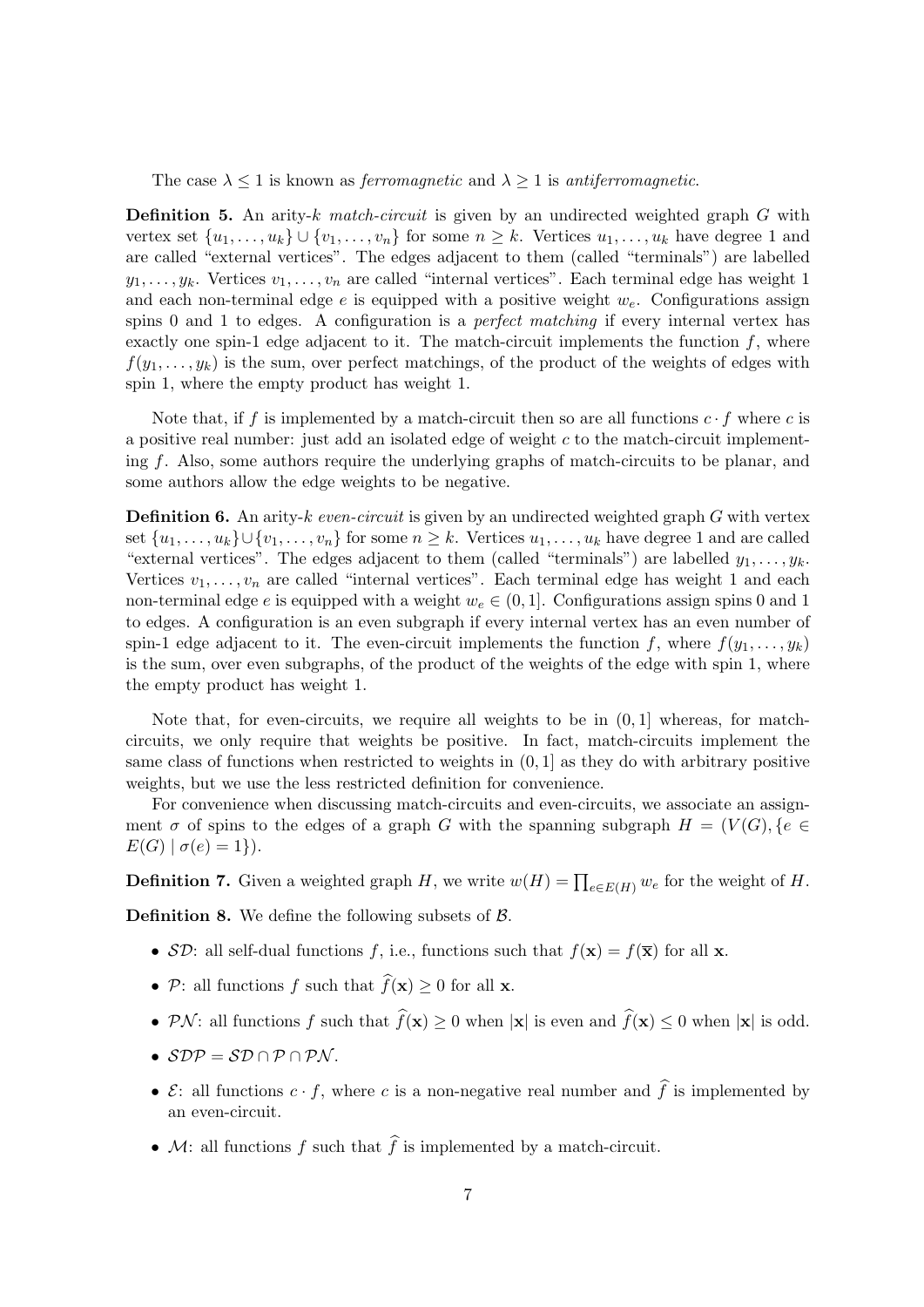The case $\lambda \leq 1$ is known as *ferromagnetic* and $\lambda \geq 1$ is *antiferromagnetic*.

**Definition 5.** An arity-$k$ *match-circuit* is given by an undirected weighted graph $G$ with vertex set $\{u_1, \ldots, u_k\} \cup \{v_1, \ldots, v_n\}$ for some $n \geq k$. Vertices $u_1, \ldots, u_k$ have degree 1 and are called "external vertices". The edges adjacent to them (called "terminals") are labelled $y_1, \ldots, y_k$. Vertices $v_1, \ldots, v_n$ are called "internal vertices". Each terminal edge has weight 1 and each non-terminal edge $e$ is equipped with a positive weight $w_e$. Configurations assign spins 0 and 1 to edges. A configuration is a *perfect matching* if every internal vertex has exactly one spin-1 edge adjacent to it. The match-circuit implements the function $f$, where $f(y_1, \ldots, y_k)$ is the sum, over perfect matchings, of the product of the weights of edges with spin 1, where the empty product has weight 1.

Note that, if $f$ is implemented by a match-circuit then so are all functions $c \cdot f$ where $c$ is a positive real number: just add an isolated edge of weight $c$ to the match-circuit implementing $f$. Also, some authors require the underlying graphs of match-circuits to be planar, and some authors allow the edge weights to be negative.

**Definition 6.** An arity-$k$ *even-circuit* is given by an undirected weighted graph $G$ with vertex set $\{u_1, \ldots, u_k\} \cup \{v_1, \ldots, v_n\}$ for some $n \geq k$. Vertices $u_1, \ldots, u_k$ have degree 1 and are called "external vertices". The edges adjacent to them (called "terminals") are labelled $y_1, \ldots, y_k$. Vertices $v_1, \ldots, v_n$ are called "internal vertices". Each terminal edge has weight 1 and each non-terminal edge $e$ is equipped with a weight $w_e \in (0, 1]$. Configurations assign spins 0 and 1 to edges. A configuration is an even subgraph if every internal vertex has an even number of spin-1 edge adjacent to it. The even-circuit implements the function $f$, where $f(y_1, \ldots, y_k)$ is the sum, over even subgraphs, of the product of the weights of the edge with spin 1, where the empty product has weight 1.

Note that, for even-circuits, we require all weights to be in $(0, 1]$ whereas, for match-circuits, we only require that weights be positive. In fact, match-circuits implement the same class of functions when restricted to weights in $(0, 1]$ as they do with arbitrary positive weights, but we use the less restricted definition for convenience.

For convenience when discussing match-circuits and even-circuits, we associate an assignment $\sigma$ of spins to the edges of a graph $G$ with the spanning subgraph $H = (V(G), \{e \in E(G) \mid \sigma(e) = 1\})$.

**Definition 7.** Given a weighted graph $H$, we write $w(H) = \prod_{e \in E(H)} w_e$ for the weight of $H$.

**Definition 8.** We define the following subsets of $\mathcal{B}$.

- $\mathcal{SD}$: all self-dual functions $f$, i.e., functions such that $f(\mathbf{x}) = f(\overline{\mathbf{x}})$ for all $\mathbf{x}$.
- $\mathcal{P}$: all functions $f$ such that $\widehat{f}(\mathbf{x}) \geq 0$ for all $\mathbf{x}$.
- $\mathcal{PN}$: all functions $f$ such that $\widehat{f}(\mathbf{x}) \geq 0$ when $|\mathbf{x}|$ is even and $\widehat{f}(\mathbf{x}) \leq 0$ when $|\mathbf{x}|$ is odd.
- $\mathcal{SDP} = \mathcal{SD} \cap \mathcal{P} \cap \mathcal{PN}$.
- $\mathcal{E}$: all functions $c \cdot f$, where $c$ is a non-negative real number and $\widehat{f}$ is implemented by an even-circuit.
- $\mathcal{M}$: all functions $f$ such that $\widehat{f}$ is implemented by a match-circuit.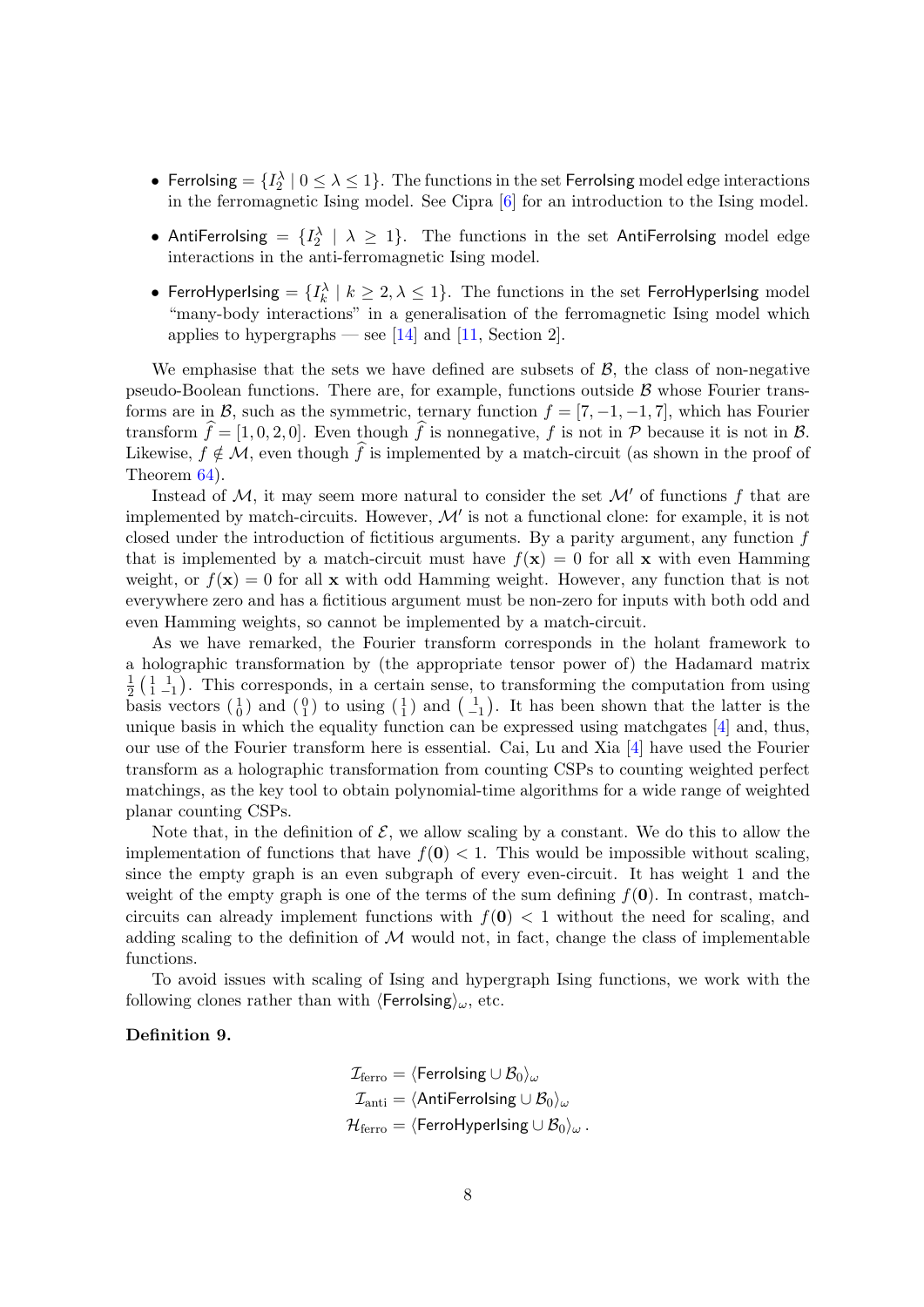- $\mathsf{FerroIsing} = \{I_2^\lambda \mid 0 \le \lambda \le 1\}$. The functions in the set $\mathsf{FerroIsing}$ model edge interactions in the ferromagnetic Ising model. See Cipra [6] for an introduction to the Ising model.
- $\mathsf{AntiFerroIsing} = \{I_2^\lambda \mid \lambda \ge 1\}$. The functions in the set $\mathsf{AntiFerroIsing}$ model edge interactions in the anti-ferromagnetic Ising model.
- $\mathsf{FerroHyperIsing} = \{I_k^\lambda \mid k \ge 2, \lambda \le 1\}$. The functions in the set $\mathsf{FerroHyperIsing}$ model "many-body interactions" in a generalisation of the ferromagnetic Ising model which applies to hypergraphs — see [14] and [11, Section 2].

We emphasise that the sets we have defined are subsets of $\mathcal{B}$, the class of non-negative pseudo-Boolean functions. There are, for example, functions outside $\mathcal{B}$ whose Fourier transforms are in $\mathcal{B}$, such as the symmetric, ternary function $f = [7, -1, -1, 7]$, which has Fourier transform $\widehat{f} = [1, 0, 2, 0]$. Even though $\widehat{f}$ is nonnegative, $f$ is not in $\mathcal{P}$ because it is not in $\mathcal{B}$. Likewise, $f \notin \mathcal{M}$, even though $\widehat{f}$ is implemented by a match-circuit (as shown in the proof of Theorem 64).

Instead of $\mathcal{M}$, it may seem more natural to consider the set $\mathcal{M}'$ of functions $f$ that are implemented by match-circuits. However, $\mathcal{M}'$ is not a functional clone: for example, it is not closed under the introduction of fictitious arguments. By a parity argument, any function $f$ that is implemented by a match-circuit must have $f(\mathbf{x}) = 0$ for all $\mathbf{x}$ with even Hamming weight, or $f(\mathbf{x}) = 0$ for all $\mathbf{x}$ with odd Hamming weight. However, any function that is not everywhere zero and has a fictitious argument must be non-zero for inputs with both odd and even Hamming weights, so cannot be implemented by a match-circuit.

As we have remarked, the Fourier transform corresponds in the holant framework to a holographic transformation by (the appropriate tensor power of) the Hadamard matrix $\frac{1}{2}\left(\begin{smallmatrix} 1 & 1 \\ 1 & -1 \end{smallmatrix}\right)$. This corresponds, in a certain sense, to transforming the computation from using basis vectors $\left(\begin{smallmatrix} 1 \\ 0 \end{smallmatrix}\right)$ and $\left(\begin{smallmatrix} 0 \\ 1 \end{smallmatrix}\right)$ to using $\left(\begin{smallmatrix} 1 \\ 1 \end{smallmatrix}\right)$ and $\left(\begin{smallmatrix} 1 \\ -1 \end{smallmatrix}\right)$. It has been shown that the latter is the unique basis in which the equality function can be expressed using matchgates [4] and, thus, our use of the Fourier transform here is essential. Cai, Lu and Xia [4] have used the Fourier transform as a holographic transformation from counting CSPs to counting weighted perfect matchings, as the key tool to obtain polynomial-time algorithms for a wide range of weighted planar counting CSPs.

Note that, in the definition of $\mathcal{E}$, we allow scaling by a constant. We do this to allow the implementation of functions that have $f(\mathbf{0}) < 1$. This would be impossible without scaling, since the empty graph is an even subgraph of every even-circuit. It has weight 1 and the weight of the empty graph is one of the terms of the sum defining $f(\mathbf{0})$. In contrast, match-circuits can already implement functions with $f(\mathbf{0}) < 1$ without the need for scaling, and adding scaling to the definition of $\mathcal{M}$ would not, in fact, change the class of implementable functions.

To avoid issues with scaling of Ising and hypergraph Ising functions, we work with the following clones rather than with $\langle \mathsf{FerroIsing} \rangle_\omega$, etc.

**Definition 9.**

$$
\begin{aligned}
\mathcal{I}_{\text{ferro}} &= \langle \mathsf{FerroIsing} \cup \mathcal{B}_0 \rangle_\omega \\
\mathcal{I}_{\text{anti}} &= \langle \mathsf{AntiFerroIsing} \cup \mathcal{B}_0 \rangle_\omega \\
\mathcal{H}_{\text{ferro}} &= \langle \mathsf{FerroHyperIsing} \cup \mathcal{B}_0 \rangle_\omega .
\end{aligned}
$$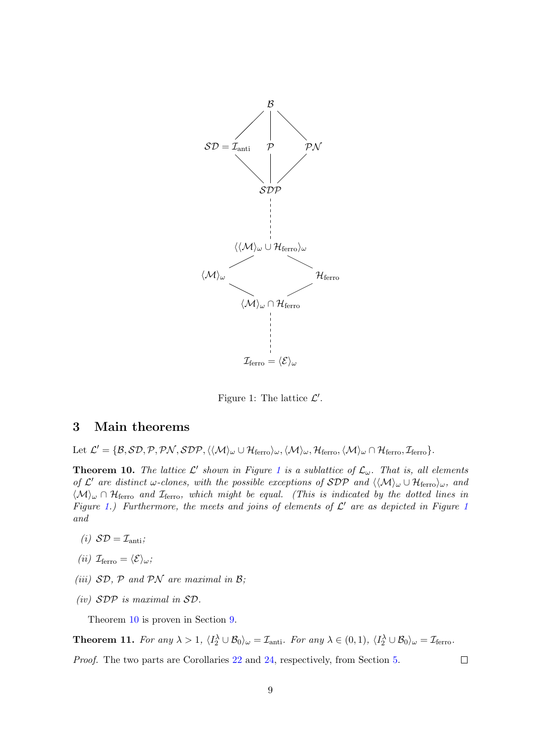$\mathcal{B}$

$\mathcal{SD} = \mathcal{I}_{\text{anti}}$

$\mathcal{P}$

$\mathcal{PN}$

$\mathcal{SDP}$

$\langle\langle\mathcal{M}\rangle_\omega \cup \mathcal{H}_{\text{ferro}}\rangle_\omega$

$\langle\mathcal{M}\rangle_\omega$

$\mathcal{H}_{\text{ferro}}$

$\langle\mathcal{M}\rangle_\omega \cap \mathcal{H}_{\text{ferro}}$

$\mathcal{I}_{\text{ferro}} = \langle\mathcal{E}\rangle_\omega$

Figure 1: The lattice $\mathcal{L}'$.

## 3 Main theorems

Let $\mathcal{L}' = \{\mathcal{B}, \mathcal{SD}, \mathcal{P}, \mathcal{PN}, \mathcal{SDP}, \langle\langle\mathcal{M}\rangle_\omega \cup \mathcal{H}_{\text{ferro}}\rangle_\omega, \langle\mathcal{M}\rangle_\omega, \mathcal{H}_{\text{ferro}}, \langle\mathcal{M}\rangle_\omega \cap \mathcal{H}_{\text{ferro}}, \mathcal{I}_{\text{ferro}}\}$.

**Theorem 10.** *The lattice $\mathcal{L}'$ shown in Figure 1 is a sublattice of $\mathcal{L}_\omega$. That is, all elements of $\mathcal{L}'$ are distinct $\omega$-clones, with the possible exceptions of $\mathcal{SDP}$ and $\langle\langle\mathcal{M}\rangle_\omega \cup \mathcal{H}_{\text{ferro}}\rangle_\omega$, and $\langle\mathcal{M}\rangle_\omega \cap \mathcal{H}_{\text{ferro}}$ and $\mathcal{I}_{\text{ferro}}$, which might be equal. (This is indicated by the dotted lines in Figure 1.) Furthermore, the meets and joins of elements of $\mathcal{L}'$ are as depicted in Figure 1 and*

*(i)* $\mathcal{SD} = \mathcal{I}_{\text{anti}}$*;*

*(ii)* $\mathcal{I}_{\text{ferro}} = \langle\mathcal{E}\rangle_\omega$*;*

*(iii)* $\mathcal{SD}$*,* $\mathcal{P}$ *and* $\mathcal{PN}$ *are maximal in* $\mathcal{B}$*;*

*(iv)* $\mathcal{SDP}$ *is maximal in* $\mathcal{SD}$*.*

Theorem 10 is proven in Section 9.

**Theorem 11.** *For any $\lambda > 1$, $\langle I_2^\lambda \cup \mathcal{B}_0\rangle_\omega = \mathcal{I}_{\text{anti}}$. For any $\lambda \in (0, 1)$, $\langle I_2^\lambda \cup \mathcal{B}_0\rangle_\omega = \mathcal{I}_{\text{ferro}}$.*

*Proof.* The two parts are Corollaries 22 and 24, respectively, from Section 5. ◻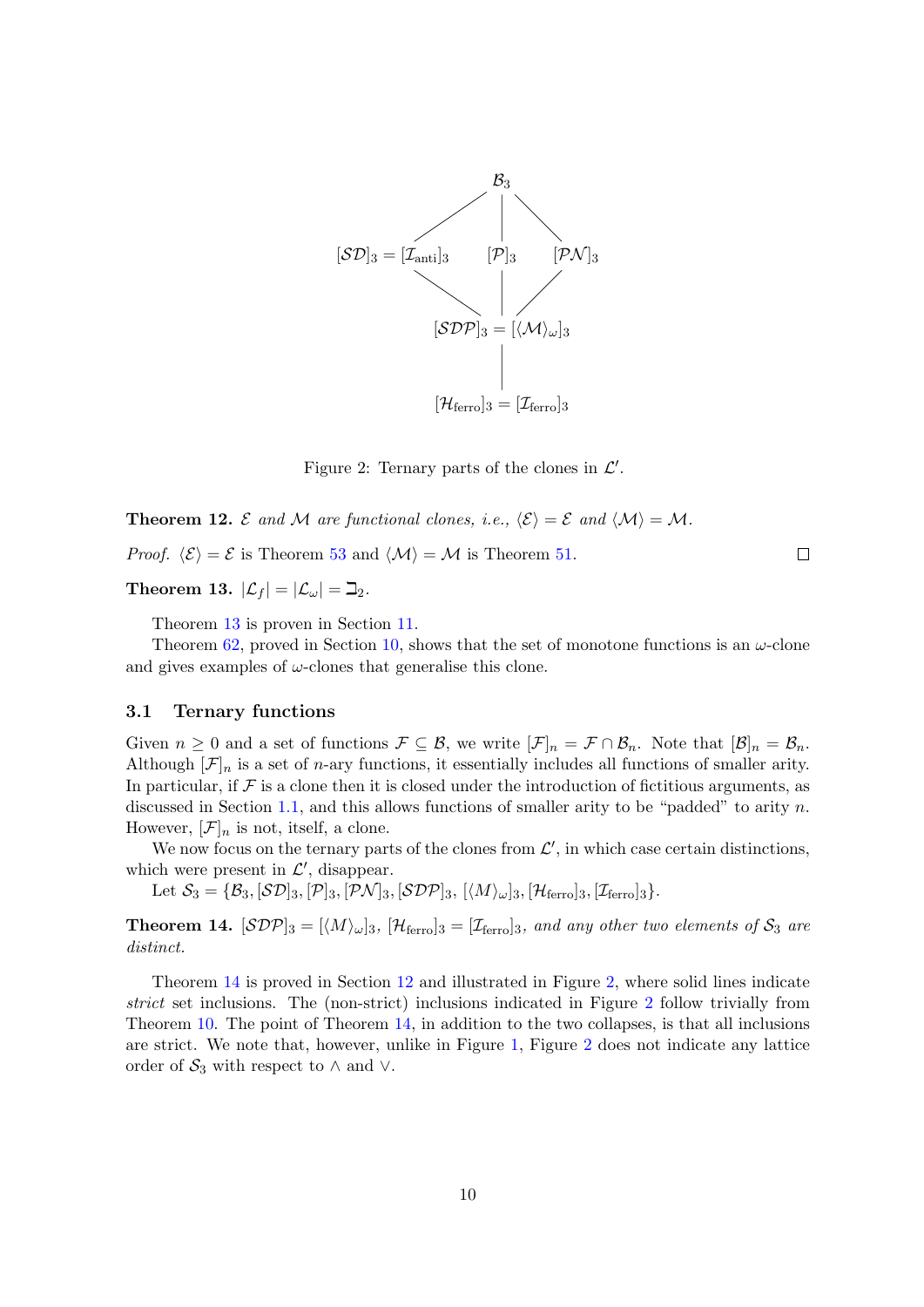$\mathcal{B}_3$

$[\mathcal{SD}]_3 = [\mathcal{I}_{\text{anti}}]_3$

$[\mathcal{P}]_3$

$[\mathcal{PN}]_3$

$[\mathcal{SDP}]_3 = [\langle \mathcal{M} \rangle_\omega]_3$

$[\mathcal{H}_{\text{ferro}}]_3 = [\mathcal{I}_{\text{ferro}}]_3$

Figure 2: Ternary parts of the clones in $\mathcal{L}'$.

**Theorem 12.** *$\mathcal{E}$ and $\mathcal{M}$ are functional clones, i.e., $\langle \mathcal{E} \rangle = \mathcal{E}$ and $\langle \mathcal{M} \rangle = \mathcal{M}$.*

*Proof.* $\langle \mathcal{E} \rangle = \mathcal{E}$ is Theorem 53 and $\langle \mathcal{M} \rangle = \mathcal{M}$ is Theorem 51. $\square$

**Theorem 13.** $|\mathcal{L}_f| = |\mathcal{L}_\omega| = \beth_2$.

Theorem 13 is proven in Section 11.

Theorem 62, proved in Section 10, shows that the set of monotone functions is an $\omega$-clone and gives examples of $\omega$-clones that generalise this clone.

### 3.1 Ternary functions

Given $n \geq 0$ and a set of functions $\mathcal{F} \subseteq \mathcal{B}$, we write $[\mathcal{F}]_n = \mathcal{F} \cap \mathcal{B}_n$. Note that $[\mathcal{B}]_n = \mathcal{B}_n$. Although $[\mathcal{F}]_n$ is a set of $n$-ary functions, it essentially includes all functions of smaller arity. In particular, if $\mathcal{F}$ is a clone then it is closed under the introduction of fictitious arguments, as discussed in Section 1.1, and this allows functions of smaller arity to be "padded" to arity $n$. However, $[\mathcal{F}]_n$ is not, itself, a clone.

We now focus on the ternary parts of the clones from $\mathcal{L}'$, in which case certain distinctions, which were present in $\mathcal{L}'$, disappear.

Let $\mathcal{S}_3 = \{\mathcal{B}_3, [\mathcal{SD}]_3, [\mathcal{P}]_3, [\mathcal{PN}]_3, [\mathcal{SDP}]_3, [\langle M \rangle_\omega]_3, [\mathcal{H}_{\text{ferro}}]_3, [\mathcal{I}_{\text{ferro}}]_3\}$.

**Theorem 14.** *$[\mathcal{SDP}]_3 = [\langle M \rangle_\omega]_3$, $[\mathcal{H}_{\text{ferro}}]_3 = [\mathcal{I}_{\text{ferro}}]_3$, and any other two elements of $\mathcal{S}_3$ are distinct.*

Theorem 14 is proved in Section 12 and illustrated in Figure 2, where solid lines indicate *strict* set inclusions. The (non-strict) inclusions indicated in Figure 2 follow trivially from Theorem 10. The point of Theorem 14, in addition to the two collapses, is that all inclusions are strict. We note that, however, unlike in Figure 1, Figure 2 does not indicate any lattice order of $\mathcal{S}_3$ with respect to $\wedge$ and $\vee$.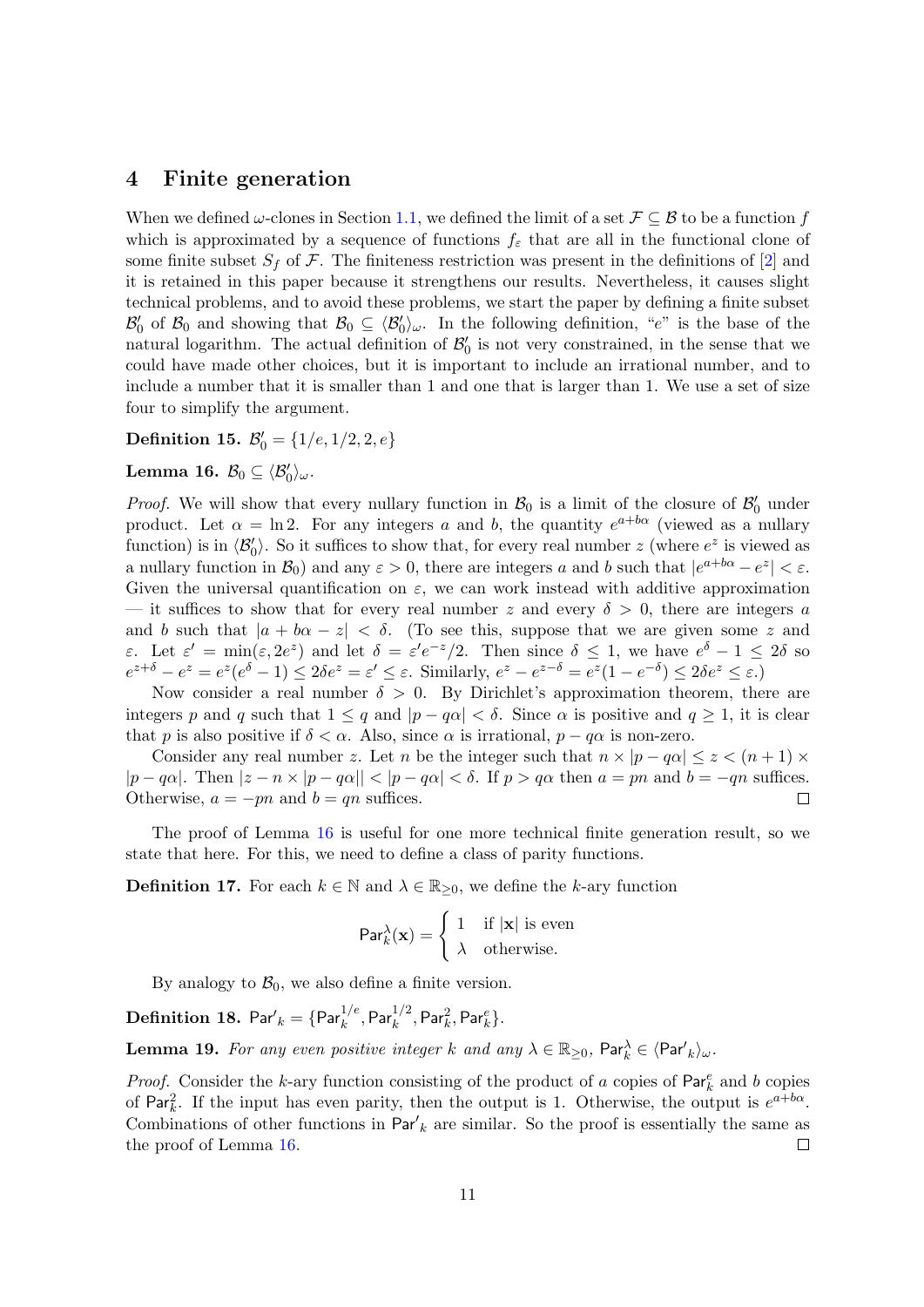## 4 Finite generation

When we defined $\omega$-clones in Section 1.1, we defined the limit of a set $\mathcal{F} \subseteq \mathcal{B}$ to be a function $f$ which is approximated by a sequence of functions $f_\varepsilon$ that are all in the functional clone of some finite subset $S_f$ of $\mathcal{F}$. The finiteness restriction was present in the definitions of [2] and it is retained in this paper because it strengthens our results. Nevertheless, it causes slight technical problems, and to avoid these problems, we start the paper by defining a finite subset $\mathcal{B}_0'$ of $\mathcal{B}_0$ and showing that $\mathcal{B}_0 \subseteq \langle \mathcal{B}_0' \rangle_\omega$. In the following definition, "$e$" is the base of the natural logarithm. The actual definition of $\mathcal{B}_0'$ is not very constrained, in the sense that we could have made other choices, but it is important to include an irrational number, and to include a number that it is smaller than 1 and one that is larger than 1. We use a set of size four to simplify the argument.

**Definition 15.** $\mathcal{B}_0' = \{1/e, 1/2, 2, e\}$

**Lemma 16.** $\mathcal{B}_0 \subseteq \langle \mathcal{B}_0' \rangle_\omega$.

*Proof.* We will show that every nullary function in $\mathcal{B}_0$ is a limit of the closure of $\mathcal{B}_0'$ under product. Let $\alpha = \ln 2$. For any integers $a$ and $b$, the quantity $e^{a+b\alpha}$ (viewed as a nullary function) is in $\langle \mathcal{B}_0' \rangle$. So it suffices to show that, for every real number $z$ (where $e^z$ is viewed as a nullary function in $\mathcal{B}_0$) and any $\varepsilon > 0$, there are integers $a$ and $b$ such that $|e^{a+b\alpha} - e^z| < \varepsilon$. Given the universal quantification on $\varepsilon$, we can work instead with additive approximation — it suffices to show that for every real number $z$ and every $\delta > 0$, there are integers $a$ and $b$ such that $|a + b\alpha - z| < \delta$. (To see this, suppose that we are given some $z$ and $\varepsilon$. Let $\varepsilon' = \min(\varepsilon, 2e^z)$ and let $\delta = \varepsilon' e^{-z}/2$. Then since $\delta \leq 1$, we have $e^\delta - 1 \leq 2\delta$ so $e^{z+\delta} - e^z = e^z(e^\delta - 1) \leq 2\delta e^z = \varepsilon' \leq \varepsilon$. Similarly, $e^z - e^{z-\delta} = e^z(1 - e^{-\delta}) \leq 2\delta e^z \leq \varepsilon$.)

Now consider a real number $\delta > 0$. By Dirichlet's approximation theorem, there are integers $p$ and $q$ such that $1 \leq q$ and $|p - q\alpha| < \delta$. Since $\alpha$ is positive and $q \geq 1$, it is clear that $p$ is also positive if $\delta < \alpha$. Also, since $\alpha$ is irrational, $p - q\alpha$ is non-zero.

Consider any real number $z$. Let $n$ be the integer such that $n \times |p - q\alpha| \leq z < (n+1) \times |p - q\alpha|$. Then $|z - n \times |p - q\alpha|| < |p - q\alpha| < \delta$. If $p > q\alpha$ then $a = pn$ and $b = -qn$ suffices. Otherwise, $a = -pn$ and $b = qn$ suffices. $\square$

The proof of Lemma 16 is useful for one more technical finite generation result, so we state that here. For this, we need to define a class of parity functions.

**Definition 17.** For each $k \in \mathbb{N}$ and $\lambda \in \mathbb{R}_{\geq 0}$, we define the $k$-ary function

$$\mathsf{Par}_k^\lambda(\mathbf{x}) = \begin{cases} 1 & \text{if } |\mathbf{x}| \text{ is even} \\ \lambda & \text{otherwise.} \end{cases}$$

By analogy to $\mathcal{B}_0$, we also define a finite version.

**Definition 18.** $\mathsf{Par}'_k = \{\mathsf{Par}_k^{1/e}, \mathsf{Par}_k^{1/2}, \mathsf{Par}_k^2, \mathsf{Par}_k^e\}$.

**Lemma 19.** *For any even positive integer $k$ and any $\lambda \in \mathbb{R}_{\geq 0}$, $\mathsf{Par}_k^\lambda \in \langle \mathsf{Par}'_k \rangle_\omega$.*

*Proof.* Consider the $k$-ary function consisting of the product of $a$ copies of $\mathsf{Par}_k^e$ and $b$ copies of $\mathsf{Par}_k^2$. If the input has even parity, then the output is 1. Otherwise, the output is $e^{a+b\alpha}$. Combinations of other functions in $\mathsf{Par}'_k$ are similar. So the proof is essentially the same as the proof of Lemma 16. $\square$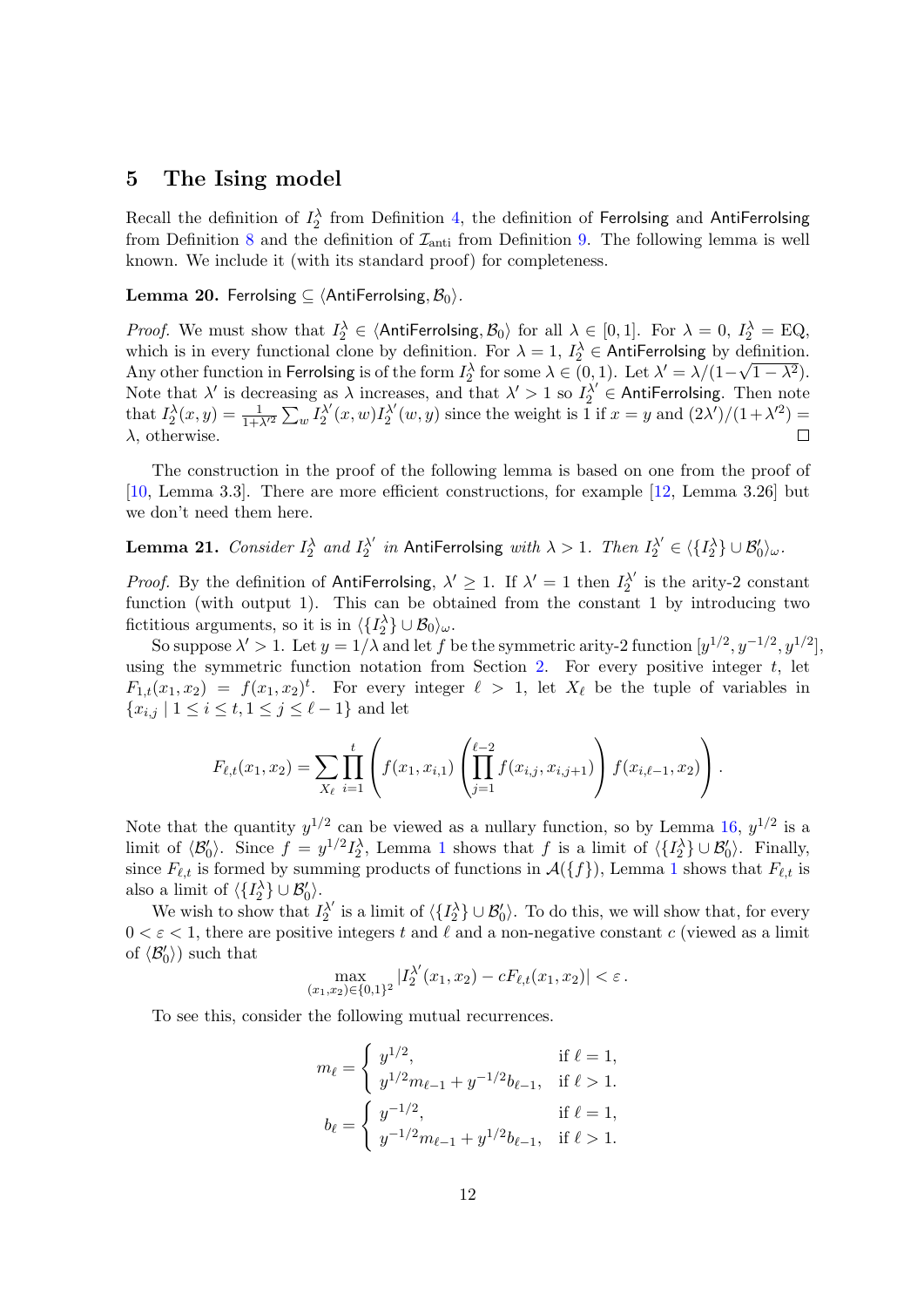## 5 The Ising model

Recall the definition of $I_2^\lambda$ from Definition 4, the definition of $\mathsf{FerroIsing}$ and $\mathsf{AntiFerroIsing}$ from Definition 8 and the definition of $\mathcal{I}_{\text{anti}}$ from Definition 9. The following lemma is well known. We include it (with its standard proof) for completeness.

**Lemma 20.** $\mathsf{FerroIsing} \subseteq \langle \mathsf{AntiFerroIsing}, \mathcal{B}_0 \rangle$.

*Proof.* We must show that $I_2^\lambda \in \langle \mathsf{AntiFerroIsing}, \mathcal{B}_0 \rangle$ for all $\lambda \in [0,1]$. For $\lambda = 0$, $I_2^\lambda = \text{EQ}$, which is in every functional clone by definition. For $\lambda = 1$, $I_2^\lambda \in \mathsf{AntiFerroIsing}$ by definition. Any other function in $\mathsf{FerroIsing}$ is of the form $I_2^\lambda$ for some $\lambda \in (0,1)$. Let $\lambda' = \lambda/(1-\sqrt{1-\lambda^2})$. Note that $\lambda'$ is decreasing as $\lambda$ increases, and that $\lambda' > 1$ so $I_2^{\lambda'} \in \mathsf{AntiFerroIsing}$. Then note that $I_2^\lambda(x,y) = \frac{1}{1+\lambda'^2} \sum_w I_2^{\lambda'}(x,w) I_2^{\lambda'}(w,y)$ since the weight is 1 if $x = y$ and $(2\lambda')/(1+\lambda'^2) = \lambda$, otherwise. $\square$

The construction in the proof of the following lemma is based on one from the proof of [10, Lemma 3.3]. There are more efficient constructions, for example [12, Lemma 3.26] but we don't need them here.

**Lemma 21.** *Consider $I_2^\lambda$ and $I_2^{\lambda'}$ in $\mathsf{AntiFerroIsing}$ with $\lambda > 1$. Then $I_2^{\lambda'} \in \langle \{I_2^\lambda\} \cup \mathcal{B}_0' \rangle_\omega$.*

*Proof.* By the definition of $\mathsf{AntiFerroIsing}$, $\lambda' \geq 1$. If $\lambda' = 1$ then $I_2^{\lambda'}$ is the arity-2 constant function (with output 1). This can be obtained from the constant 1 by introducing two fictitious arguments, so it is in $\langle \{I_2^\lambda\} \cup \mathcal{B}_0 \rangle_\omega$.

So suppose $\lambda' > 1$. Let $y = 1/\lambda$ and let $f$ be the symmetric arity-2 function $[y^{1/2}, y^{-1/2}, y^{1/2}]$, using the symmetric function notation from Section 2. For every positive integer $t$, let $F_{1,t}(x_1, x_2) = f(x_1, x_2)^t$. For every integer $\ell > 1$, let $X_\ell$ be the tuple of variables in $\{x_{i,j} \mid 1 \leq i \leq t, 1 \leq j \leq \ell - 1\}$ and let

$$F_{\ell,t}(x_1, x_2) = \sum_{X_\ell} \prod_{i=1}^{t} \left( f(x_1, x_{i,1}) \left( \prod_{j=1}^{\ell-2} f(x_{i,j}, x_{i,j+1}) \right) f(x_{i,\ell-1}, x_2) \right).$$

Note that the quantity $y^{1/2}$ can be viewed as a nullary function, so by Lemma 16, $y^{1/2}$ is a limit of $\langle \mathcal{B}_0' \rangle$. Since $f = y^{1/2} I_2^\lambda$, Lemma 1 shows that $f$ is a limit of $\langle \{I_2^\lambda\} \cup \mathcal{B}_0' \rangle$. Finally, since $F_{\ell,t}$ is formed by summing products of functions in $\mathcal{A}(\{f\})$, Lemma 1 shows that $F_{\ell,t}$ is also a limit of $\langle \{I_2^\lambda\} \cup \mathcal{B}_0' \rangle$.

We wish to show that $I_2^{\lambda'}$ is a limit of $\langle \{I_2^\lambda\} \cup \mathcal{B}_0' \rangle$. To do this, we will show that, for every $0 < \varepsilon < 1$, there are positive integers $t$ and $\ell$ and a non-negative constant $c$ (viewed as a limit of $\langle \mathcal{B}_0' \rangle$) such that

$$\max_{(x_1,x_2) \in \{0,1\}^2} |I_2^{\lambda'}(x_1, x_2) - c F_{\ell,t}(x_1, x_2)| < \varepsilon .$$

To see this, consider the following mutual recurrences.

$$m_\ell = \begin{cases} y^{1/2}, & \text{if } \ell = 1, \\ y^{1/2} m_{\ell-1} + y^{-1/2} b_{\ell-1}, & \text{if } \ell > 1. \end{cases}$$

$$b_\ell = \begin{cases} y^{-1/2}, & \text{if } \ell = 1, \\ y^{-1/2} m_{\ell-1} + y^{1/2} b_{\ell-1}, & \text{if } \ell > 1. \end{cases}$$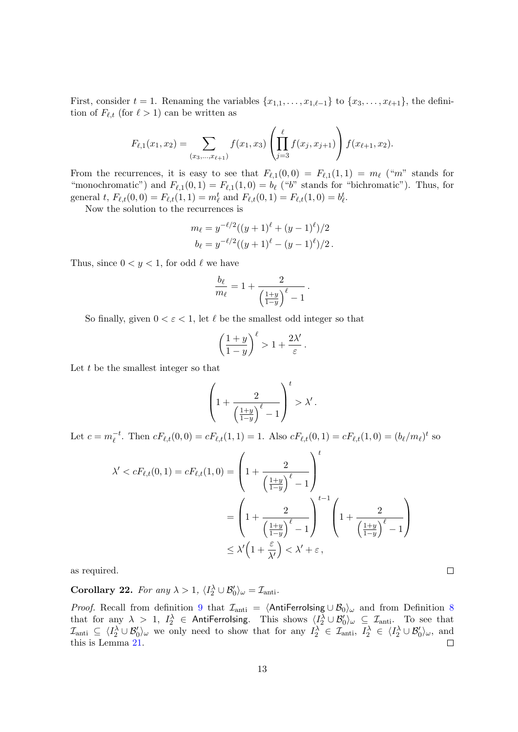First, consider $t = 1$. Renaming the variables $\{x_{1,1}, \ldots, x_{1,\ell-1}\}$ to $\{x_3, \ldots, x_{\ell+1}\}$, the definition of $F_{\ell,t}$ (for $\ell > 1$) can be written as

$$F_{\ell,1}(x_1, x_2) = \sum_{(x_3,\ldots,x_{\ell+1})} f(x_1, x_3) \left( \prod_{j=3}^{\ell} f(x_j, x_{j+1}) \right) f(x_{\ell+1}, x_2).$$

From the recurrences, it is easy to see that $F_{\ell,1}(0,0) = F_{\ell,1}(1,1) = m_\ell$ ("$m$" stands for "monochromatic") and $F_{\ell,1}(0,1) = F_{\ell,1}(1,0) = b_\ell$ ("$b$" stands for "bichromatic"). Thus, for general $t$, $F_{\ell,t}(0,0) = F_{\ell,t}(1,1) = m_\ell^t$ and $F_{\ell,t}(0,1) = F_{\ell,t}(1,0) = b_\ell^t$.

Now the solution to the recurrences is

$$m_\ell = y^{-\ell/2}((y+1)^\ell + (y-1)^\ell)/2$$
$$b_\ell = y^{-\ell/2}((y+1)^\ell - (y-1)^\ell)/2\,.$$

Thus, since $0 < y < 1$, for odd $\ell$ we have

$$\frac{b_\ell}{m_\ell} = 1 + \frac{2}{\left(\frac{1+y}{1-y}\right)^\ell - 1}\,.$$

So finally, given $0 < \varepsilon < 1$, let $\ell$ be the smallest odd integer so that

$$\left(\frac{1+y}{1-y}\right)^\ell > 1 + \frac{2\lambda'}{\varepsilon}\,.$$

Let $t$ be the smallest integer so that

$$\left(1 + \frac{2}{\left(\frac{1+y}{1-y}\right)^\ell - 1}\right)^t > \lambda'\,.$$

Let $c = m_\ell^{-t}$. Then $cF_{\ell,t}(0,0) = cF_{\ell,t}(1,1) = 1$. Also $cF_{\ell,t}(0,1) = cF_{\ell,t}(1,0) = (b_\ell/m_\ell)^t$ so

$$\begin{aligned}
\lambda' < cF_{\ell,t}(0,1) = cF_{\ell,t}(1,0) &= \left(1 + \frac{2}{\left(\frac{1+y}{1-y}\right)^\ell - 1}\right)^t \\
&= \left(1 + \frac{2}{\left(\frac{1+y}{1-y}\right)^\ell - 1}\right)^{t-1} \left(1 + \frac{2}{\left(\frac{1+y}{1-y}\right)^\ell - 1}\right) \\
&\le \lambda'\Big(1 + \frac{\varepsilon}{\lambda'}\Big) < \lambda' + \varepsilon\,,
\end{aligned}$$

as required. ☐

**Corollary 22.** *For any $\lambda > 1$, $\langle I_2^\lambda \cup \mathcal{B}_0' \rangle_\omega = \mathcal{I}_{\text{anti}}$.*

*Proof.* Recall from definition 9 that $\mathcal{I}_{\text{anti}} = \langle \mathsf{AntiFerroIsing} \cup \mathcal{B}_0 \rangle_\omega$ and from Definition 8 that for any $\lambda > 1$, $I_2^\lambda \in \mathsf{AntiFerroIsing}$. This shows $\langle I_2^\lambda \cup \mathcal{B}_0' \rangle_\omega \subseteq \mathcal{I}_{\text{anti}}$. To see that $\mathcal{I}_{\text{anti}} \subseteq \langle I_2^\lambda \cup \mathcal{B}_0' \rangle_\omega$ we only need to show that for any $I_2^\lambda \in \mathcal{I}_{\text{anti}}$, $I_2^\lambda \in \langle I_2^\lambda \cup \mathcal{B}_0' \rangle_\omega$, and this is Lemma 21. ☐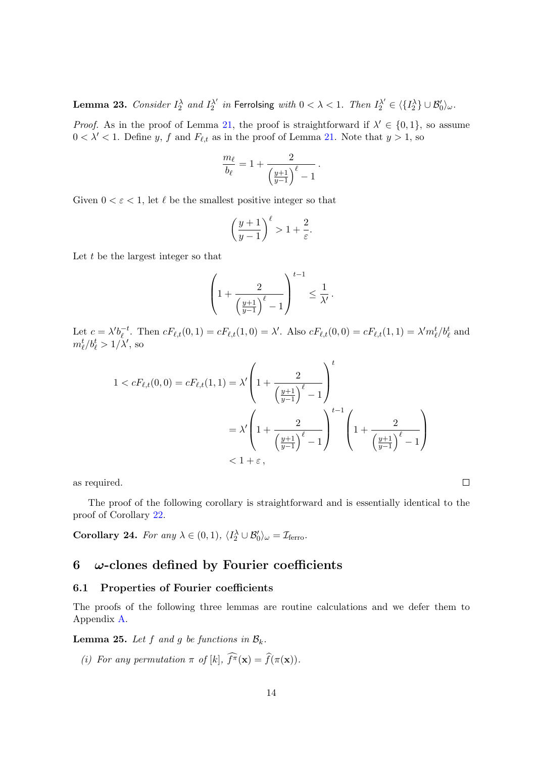**Lemma 23.** *Consider $I_2^\lambda$ and $I_2^{\lambda'}$ in* Ferrolsing *with $0 < \lambda < 1$. Then $I_2^{\lambda'} \in \langle \{I_2^\lambda\} \cup \mathcal{B}_0' \rangle_\omega$.*

*Proof.* As in the proof of Lemma 21, the proof is straightforward if $\lambda' \in \{0, 1\}$, so assume $0 < \lambda' < 1$. Define $y$, $f$ and $F_{\ell,t}$ as in the proof of Lemma 21. Note that $y > 1$, so

$$\frac{m_\ell}{b_\ell} = 1 + \frac{2}{\left(\frac{y+1}{y-1}\right)^\ell - 1}\,.$$

Given $0 < \varepsilon < 1$, let $\ell$ be the smallest positive integer so that

$$\left(\frac{y+1}{y-1}\right)^\ell > 1 + \frac{2}{\varepsilon}.$$

Let $t$ be the largest integer so that

$$\left(1 + \frac{2}{\left(\frac{y+1}{y-1}\right)^\ell - 1}\right)^{t-1} \leq \frac{1}{\lambda'}\,.$$

Let $c = \lambda' b_\ell^{-t}$. Then $cF_{\ell,t}(0,1) = cF_{\ell,t}(1,0) = \lambda'$. Also $cF_{\ell,t}(0,0) = cF_{\ell,t}(1,1) = \lambda' m_\ell^t / b_\ell^t$ and $m_\ell^t / b_\ell^t > 1/\lambda'$, so

$$\begin{aligned}
1 < cF_{\ell,t}(0,0) = cF_{\ell,t}(1,1) &= \lambda' \left(1 + \frac{2}{\left(\frac{y+1}{y-1}\right)^\ell - 1}\right)^t \\
&= \lambda' \left(1 + \frac{2}{\left(\frac{y+1}{y-1}\right)^\ell - 1}\right)^{t-1} \left(1 + \frac{2}{\left(\frac{y+1}{y-1}\right)^\ell - 1}\right) \\
&< 1 + \varepsilon\,,
\end{aligned}$$

as required. $\square$

The proof of the following corollary is straightforward and is essentially identical to the proof of Corollary 22.

**Corollary 24.** *For any $\lambda \in (0, 1)$, $\langle I_2^\lambda \cup \mathcal{B}_0' \rangle_\omega = \mathcal{I}_{\text{ferro}}$.*

## 6 $\omega$-clones defined by Fourier coefficients

### 6.1 Properties of Fourier coefficients

The proofs of the following three lemmas are routine calculations and we defer them to Appendix A.

**Lemma 25.** *Let $f$ and $g$ be functions in $\mathcal{B}_k$.*

*(i) For any permutation $\pi$ of $[k]$, $\widehat{f^\pi}(\mathbf{x}) = \widehat{f}(\pi(\mathbf{x}))$.*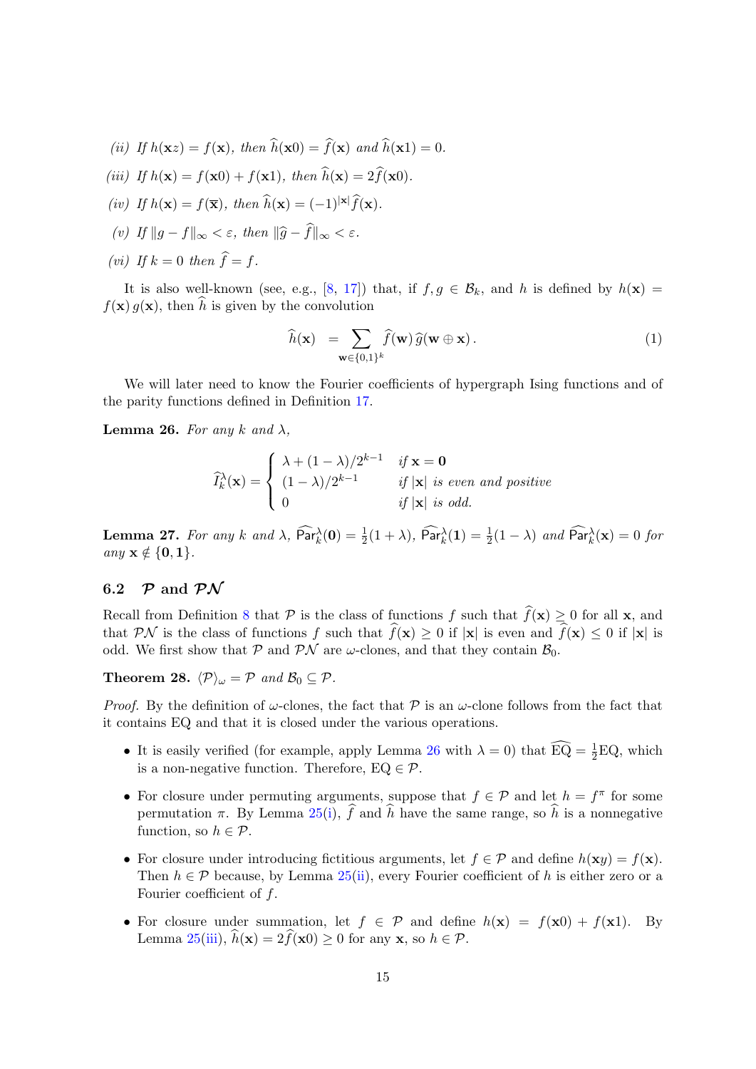*(ii)* If $h(\mathbf{x}z) = f(\mathbf{x})$, then $\widehat{h}(\mathbf{x}0) = \widehat{f}(\mathbf{x})$ and $\widehat{h}(\mathbf{x}1) = 0$.

*(iii)* If $h(\mathbf{x}) = f(\mathbf{x}0) + f(\mathbf{x}1)$, then $\widehat{h}(\mathbf{x}) = 2\widehat{f}(\mathbf{x}0)$.

*(iv)* If $h(\mathbf{x}) = f(\overline{\mathbf{x}})$, then $\widehat{h}(\mathbf{x}) = (-1)^{|\mathbf{x}|}\widehat{f}(\mathbf{x})$.

*(v)* If $\|g - f\|_\infty < \varepsilon$, then $\|\widehat{g} - \widehat{f}\|_\infty < \varepsilon$.

*(vi)* If $k = 0$ then $\widehat{f} = f$.

It is also well-known (see, e.g., [8, 17]) that, if $f, g \in \mathcal{B}_k$, and $h$ is defined by $h(\mathbf{x}) = f(\mathbf{x})\, g(\mathbf{x})$, then $\widehat{h}$ is given by the convolution

$$\widehat{h}(\mathbf{x}) \;=\; \sum_{\mathbf{w}\in\{0,1\}^k} \widehat{f}(\mathbf{w})\, \widehat{g}(\mathbf{w} \oplus \mathbf{x})\,. \tag{1}$$

We will later need to know the Fourier coefficients of hypergraph Ising functions and of the parity functions defined in Definition 17.

**Lemma 26.** *For any $k$ and $\lambda$,*

$$\widehat{I_k^\lambda}(\mathbf{x}) = \begin{cases} \lambda + (1-\lambda)/2^{k-1} & \text{if } \mathbf{x} = \mathbf{0} \\ (1-\lambda)/2^{k-1} & \text{if } |\mathbf{x}| \text{ is even and positive} \\ 0 & \text{if } |\mathbf{x}| \text{ is odd.} \end{cases}$$

**Lemma 27.** *For any $k$ and $\lambda$, $\widehat{\mathsf{Par}_k^\lambda}(\mathbf{0}) = \frac{1}{2}(1+\lambda)$, $\widehat{\mathsf{Par}_k^\lambda}(\mathbf{1}) = \frac{1}{2}(1-\lambda)$ and $\widehat{\mathsf{Par}_k^\lambda}(\mathbf{x}) = 0$ for any $\mathbf{x} \notin \{\mathbf{0}, \mathbf{1}\}$.*

## 6.2 $\mathcal{P}$ and $\mathcal{PN}$

Recall from Definition 8 that $\mathcal{P}$ is the class of functions $f$ such that $\widehat{f}(\mathbf{x}) \geq 0$ for all $\mathbf{x}$, and that $\mathcal{PN}$ is the class of functions $f$ such that $\widehat{f}(\mathbf{x}) \geq 0$ if $|\mathbf{x}|$ is even and $\widehat{f}(\mathbf{x}) \leq 0$ if $|\mathbf{x}|$ is odd. We first show that $\mathcal{P}$ and $\mathcal{PN}$ are $\omega$-clones, and that they contain $\mathcal{B}_0$.

**Theorem 28.** $\langle \mathcal{P} \rangle_\omega = \mathcal{P}$ *and* $\mathcal{B}_0 \subseteq \mathcal{P}$.

*Proof.* By the definition of $\omega$-clones, the fact that $\mathcal{P}$ is an $\omega$-clone follows from the fact that it contains EQ and that it is closed under the various operations.

- It is easily verified (for example, apply Lemma 26 with $\lambda = 0$) that $\widehat{\mathrm{EQ}} = \frac{1}{2}\mathrm{EQ}$, which is a non-negative function. Therefore, $\mathrm{EQ} \in \mathcal{P}$.
- For closure under permuting arguments, suppose that $f \in \mathcal{P}$ and let $h = f^\pi$ for some permutation $\pi$. By Lemma 25(i), $\widehat{f}$ and $\widehat{h}$ have the same range, so $\widehat{h}$ is a nonnegative function, so $h \in \mathcal{P}$.
- For closure under introducing fictitious arguments, let $f \in \mathcal{P}$ and define $h(\mathbf{x}y) = f(\mathbf{x})$. Then $h \in \mathcal{P}$ because, by Lemma 25(ii), every Fourier coefficient of $h$ is either zero or a Fourier coefficient of $f$.
- For closure under summation, let $f \in \mathcal{P}$ and define $h(\mathbf{x}) = f(\mathbf{x}0) + f(\mathbf{x}1)$. By Lemma 25(iii), $\widehat{h}(\mathbf{x}) = 2\widehat{f}(\mathbf{x}0) \geq 0$ for any $\mathbf{x}$, so $h \in \mathcal{P}$.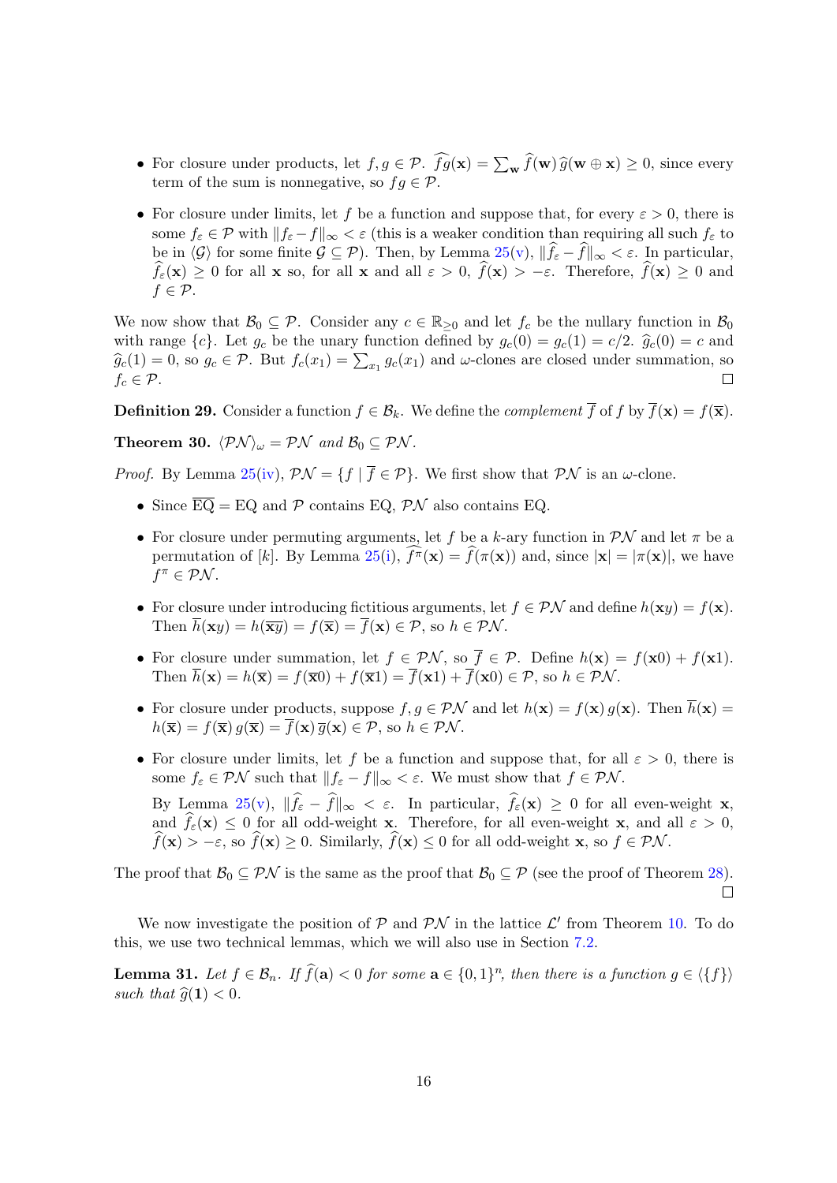- For closure under products, let $f, g \in \mathcal{P}$. $\widehat{fg}(\mathbf{x}) = \sum_{\mathbf{w}} \widehat{f}(\mathbf{w})\,\widehat{g}(\mathbf{w} \oplus \mathbf{x}) \geq 0$, since every term of the sum is nonnegative, so $fg \in \mathcal{P}$.

- For closure under limits, let $f$ be a function and suppose that, for every $\varepsilon > 0$, there is some $f_\varepsilon \in \mathcal{P}$ with $\|f_\varepsilon - f\|_\infty < \varepsilon$ (this is a weaker condition than requiring all such $f_\varepsilon$ to be in $\langle \mathcal{G} \rangle$ for some finite $\mathcal{G} \subseteq \mathcal{P}$). Then, by Lemma 25(v), $\|\widehat{f}_\varepsilon - \widehat{f}\|_\infty < \varepsilon$. In particular, $\widehat{f}_\varepsilon(\mathbf{x}) \geq 0$ for all $\mathbf{x}$ so, for all $\mathbf{x}$ and all $\varepsilon > 0$, $\widehat{f}(\mathbf{x}) > -\varepsilon$. Therefore, $\widehat{f}(\mathbf{x}) \geq 0$ and $f \in \mathcal{P}$.

We now show that $\mathcal{B}_0 \subseteq \mathcal{P}$. Consider any $c \in \mathbb{R}_{\geq 0}$ and let $f_c$ be the nullary function in $\mathcal{B}_0$ with range $\{c\}$. Let $g_c$ be the unary function defined by $g_c(0) = g_c(1) = c/2$. $\widehat{g}_c(0) = c$ and $\widehat{g}_c(1) = 0$, so $g_c \in \mathcal{P}$. But $f_c(x_1) = \sum_{x_1} g_c(x_1)$ and $\omega$-clones are closed under summation, so $f_c \in \mathcal{P}$. ◻

**Definition 29.** Consider a function $f \in \mathcal{B}_k$. We define the *complement* $\overline{f}$ of $f$ by $\overline{f}(\mathbf{x}) = f(\overline{\mathbf{x}})$.

**Theorem 30.** *$\langle \mathcal{PN} \rangle_\omega = \mathcal{PN}$ and $\mathcal{B}_0 \subseteq \mathcal{PN}$.*

*Proof.* By Lemma 25(iv), $\mathcal{PN} = \{f \mid \overline{f} \in \mathcal{P}\}$. We first show that $\mathcal{PN}$ is an $\omega$-clone.

- Since $\overline{\mathrm{EQ}} = \mathrm{EQ}$ and $\mathcal{P}$ contains EQ, $\mathcal{PN}$ also contains EQ.

- For closure under permuting arguments, let $f$ be a $k$-ary function in $\mathcal{PN}$ and let $\pi$ be a permutation of $[k]$. By Lemma 25(i), $\widehat{f^\pi}(\mathbf{x}) = \widehat{f}(\pi(\mathbf{x}))$ and, since $|\mathbf{x}| = |\pi(\mathbf{x})|$, we have $f^\pi \in \mathcal{PN}$.

- For closure under introducing fictitious arguments, let $f \in \mathcal{PN}$ and define $h(\mathbf{x}y) = f(\mathbf{x})$. Then $\overline{h}(\mathbf{x}y) = h(\overline{\mathbf{x}y}) = f(\overline{\mathbf{x}}) = \overline{f}(\mathbf{x}) \in \mathcal{P}$, so $h \in \mathcal{PN}$.

- For closure under summation, let $f \in \mathcal{PN}$, so $\overline{f} \in \mathcal{P}$. Define $h(\mathbf{x}) = f(\mathbf{x}0) + f(\mathbf{x}1)$. Then $\overline{h}(\mathbf{x}) = h(\overline{\mathbf{x}}) = f(\overline{\mathbf{x}}0) + f(\overline{\mathbf{x}}1) = \overline{f}(\mathbf{x}1) + \overline{f}(\mathbf{x}0) \in \mathcal{P}$, so $h \in \mathcal{PN}$.

- For closure under products, suppose $f, g \in \mathcal{PN}$ and let $h(\mathbf{x}) = f(\mathbf{x})\,g(\mathbf{x})$. Then $\overline{h}(\mathbf{x}) = h(\overline{\mathbf{x}}) = f(\overline{\mathbf{x}})\,g(\overline{\mathbf{x}}) = \overline{f}(\mathbf{x})\,\overline{g}(\mathbf{x}) \in \mathcal{P}$, so $h \in \mathcal{PN}$.

- For closure under limits, let $f$ be a function and suppose that, for all $\varepsilon > 0$, there is some $f_\varepsilon \in \mathcal{PN}$ such that $\|f_\varepsilon - f\|_\infty < \varepsilon$. We must show that $f \in \mathcal{PN}$.

  By Lemma 25(v), $\|\widehat{f}_\varepsilon - \widehat{f}\|_\infty < \varepsilon$. In particular, $\widehat{f}_\varepsilon(\mathbf{x}) \geq 0$ for all even-weight $\mathbf{x}$, and $\widehat{f}_\varepsilon(\mathbf{x}) \leq 0$ for all odd-weight $\mathbf{x}$. Therefore, for all even-weight $\mathbf{x}$, and all $\varepsilon > 0$, $\widehat{f}(\mathbf{x}) > -\varepsilon$, so $\widehat{f}(\mathbf{x}) \geq 0$. Similarly, $\widehat{f}(\mathbf{x}) \leq 0$ for all odd-weight $\mathbf{x}$, so $f \in \mathcal{PN}$.

The proof that $\mathcal{B}_0 \subseteq \mathcal{PN}$ is the same as the proof that $\mathcal{B}_0 \subseteq \mathcal{P}$ (see the proof of Theorem 28). ◻

We now investigate the position of $\mathcal{P}$ and $\mathcal{PN}$ in the lattice $\mathcal{L}'$ from Theorem 10. To do this, we use two technical lemmas, which we will also use in Section 7.2.

**Lemma 31.** *Let $f \in \mathcal{B}_n$. If $\widehat{f}(\mathbf{a}) < 0$ for some $\mathbf{a} \in \{0,1\}^n$, then there is a function $g \in \langle \{f\} \rangle$ such that $\widehat{g}(\mathbf{1}) < 0$.*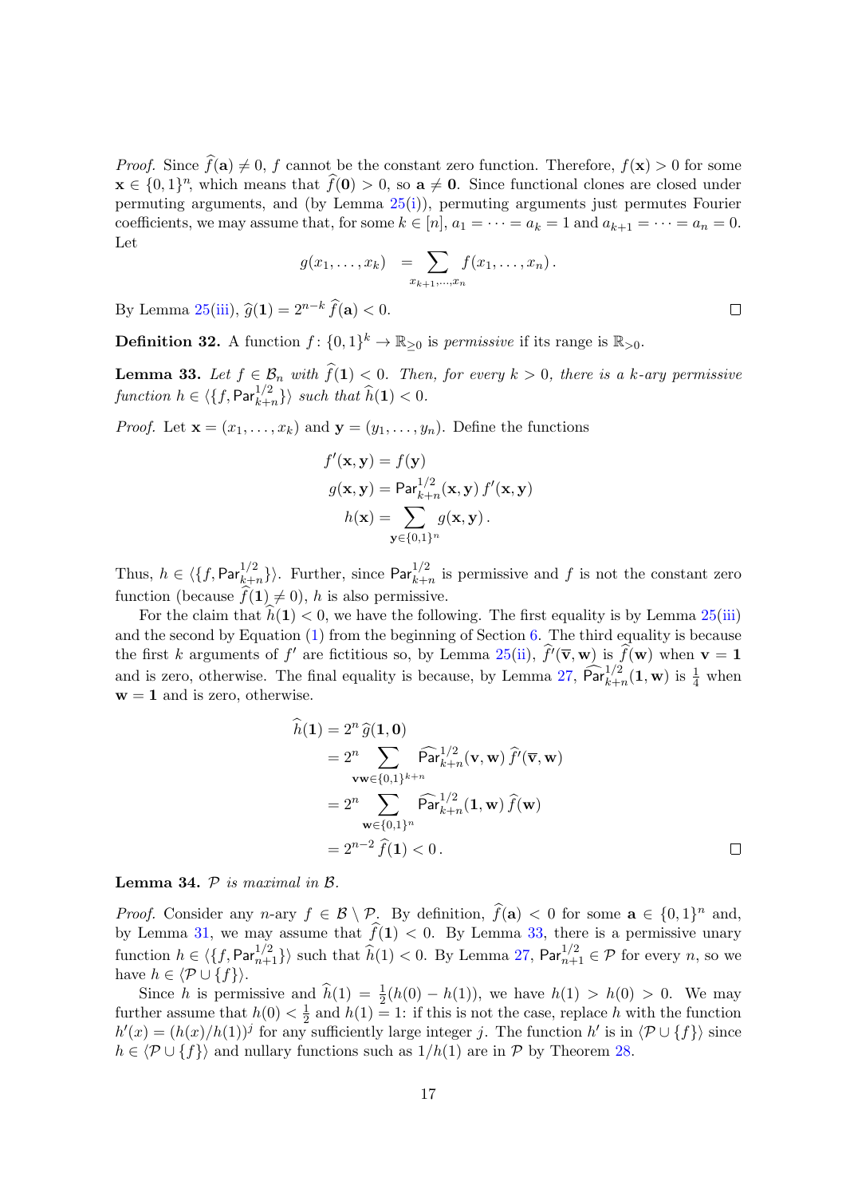*Proof.* Since $\widehat{f}(\mathbf{a}) \neq 0$, $f$ cannot be the constant zero function. Therefore, $f(\mathbf{x}) > 0$ for some $\mathbf{x} \in \{0,1\}^n$, which means that $\widehat{f}(\mathbf{0}) > 0$, so $\mathbf{a} \neq \mathbf{0}$. Since functional clones are closed under permuting arguments, and (by Lemma 25(i)), permuting arguments just permutes Fourier coefficients, we may assume that, for some $k \in [n]$, $a_1 = \cdots = a_k = 1$ and $a_{k+1} = \cdots = a_n = 0$. Let

$$g(x_1, \ldots, x_k) \;\; = \sum_{x_{k+1}, \ldots, x_n} f(x_1, \ldots, x_n)\,.$$

By Lemma 25(iii), $\widehat{g}(\mathbf{1}) = 2^{n-k}\,\widehat{f}(\mathbf{a}) < 0$. ∎

**Definition 32.** A function $f\colon \{0,1\}^k \to \mathbb{R}_{\geq 0}$ is *permissive* if its range is $\mathbb{R}_{>0}$.

**Lemma 33.** *Let $f \in \mathcal{B}_n$ with $\widehat{f}(\mathbf{1}) < 0$. Then, for every $k > 0$, there is a $k$-ary permissive function $h \in \langle \{f, \mathsf{Par}^{1/2}_{k+n}\} \rangle$ such that $\widehat{h}(\mathbf{1}) < 0$.*

*Proof.* Let $\mathbf{x} = (x_1, \ldots, x_k)$ and $\mathbf{y} = (y_1, \ldots, y_n)$. Define the functions

$$\begin{aligned}
f'(\mathbf{x}, \mathbf{y}) &= f(\mathbf{y}) \\
g(\mathbf{x}, \mathbf{y}) &= \mathsf{Par}^{1/2}_{k+n}(\mathbf{x}, \mathbf{y})\, f'(\mathbf{x}, \mathbf{y}) \\
h(\mathbf{x}) &= \sum_{\mathbf{y} \in \{0,1\}^n} g(\mathbf{x}, \mathbf{y})\,.
\end{aligned}$$

Thus, $h \in \langle \{f, \mathsf{Par}^{1/2}_{k+n}\} \rangle$. Further, since $\mathsf{Par}^{1/2}_{k+n}$ is permissive and $f$ is not the constant zero function (because $\widehat{f}(\mathbf{1}) \neq 0$), $h$ is also permissive.

For the claim that $\widehat{h}(\mathbf{1}) < 0$, we have the following. The first equality is by Lemma 25(iii) and the second by Equation (1) from the beginning of Section 6. The third equality is because the first $k$ arguments of $f'$ are fictitious so, by Lemma 25(ii), $\widehat{f'}(\overline{\mathbf{v}}, \mathbf{w})$ is $\widehat{f}(\mathbf{w})$ when $\mathbf{v} = \mathbf{1}$ and is zero, otherwise. The final equality is because, by Lemma 27, $\widehat{\mathsf{Par}}^{1/2}_{k+n}(\mathbf{1}, \mathbf{w})$ is $\frac{1}{4}$ when $\mathbf{w} = \mathbf{1}$ and is zero, otherwise.

$$\begin{aligned}
\widehat{h}(\mathbf{1}) &= 2^n\, \widehat{g}(\mathbf{1}, \mathbf{0}) \\
&= 2^n \sum_{\mathbf{v}\mathbf{w} \in \{0,1\}^{k+n}} \widehat{\mathsf{Par}}^{1/2}_{k+n}(\mathbf{v}, \mathbf{w})\, \widehat{f'}(\overline{\mathbf{v}}, \mathbf{w}) \\
&= 2^n \sum_{\mathbf{w} \in \{0,1\}^n} \widehat{\mathsf{Par}}^{1/2}_{k+n}(\mathbf{1}, \mathbf{w})\, \widehat{f}(\mathbf{w}) \\
&= 2^{n-2}\, \widehat{f}(\mathbf{1}) < 0\,.
\end{aligned}$$

∎

**Lemma 34.** *$\mathcal{P}$ is maximal in $\mathcal{B}$.*

*Proof.* Consider any $n$-ary $f \in \mathcal{B} \setminus \mathcal{P}$. By definition, $\widehat{f}(\mathbf{a}) < 0$ for some $\mathbf{a} \in \{0,1\}^n$ and, by Lemma 31, we may assume that $\widehat{f}(\mathbf{1}) < 0$. By Lemma 33, there is a permissive unary function $h \in \langle \{f, \mathsf{Par}^{1/2}_{n+1}\} \rangle$ such that $\widehat{h}(1) < 0$. By Lemma 27, $\mathsf{Par}^{1/2}_{n+1} \in \mathcal{P}$ for every $n$, so we have $h \in \langle \mathcal{P} \cup \{f\} \rangle$.

Since $h$ is permissive and $\widehat{h}(1) = \frac{1}{2}(h(0) - h(1))$, we have $h(1) > h(0) > 0$. We may further assume that $h(0) < \frac{1}{2}$ and $h(1) = 1$: if this is not the case, replace $h$ with the function $h'(x) = (h(x)/h(1))^j$ for any sufficiently large integer $j$. The function $h'$ is in $\langle \mathcal{P} \cup \{f\} \rangle$ since $h \in \langle \mathcal{P} \cup \{f\} \rangle$ and nullary functions such as $1/h(1)$ are in $\mathcal{P}$ by Theorem 28.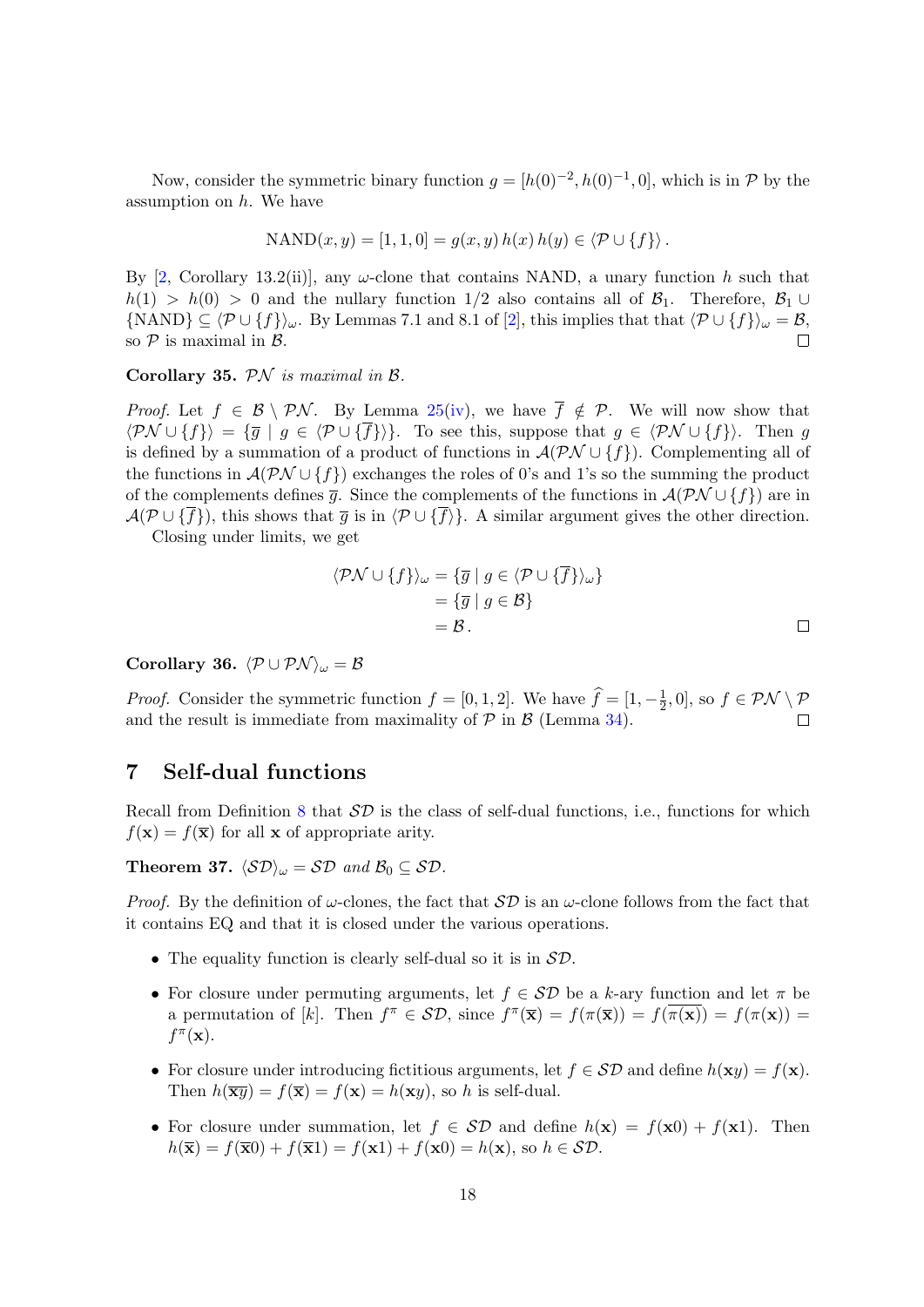Now, consider the symmetric binary function $g = [h(0)^{-2}, h(0)^{-1}, 0]$, which is in $\mathcal{P}$ by the assumption on $h$. We have

$$\text{NAND}(x,y) = [1,1,0] = g(x,y)\,h(x)\,h(y) \in \langle \mathcal{P} \cup \{f\} \rangle .$$

By [2, Corollary 13.2(ii)], any $\omega$-clone that contains NAND, a unary function $h$ such that $h(1) > h(0) > 0$ and the nullary function 1/2 also contains all of $\mathcal{B}_1$. Therefore, $\mathcal{B}_1 \cup \{\text{NAND}\} \subseteq \langle \mathcal{P} \cup \{f\} \rangle_\omega$. By Lemmas 7.1 and 8.1 of [2], this implies that $\langle \mathcal{P} \cup \{f\} \rangle_\omega = \mathcal{B}$, so $\mathcal{P}$ is maximal in $\mathcal{B}$. ☐

**Corollary 35.** *$\mathcal{PN}$ is maximal in $\mathcal{B}$.*

*Proof.* Let $f \in \mathcal{B} \setminus \mathcal{PN}$. By Lemma 25(iv), we have $\overline{f} \notin \mathcal{P}$. We will now show that $\langle \mathcal{PN} \cup \{f\} \rangle = \{\overline{g} \mid g \in \langle \mathcal{P} \cup \{\overline{f}\} \rangle\}$. To see this, suppose that $g \in \langle \mathcal{PN} \cup \{f\} \rangle$. Then $g$ is defined by a summation of a product of functions in $\mathcal{A}(\mathcal{PN} \cup \{f\})$. Complementing all of the functions in $\mathcal{A}(\mathcal{PN} \cup \{f\})$ exchanges the roles of 0's and 1's so the summing the product of the complements defines $\overline{g}$. Since the complements of the functions in $\mathcal{A}(\mathcal{PN} \cup \{f\})$ are in $\mathcal{A}(\mathcal{P} \cup \{\overline{f}\})$, this shows that $\overline{g}$ is in $\langle \mathcal{P} \cup \{\overline{f}\} \rangle$. A similar argument gives the other direction.

Closing under limits, we get

$$\begin{aligned}
\langle \mathcal{PN} \cup \{f\} \rangle_\omega &= \{\overline{g} \mid g \in \langle \mathcal{P} \cup \{\overline{f}\} \rangle_\omega\} \\
&= \{\overline{g} \mid g \in \mathcal{B}\} \\
&= \mathcal{B}\,.
\end{aligned}$$

☐

**Corollary 36.** *$\langle \mathcal{P} \cup \mathcal{PN} \rangle_\omega = \mathcal{B}$*

*Proof.* Consider the symmetric function $f = [0,1,2]$. We have $\widehat{f} = [1, -\frac{1}{2}, 0]$, so $f \in \mathcal{PN} \setminus \mathcal{P}$ and the result is immediate from maximality of $\mathcal{P}$ in $\mathcal{B}$ (Lemma 34). ☐

## 7 Self-dual functions

Recall from Definition 8 that $\mathcal{SD}$ is the class of self-dual functions, i.e., functions for which $f(\mathbf{x}) = f(\overline{\mathbf{x}})$ for all $\mathbf{x}$ of appropriate arity.

**Theorem 37.** *$\langle \mathcal{SD} \rangle_\omega = \mathcal{SD}$ and $\mathcal{B}_0 \subseteq \mathcal{SD}$.*

*Proof.* By the definition of $\omega$-clones, the fact that $\mathcal{SD}$ is an $\omega$-clone follows from the fact that it contains EQ and that it is closed under the various operations.

- The equality function is clearly self-dual so it is in $\mathcal{SD}$.
- For closure under permuting arguments, let $f \in \mathcal{SD}$ be a $k$-ary function and let $\pi$ be a permutation of $[k]$. Then $f^\pi \in \mathcal{SD}$, since $f^\pi(\overline{\mathbf{x}}) = f(\pi(\overline{\mathbf{x}})) = f(\overline{\pi(\mathbf{x})}) = f(\pi(\mathbf{x})) = f^\pi(\mathbf{x})$.
- For closure under introducing fictitious arguments, let $f \in \mathcal{SD}$ and define $h(\mathbf{x}y) = f(\mathbf{x})$. Then $h(\overline{\mathbf{x}y}) = f(\overline{\mathbf{x}}) = f(\mathbf{x}) = h(\mathbf{x}y)$, so $h$ is self-dual.
- For closure under summation, let $f \in \mathcal{SD}$ and define $h(\mathbf{x}) = f(\mathbf{x}0) + f(\mathbf{x}1)$. Then $h(\overline{\mathbf{x}}) = f(\overline{\mathbf{x}}0) + f(\overline{\mathbf{x}}1) = f(\mathbf{x}1) + f(\mathbf{x}0) = h(\mathbf{x})$, so $h \in \mathcal{SD}$.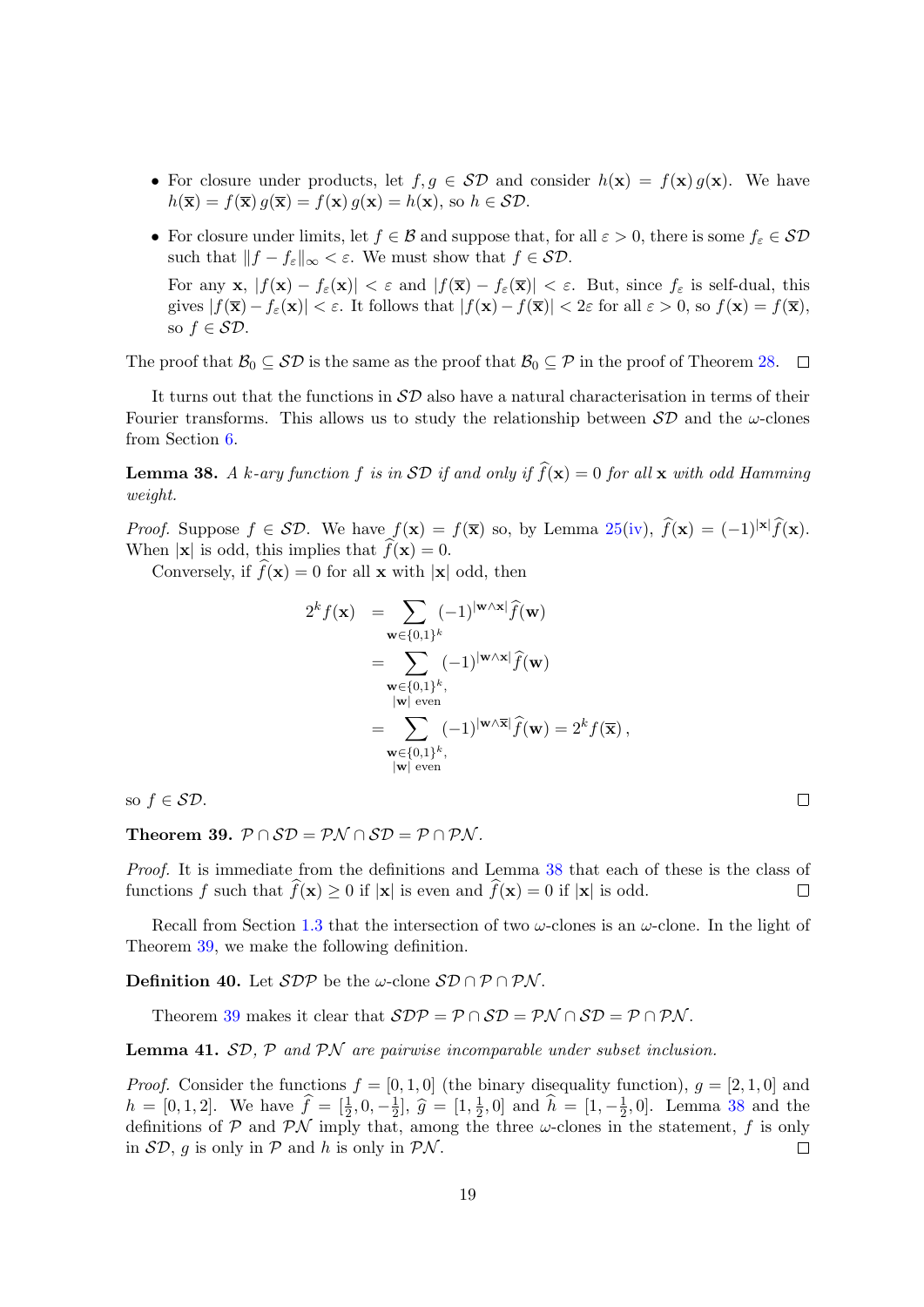- For closure under products, let $f, g \in \mathcal{SD}$ and consider $h(\mathbf{x}) = f(\mathbf{x})\, g(\mathbf{x})$. We have $h(\overline{\mathbf{x}}) = f(\overline{\mathbf{x}})\, g(\overline{\mathbf{x}}) = f(\mathbf{x})\, g(\mathbf{x}) = h(\mathbf{x})$, so $h \in \mathcal{SD}$.
- For closure under limits, let $f \in \mathcal{B}$ and suppose that, for all $\varepsilon > 0$, there is some $f_\varepsilon \in \mathcal{SD}$ such that $\|f - f_\varepsilon\|_\infty < \varepsilon$. We must show that $f \in \mathcal{SD}$.

  For any $\mathbf{x}$, $|f(\mathbf{x}) - f_\varepsilon(\mathbf{x})| < \varepsilon$ and $|f(\overline{\mathbf{x}}) - f_\varepsilon(\overline{\mathbf{x}})| < \varepsilon$. But, since $f_\varepsilon$ is self-dual, this gives $|f(\overline{\mathbf{x}}) - f_\varepsilon(\mathbf{x})| < \varepsilon$. It follows that $|f(\mathbf{x}) - f(\overline{\mathbf{x}})| < 2\varepsilon$ for all $\varepsilon > 0$, so $f(\mathbf{x}) = f(\overline{\mathbf{x}})$, so $f \in \mathcal{SD}$.

The proof that $\mathcal{B}_0 \subseteq \mathcal{SD}$ is the same as the proof that $\mathcal{B}_0 \subseteq \mathcal{P}$ in the proof of Theorem 28. ☐

It turns out that the functions in $\mathcal{SD}$ also have a natural characterisation in terms of their Fourier transforms. This allows us to study the relationship between $\mathcal{SD}$ and the $\omega$-clones from Section 6.

**Lemma 38.** *A $k$-ary function $f$ is in $\mathcal{SD}$ if and only if $\widehat{f}(\mathbf{x}) = 0$ for all $\mathbf{x}$ with odd Hamming weight.*

*Proof.* Suppose $f \in \mathcal{SD}$. We have $f(\mathbf{x}) = f(\overline{\mathbf{x}})$ so, by Lemma 25(iv), $\widehat{f}(\mathbf{x}) = (-1)^{|\mathbf{x}|}\widehat{f}(\mathbf{x})$. When $|\mathbf{x}|$ is odd, this implies that $\widehat{f}(\mathbf{x}) = 0$.

Conversely, if $\widehat{f}(\mathbf{x}) = 0$ for all $\mathbf{x}$ with $|\mathbf{x}|$ odd, then

$$
\begin{aligned}
2^k f(\mathbf{x}) &= \sum_{\mathbf{w} \in \{0,1\}^k} (-1)^{|\mathbf{w} \wedge \mathbf{x}|} \widehat{f}(\mathbf{w}) \\
&= \sum_{\substack{\mathbf{w} \in \{0,1\}^k,\\ |\mathbf{w}| \text{ even}}} (-1)^{|\mathbf{w} \wedge \mathbf{x}|} \widehat{f}(\mathbf{w}) \\
&= \sum_{\substack{\mathbf{w} \in \{0,1\}^k,\\ |\mathbf{w}| \text{ even}}} (-1)^{|\mathbf{w} \wedge \overline{\mathbf{x}}|} \widehat{f}(\mathbf{w}) = 2^k f(\overline{\mathbf{x}})\,,
\end{aligned}
$$

so $f \in \mathcal{SD}$. ☐

**Theorem 39.** $\mathcal{P} \cap \mathcal{SD} = \mathcal{PN} \cap \mathcal{SD} = \mathcal{P} \cap \mathcal{PN}$.

*Proof.* It is immediate from the definitions and Lemma 38 that each of these is the class of functions $f$ such that $\widehat{f}(\mathbf{x}) \geq 0$ if $|\mathbf{x}|$ is even and $\widehat{f}(\mathbf{x}) = 0$ if $|\mathbf{x}|$ is odd. ☐

Recall from Section 1.3 that the intersection of two $\omega$-clones is an $\omega$-clone. In the light of Theorem 39, we make the following definition.

**Definition 40.** Let $\mathcal{SDP}$ be the $\omega$-clone $\mathcal{SD} \cap \mathcal{P} \cap \mathcal{PN}$.

Theorem 39 makes it clear that $\mathcal{SDP} = \mathcal{P} \cap \mathcal{SD} = \mathcal{PN} \cap \mathcal{SD} = \mathcal{P} \cap \mathcal{PN}$.

**Lemma 41.** *$\mathcal{SD}$, $\mathcal{P}$ and $\mathcal{PN}$ are pairwise incomparable under subset inclusion.*

*Proof.* Consider the functions $f = [0, 1, 0]$ (the binary disequality function), $g = [2, 1, 0]$ and $h = [0, 1, 2]$. We have $\widehat{f} = [\frac{1}{2}, 0, -\frac{1}{2}]$, $\widehat{g} = [1, \frac{1}{2}, 0]$ and $\widehat{h} = [1, -\frac{1}{2}, 0]$. Lemma 38 and the definitions of $\mathcal{P}$ and $\mathcal{PN}$ imply that, among the three $\omega$-clones in the statement, $f$ is only in $\mathcal{SD}$, $g$ is only in $\mathcal{P}$ and $h$ is only in $\mathcal{PN}$. ☐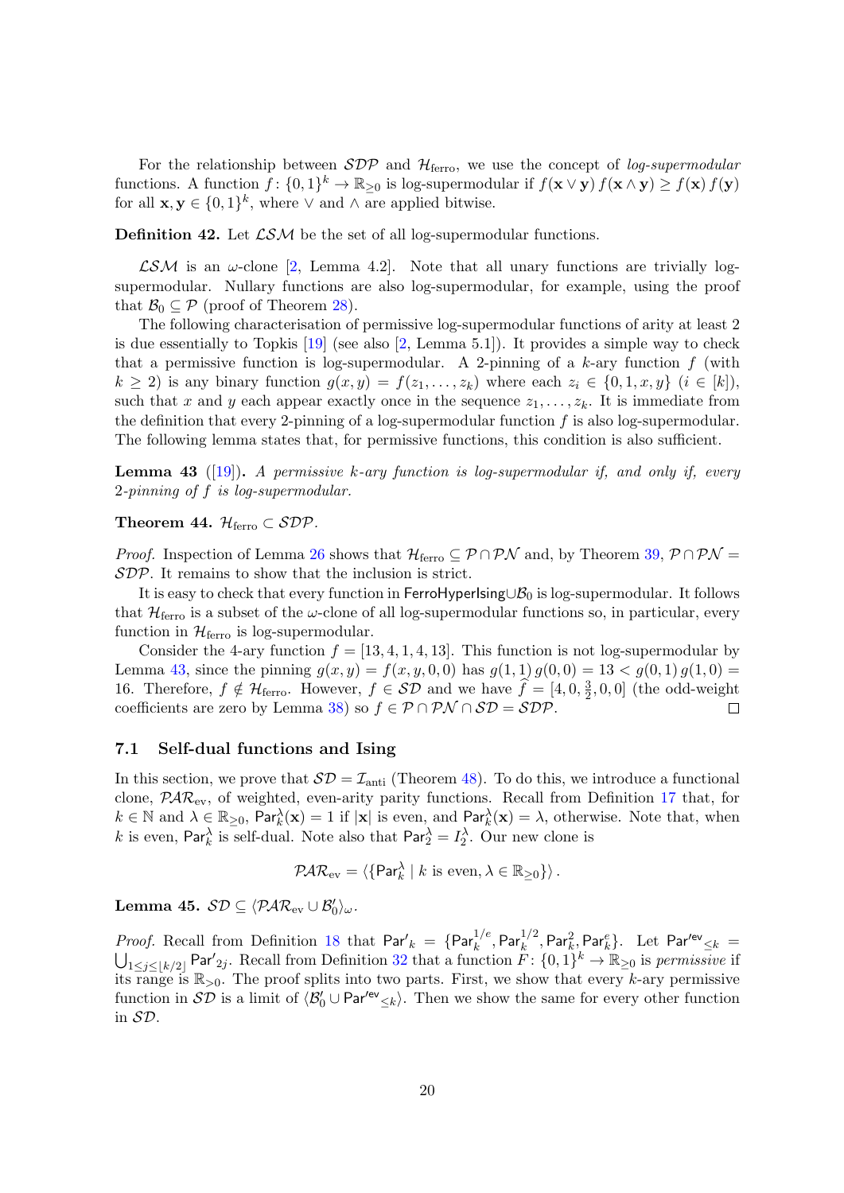For the relationship between $\mathcal{SDP}$ and $\mathcal{H}_{\text{ferro}}$, we use the concept of *log-supermodular* functions. A function $f\colon \{0,1\}^k \to \mathbb{R}_{\geq 0}$ is log-supermodular if $f(\mathbf{x} \vee \mathbf{y})\, f(\mathbf{x} \wedge \mathbf{y}) \geq f(\mathbf{x})\, f(\mathbf{y})$ for all $\mathbf{x}, \mathbf{y} \in \{0,1\}^k$, where $\vee$ and $\wedge$ are applied bitwise.

**Definition 42.** Let $\mathcal{LSM}$ be the set of all log-supermodular functions.

$\mathcal{LSM}$ is an $\omega$-clone [2, Lemma 4.2]. Note that all unary functions are trivially log-supermodular. Nullary functions are also log-supermodular, for example, using the proof that $\mathcal{B}_0 \subseteq \mathcal{P}$ (proof of Theorem 28).

The following characterisation of permissive log-supermodular functions of arity at least 2 is due essentially to Topkis [19] (see also [2, Lemma 5.1]). It provides a simple way to check that a permissive function is log-supermodular. A 2-pinning of a $k$-ary function $f$ (with $k \geq 2$) is any binary function $g(x,y) = f(z_1, \ldots, z_k)$ where each $z_i \in \{0, 1, x, y\}$ ($i \in [k]$), such that $x$ and $y$ each appear exactly once in the sequence $z_1, \ldots, z_k$. It is immediate from the definition that every 2-pinning of a log-supermodular function $f$ is also log-supermodular. The following lemma states that, for permissive functions, this condition is also sufficient.

**Lemma 43** ([19])**.** *A permissive $k$-ary function is log-supermodular if, and only if, every 2-pinning of $f$ is log-supermodular.*

**Theorem 44.** $\mathcal{H}_{\text{ferro}} \subset \mathcal{SDP}$.

*Proof.* Inspection of Lemma 26 shows that $\mathcal{H}_{\text{ferro}} \subseteq \mathcal{P} \cap \mathcal{PN}$ and, by Theorem 39, $\mathcal{P} \cap \mathcal{PN} = \mathcal{SDP}$. It remains to show that the inclusion is strict.

It is easy to check that every function in $\mathsf{FerroHyperIsing} \cup \mathcal{B}_0$ is log-supermodular. It follows that $\mathcal{H}_{\text{ferro}}$ is a subset of the $\omega$-clone of all log-supermodular functions so, in particular, every function in $\mathcal{H}_{\text{ferro}}$ is log-supermodular.

Consider the 4-ary function $f = [13, 4, 1, 4, 13]$. This function is not log-supermodular by Lemma 43, since the pinning $g(x,y) = f(x,y,0,0)$ has $g(1,1)\, g(0,0) = 13 < g(0,1)\, g(1,0) = 16$. Therefore, $f \notin \mathcal{H}_{\text{ferro}}$. However, $f \in \mathcal{SD}$ and we have $\widehat{f} = [4, 0, \frac{3}{2}, 0, 0]$ (the odd-weight coefficients are zero by Lemma 38) so $f \in \mathcal{P} \cap \mathcal{PN} \cap \mathcal{SD} = \mathcal{SDP}$. $\square$

### 7.1 Self-dual functions and Ising

In this section, we prove that $\mathcal{SD} = \mathcal{I}_{\text{anti}}$ (Theorem 48). To do this, we introduce a functional clone, $\mathcal{PAR}_{\text{ev}}$, of weighted, even-arity parity functions. Recall from Definition 17 that, for $k \in \mathbb{N}$ and $\lambda \in \mathbb{R}_{\geq 0}$, $\mathsf{Par}^{\lambda}_k(\mathbf{x}) = 1$ if $|\mathbf{x}|$ is even, and $\mathsf{Par}^{\lambda}_k(\mathbf{x}) = \lambda$, otherwise. Note that, when $k$ is even, $\mathsf{Par}^{\lambda}_k$ is self-dual. Note also that $\mathsf{Par}^{\lambda}_2 = I^{\lambda}_2$. Our new clone is

$$\mathcal{PAR}_{\text{ev}} = \langle \{\mathsf{Par}^{\lambda}_k \mid k \text{ is even}, \lambda \in \mathbb{R}_{\geq 0}\} \rangle .$$

**Lemma 45.** $\mathcal{SD} \subseteq \langle \mathcal{PAR}_{\text{ev}} \cup \mathcal{B}'_0 \rangle_{\omega}$.

*Proof.* Recall from Definition 18 that $\mathsf{Par}'_k = \{\mathsf{Par}^{1/e}_k, \mathsf{Par}^{1/2}_k, \mathsf{Par}^{2}_k, \mathsf{Par}^{e}_k\}$. Let $\mathsf{Par}'^{\mathsf{ev}}_{\leq k} = \bigcup_{1 \leq j \leq \lfloor k/2 \rfloor} \mathsf{Par}'_{2j}$. Recall from Definition 32 that a function $F\colon \{0,1\}^k \to \mathbb{R}_{\geq 0}$ is *permissive* if its range is $\mathbb{R}_{>0}$. The proof splits into two parts. First, we show that every $k$-ary permissive function in $\mathcal{SD}$ is a limit of $\langle \mathcal{B}'_0 \cup \mathsf{Par}'^{\mathsf{ev}}_{\leq k} \rangle$. Then we show the same for every other function in $\mathcal{SD}$.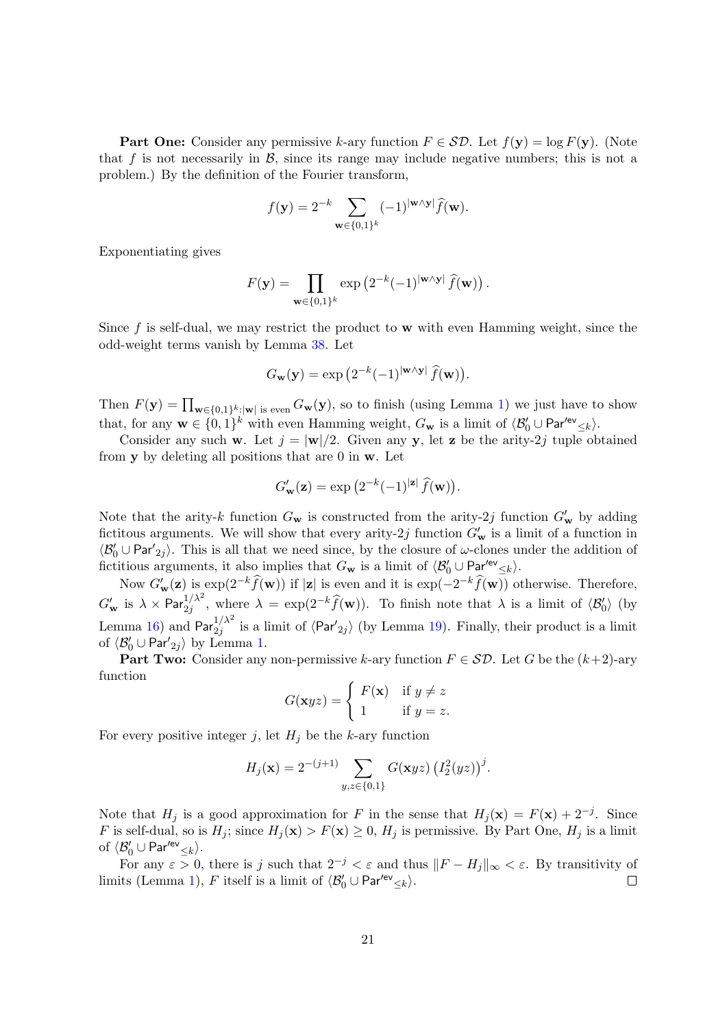**Part One:** Consider any permissive $k$-ary function $F \in \mathcal{SD}$. Let $f(\mathbf{y}) = \log F(\mathbf{y})$. (Note that $f$ is not necessarily in $\mathcal{B}$, since its range may include negative numbers; this is not a problem.) By the definition of the Fourier transform,

$$f(\mathbf{y}) = 2^{-k} \sum_{\mathbf{w} \in \{0,1\}^k} (-1)^{|\mathbf{w} \wedge \mathbf{y}|} \widehat{f}(\mathbf{w}).$$

Exponentiating gives

$$F(\mathbf{y}) = \prod_{\mathbf{w} \in \{0,1\}^k} \exp\left(2^{-k} (-1)^{|\mathbf{w} \wedge \mathbf{y}|}\, \widehat{f}(\mathbf{w})\right).$$

Since $f$ is self-dual, we may restrict the product to $\mathbf{w}$ with even Hamming weight, since the odd-weight terms vanish by Lemma 38. Let

$$G_{\mathbf{w}}(\mathbf{y}) = \exp\left(2^{-k}(-1)^{|\mathbf{w}\wedge\mathbf{y}|}\, \widehat{f}(\mathbf{w})\right).$$

Then $F(\mathbf{y}) = \prod_{\mathbf{w} \in \{0,1\}^k : |\mathbf{w}| \text{ is even}} G_{\mathbf{w}}(\mathbf{y})$, so to finish (using Lemma 1) we just have to show that, for any $\mathbf{w} \in \{0,1\}^k$ with even Hamming weight, $G_{\mathbf{w}}$ is a limit of $\langle \mathcal{B}'_0 \cup \mathsf{Par'^{ev}}_{\leq k} \rangle$.

Consider any such $\mathbf{w}$. Let $j = |\mathbf{w}|/2$. Given any $\mathbf{y}$, let $\mathbf{z}$ be the arity-$2j$ tuple obtained from $\mathbf{y}$ by deleting all positions that are 0 in $\mathbf{w}$. Let

$$G'_{\mathbf{w}}(\mathbf{z}) = \exp\left(2^{-k}(-1)^{|\mathbf{z}|}\, \widehat{f}(\mathbf{w})\right).$$

Note that the arity-$k$ function $G_{\mathbf{w}}$ is constructed from the arity-$2j$ function $G'_{\mathbf{w}}$ by adding fictitous arguments. We will show that every arity-$2j$ function $G'_{\mathbf{w}}$ is a limit of a function in $\langle \mathcal{B}'_0 \cup \mathsf{Par'}_{2j} \rangle$. This is all that we need since, by the closure of $\omega$-clones under the addition of fictitious arguments, it also implies that $G_{\mathbf{w}}$ is a limit of $\langle \mathcal{B}'_0 \cup \mathsf{Par'^{ev}}_{\leq k} \rangle$.

Now $G'_{\mathbf{w}}(\mathbf{z})$ is $\exp(2^{-k}\widehat{f}(\mathbf{w}))$ if $|\mathbf{z}|$ is even and it is $\exp(-2^{-k}\widehat{f}(\mathbf{w}))$ otherwise. Therefore, $G'_{\mathbf{w}}$ is $\lambda \times \mathsf{Par}_{2j}^{1/\lambda^2}$, where $\lambda = \exp(2^{-k}\widehat{f}(\mathbf{w}))$. To finish note that $\lambda$ is a limit of $\langle \mathcal{B}'_0 \rangle$ (by Lemma 16) and $\mathsf{Par}_{2j}^{1/\lambda^2}$ is a limit of $\langle \mathsf{Par'}_{2j} \rangle$ (by Lemma 19). Finally, their product is a limit of $\langle \mathcal{B}'_0 \cup \mathsf{Par'}_{2j} \rangle$ by Lemma 1.

**Part Two:** Consider any non-permissive $k$-ary function $F \in \mathcal{SD}$. Let $G$ be the $(k+2)$-ary function

$$G(\mathbf{x}yz) = \begin{cases} F(\mathbf{x}) & \text{if } y \neq z \\ 1 & \text{if } y = z. \end{cases}$$

For every positive integer $j$, let $H_j$ be the $k$-ary function

$$H_j(\mathbf{x}) = 2^{-(j+1)} \sum_{y,z \in \{0,1\}} G(\mathbf{x}yz) \left(I_2^2(yz)\right)^j.$$

Note that $H_j$ is a good approximation for $F$ in the sense that $H_j(\mathbf{x}) = F(\mathbf{x}) + 2^{-j}$. Since $F$ is self-dual, so is $H_j$; since $H_j(\mathbf{x}) > F(\mathbf{x}) \geq 0$, $H_j$ is permissive. By Part One, $H_j$ is a limit of $\langle \mathcal{B}'_0 \cup \mathsf{Par'^{ev}}_{\leq k} \rangle$.

For any $\varepsilon > 0$, there is $j$ such that $2^{-j} < \varepsilon$ and thus $\|F - H_j\|_\infty < \varepsilon$. By transitivity of limits (Lemma 1), $F$ itself is a limit of $\langle \mathcal{B}'_0 \cup \mathsf{Par'^{ev}}_{\leq k} \rangle$. $\square$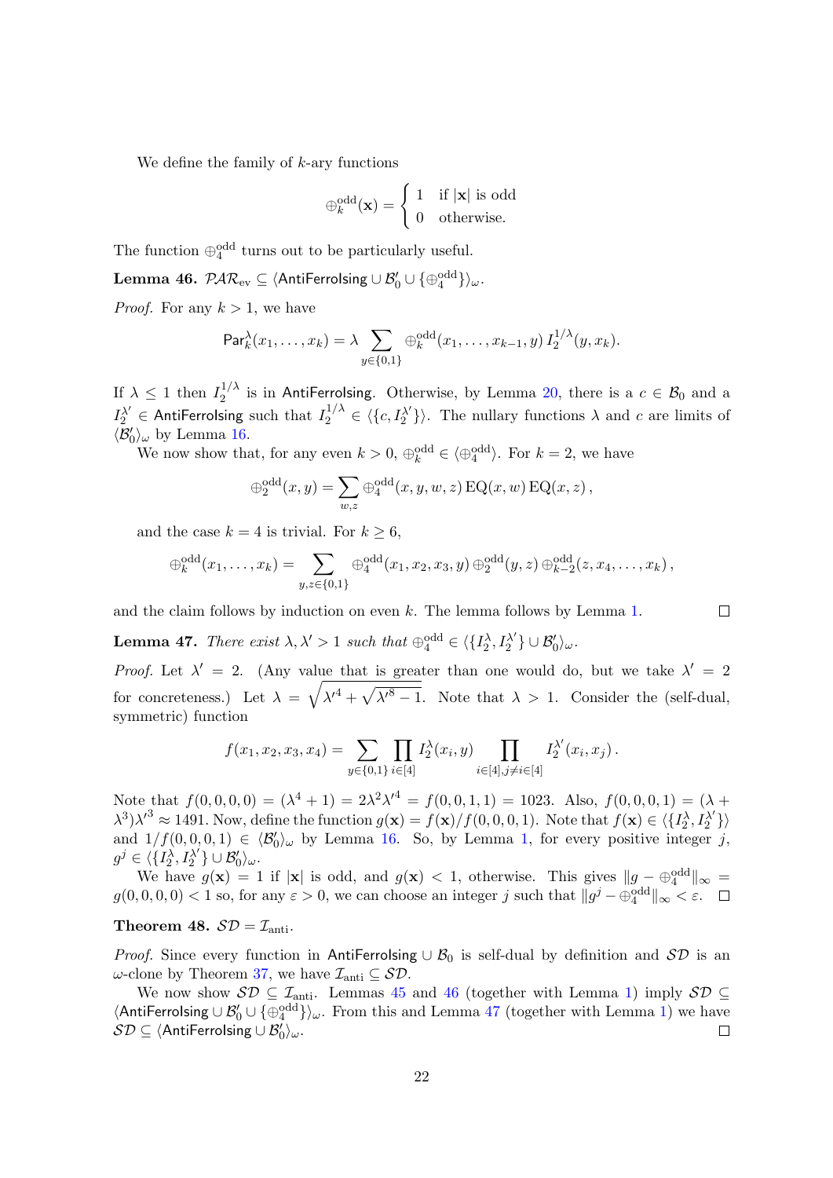We define the family of $k$-ary functions

$$\oplus_k^{\text{odd}}(\mathbf{x}) = \begin{cases} 1 & \text{if } |\mathbf{x}| \text{ is odd} \\ 0 & \text{otherwise.} \end{cases}$$

The function $\oplus_4^{\text{odd}}$ turns out to be particularly useful.

**Lemma 46.** *$\mathcal{PAR}_{\text{ev}} \subseteq \langle \mathsf{AntiFerroIsing} \cup \mathcal{B}_0' \cup \{\oplus_4^{\text{odd}}\}\rangle_\omega$.*

*Proof.* For any $k > 1$, we have

$$\mathsf{Par}_k^\lambda(x_1, \dots, x_k) = \lambda \sum_{y \in \{0,1\}} \oplus_k^{\text{odd}}(x_1, \dots, x_{k-1}, y)\, I_2^{1/\lambda}(y, x_k).$$

If $\lambda \leq 1$ then $I_2^{1/\lambda}$ is in $\mathsf{AntiFerroIsing}$. Otherwise, by Lemma 20, there is a $c \in \mathcal{B}_0$ and a $I_2^{\lambda'} \in \mathsf{AntiFerroIsing}$ such that $I_2^{1/\lambda} \in \langle \{c, I_2^{\lambda'}\}\rangle$. The nullary functions $\lambda$ and $c$ are limits of $\langle \mathcal{B}_0' \rangle_\omega$ by Lemma 16.

We now show that, for any even $k > 0$, $\oplus_k^{\text{odd}} \in \langle \oplus_4^{\text{odd}} \rangle$. For $k = 2$, we have

$$\oplus_2^{\text{odd}}(x, y) = \sum_{w,z} \oplus_4^{\text{odd}}(x, y, w, z)\, \text{EQ}(x, w)\, \text{EQ}(x, z)\,,$$

and the case $k = 4$ is trivial. For $k \geq 6$,

$$\oplus_k^{\text{odd}}(x_1, \dots, x_k) = \sum_{y,z \in \{0,1\}} \oplus_4^{\text{odd}}(x_1, x_2, x_3, y) \oplus_2^{\text{odd}}(y, z) \oplus_{k-2}^{\text{odd}}(z, x_4, \dots, x_k)\,,$$

and the claim follows by induction on even $k$. The lemma follows by Lemma 1. ◻

**Lemma 47.** *There exist $\lambda, \lambda' > 1$ such that $\oplus_4^{\text{odd}} \in \langle \{I_2^\lambda, I_2^{\lambda'}\} \cup \mathcal{B}_0' \rangle_\omega$.*

*Proof.* Let $\lambda' = 2$. (Any value that is greater than one would do, but we take $\lambda' = 2$ for concreteness.) Let $\lambda = \sqrt{\lambda'^4 + \sqrt{\lambda'^8 - 1}}$. Note that $\lambda > 1$. Consider the (self-dual, symmetric) function

$$f(x_1, x_2, x_3, x_4) = \sum_{y \in \{0,1\}} \prod_{i \in [4]} I_2^\lambda(x_i, y) \prod_{i \in [4], j \neq i \in [4]} I_2^{\lambda'}(x_i, x_j)\,.$$

Note that $f(0,0,0,0) = (\lambda^4 + 1) = 2\lambda^2\lambda'^4 = f(0,0,1,1) = 1023$. Also, $f(0,0,0,1) = (\lambda + \lambda^3)\lambda'^3 \approx 1491$. Now, define the function $g(\mathbf{x}) = f(\mathbf{x})/f(0,0,0,1)$. Note that $f(\mathbf{x}) \in \langle \{I_2^\lambda, I_2^{\lambda'}\}\rangle$ and $1/f(0,0,0,1) \in \langle \mathcal{B}_0' \rangle_\omega$ by Lemma 16. So, by Lemma 1, for every positive integer $j$, $g^j \in \langle \{I_2^\lambda, I_2^{\lambda'}\} \cup \mathcal{B}_0' \rangle_\omega$.

We have $g(\mathbf{x}) = 1$ if $|\mathbf{x}|$ is odd, and $g(\mathbf{x}) < 1$, otherwise. This gives $\|g - \oplus_4^{\text{odd}}\|_\infty = g(0,0,0,0) < 1$ so, for any $\varepsilon > 0$, we can choose an integer $j$ such that $\|g^j - \oplus_4^{\text{odd}}\|_\infty < \varepsilon$. ◻

**Theorem 48.** *$\mathcal{SD} = \mathcal{I}_{\text{anti}}$.*

*Proof.* Since every function in $\mathsf{AntiFerroIsing} \cup \mathcal{B}_0$ is self-dual by definition and $\mathcal{SD}$ is an $\omega$-clone by Theorem 37, we have $\mathcal{I}_{\text{anti}} \subseteq \mathcal{SD}$.

We now show $\mathcal{SD} \subseteq \mathcal{I}_{\text{anti}}$. Lemmas 45 and 46 (together with Lemma 1) imply $\mathcal{SD} \subseteq \langle \mathsf{AntiFerroIsing} \cup \mathcal{B}_0' \cup \{\oplus_4^{\text{odd}}\}\rangle_\omega$. From this and Lemma 47 (together with Lemma 1) we have $\mathcal{SD} \subseteq \langle \mathsf{AntiFerroIsing} \cup \mathcal{B}_0' \rangle_\omega$. ◻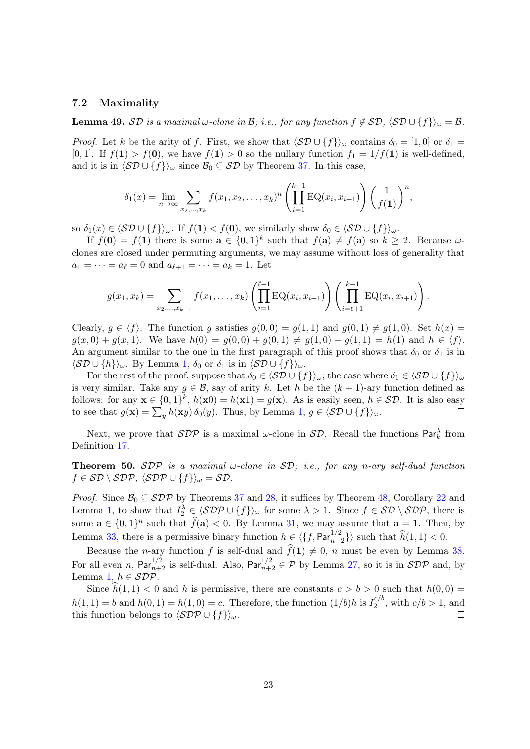### 7.2 Maximality

**Lemma 49.** *$\mathcal{SD}$ is a maximal $\omega$-clone in $\mathcal{B}$; i.e., for any function $f \notin \mathcal{SD}$, $\langle \mathcal{SD} \cup \{f\}\rangle_\omega = \mathcal{B}$.*

*Proof.* Let $k$ be the arity of $f$. First, we show that $\langle \mathcal{SD} \cup \{f\}\rangle_\omega$ contains $\delta_0 = [1, 0]$ or $\delta_1 = [0, 1]$. If $f(\mathbf{1}) > f(\mathbf{0})$, we have $f(\mathbf{1}) > 0$ so the nullary function $f_1 = 1/f(\mathbf{1})$ is well-defined, and it is in $\langle \mathcal{SD} \cup \{f\}\rangle_\omega$ since $\mathcal{B}_0 \subseteq \mathcal{SD}$ by Theorem 37. In this case,

$$\delta_1(x) = \lim_{n\to\infty} \sum_{x_2,\ldots,x_k} f(x_1, x_2, \ldots, x_k)^n \left(\prod_{i=1}^{k-1} \mathrm{EQ}(x_i, x_{i+1})\right)\left(\frac{1}{f(\mathbf{1})}\right)^n,$$

so $\delta_1(x) \in \langle \mathcal{SD} \cup \{f\}\rangle_\omega$. If $f(\mathbf{1}) < f(\mathbf{0})$, we similarly show $\delta_0 \in \langle \mathcal{SD} \cup \{f\}\rangle_\omega$.

If $f(\mathbf{0}) = f(\mathbf{1})$ there is some $\mathbf{a} \in \{0, 1\}^k$ such that $f(\mathbf{a}) \neq f(\overline{\mathbf{a}})$ so $k \geq 2$. Because $\omega$-clones are closed under permuting arguments, we may assume without loss of generality that $a_1 = \cdots = a_\ell = 0$ and $a_{\ell+1} = \cdots = a_k = 1$. Let

$$g(x_1, x_k) = \sum_{x_2,\ldots,x_{k-1}} f(x_1, \ldots, x_k)\left(\prod_{i=1}^{\ell-1} \mathrm{EQ}(x_i, x_{i+1})\right)\left(\prod_{i=\ell+1}^{k-1} \mathrm{EQ}(x_i, x_{i+1})\right).$$

Clearly, $g \in \langle f\rangle$. The function $g$ satisfies $g(0, 0) = g(1, 1)$ and $g(0, 1) \neq g(1, 0)$. Set $h(x) = g(x, 0) + g(x, 1)$. We have $h(0) = g(0, 0) + g(0, 1) \neq g(1, 0) + g(1, 1) = h(1)$ and $h \in \langle f\rangle$. An argument similar to the one in the first paragraph of this proof shows that $\delta_0$ or $\delta_1$ is in $\langle \mathcal{SD} \cup \{h\}\rangle_\omega$. By Lemma 1, $\delta_0$ or $\delta_1$ is in $\langle \mathcal{SD} \cup \{f\}\rangle_\omega$.

For the rest of the proof, suppose that $\delta_0 \in \langle \mathcal{SD} \cup \{f\}\rangle_\omega$; the case where $\delta_1 \in \langle \mathcal{SD} \cup \{f\}\rangle_\omega$ is very similar. Take any $g \in \mathcal{B}$, say of arity $k$. Let $h$ be the $(k + 1)$-ary function defined as follows: for any $\mathbf{x} \in \{0, 1\}^k$, $h(\mathbf{x}0) = h(\overline{\mathbf{x}}1) = g(\mathbf{x})$. As is easily seen, $h \in \mathcal{SD}$. It is also easy to see that $g(\mathbf{x}) = \sum_y h(\mathbf{x}y)\, \delta_0(y)$. Thus, by Lemma 1, $g \in \langle \mathcal{SD} \cup \{f\}\rangle_\omega$. ◻

Next, we prove that $\mathcal{SDP}$ is a maximal $\omega$-clone in $\mathcal{SD}$. Recall the functions $\mathsf{Par}^\lambda_k$ from Definition 17.

**Theorem 50.** *$\mathcal{SDP}$ is a maximal $\omega$-clone in $\mathcal{SD}$; i.e., for any $n$-ary self-dual function $f \in \mathcal{SD} \setminus \mathcal{SDP}$, $\langle \mathcal{SDP} \cup \{f\}\rangle_\omega = \mathcal{SD}$.*

*Proof.* Since $\mathcal{B}_0 \subseteq \mathcal{SDP}$ by Theorems 37 and 28, it suffices by Theorem 48, Corollary 22 and Lemma 1, to show that $I^\lambda_2 \in \langle \mathcal{SDP} \cup \{f\}\rangle_\omega$ for some $\lambda > 1$. Since $f \in \mathcal{SD} \setminus \mathcal{SDP}$, there is some $\mathbf{a} \in \{0, 1\}^n$ such that $\widehat{f}(\mathbf{a}) < 0$. By Lemma 31, we may assume that $\mathbf{a} = \mathbf{1}$. Then, by Lemma 33, there is a permissive binary function $h \in \langle\{f, \mathsf{Par}^{1/2}_{n+2}\}\rangle$ such that $\widehat{h}(1, 1) < 0$.

Because the $n$-ary function $f$ is self-dual and $\widehat{f}(\mathbf{1}) \neq 0$, $n$ must be even by Lemma 38. For all even $n$, $\mathsf{Par}^{1/2}_{n+2}$ is self-dual. Also, $\mathsf{Par}^{1/2}_{n+2} \in \mathcal{P}$ by Lemma 27, so it is in $\mathcal{SDP}$ and, by Lemma 1, $h \in \mathcal{SDP}$.

Since $\widehat{h}(1, 1) < 0$ and $h$ is permissive, there are constants $c > b > 0$ such that $h(0, 0) = h(1, 1) = b$ and $h(0, 1) = h(1, 0) = c$. Therefore, the function $(1/b)h$ is $I^{c/b}_2$, with $c/b > 1$, and this function belongs to $\langle \mathcal{SDP} \cup \{f\}\rangle_\omega$. ◻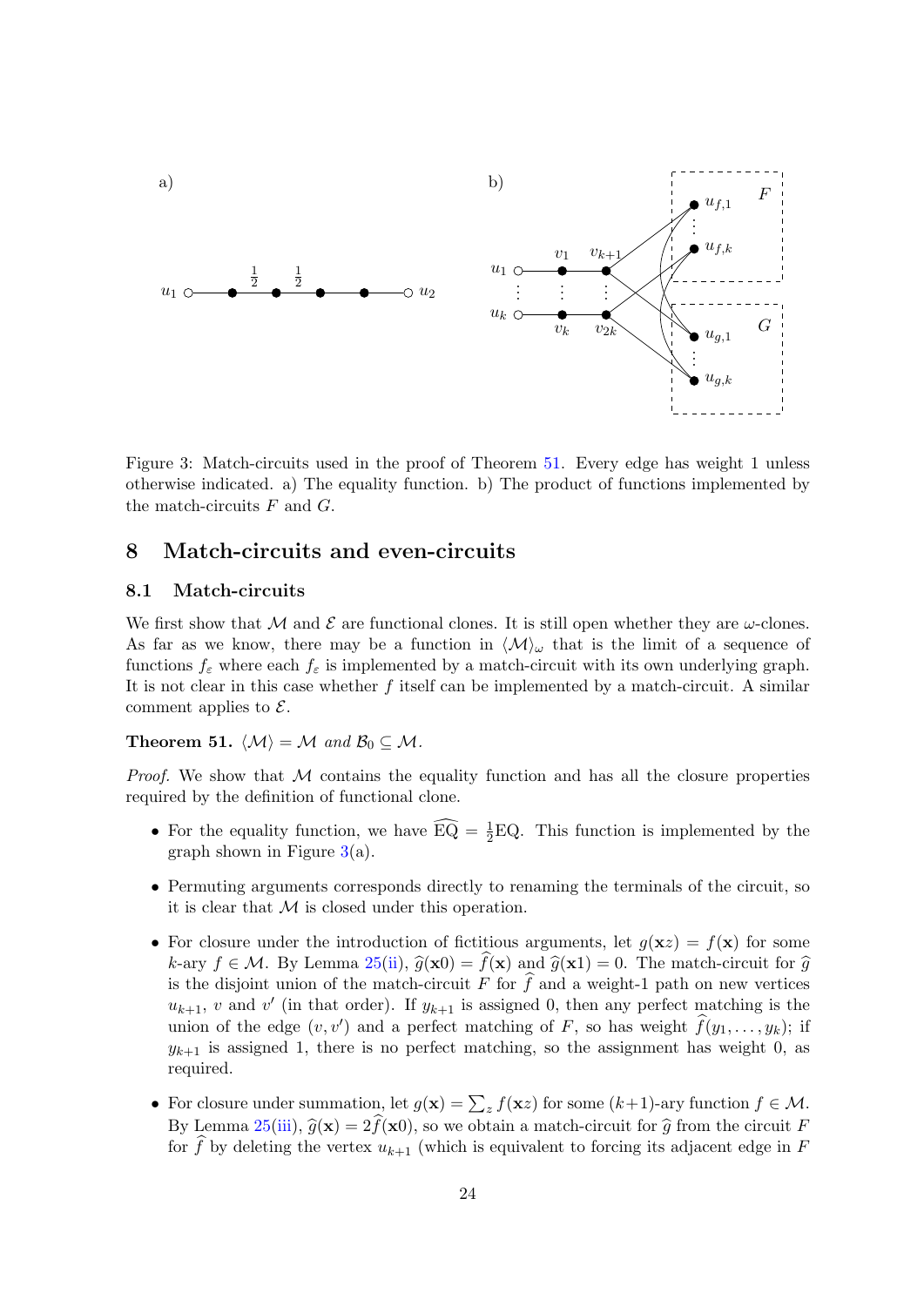a) $u_1$ $\frac{1}{2}$ $\frac{1}{2}$ $u_2$

b) $u_1$ $u_k$ $v_1$ $v_k$ $v_{k+1}$ $v_{2k}$ $u_{f,1}$ $u_{f,k}$ $F$ $u_{g,1}$ $u_{g,k}$ $G$

Figure 3: Match-circuits used in the proof of Theorem 51. Every edge has weight 1 unless otherwise indicated. a) The equality function. b) The product of functions implemented by the match-circuits $F$ and $G$.

## 8 Match-circuits and even-circuits

### 8.1 Match-circuits

We first show that $\mathcal{M}$ and $\mathcal{E}$ are functional clones. It is still open whether they are $\omega$-clones. As far as we know, there may be a function in $\langle \mathcal{M} \rangle_\omega$ that is the limit of a sequence of functions $f_\varepsilon$ where each $f_\varepsilon$ is implemented by a match-circuit with its own underlying graph. It is not clear in this case whether $f$ itself can be implemented by a match-circuit. A similar comment applies to $\mathcal{E}$.

**Theorem 51.** *$\langle \mathcal{M} \rangle = \mathcal{M}$ and $\mathcal{B}_0 \subseteq \mathcal{M}$.*

*Proof.* We show that $\mathcal{M}$ contains the equality function and has all the closure properties required by the definition of functional clone.

- For the equality function, we have $\widehat{\mathrm{EQ}} = \frac{1}{2}\mathrm{EQ}$. This function is implemented by the graph shown in Figure 3(a).
- Permuting arguments corresponds directly to renaming the terminals of the circuit, so it is clear that $\mathcal{M}$ is closed under this operation.
- For closure under the introduction of fictitious arguments, let $g(\mathbf{x}z) = f(\mathbf{x})$ for some $k$-ary $f \in \mathcal{M}$. By Lemma 25(ii), $\widehat{g}(\mathbf{x}0) = \widehat{f}(\mathbf{x})$ and $\widehat{g}(\mathbf{x}1) = 0$. The match-circuit for $\widehat{g}$ is the disjoint union of the match-circuit $F$ for $\widehat{f}$ and a weight-1 path on new vertices $u_{k+1}$, $v$ and $v'$ (in that order). If $y_{k+1}$ is assigned 0, then any perfect matching is the union of the edge $(v, v')$ and a perfect matching of $F$, so has weight $\widehat{f}(y_1, \dots, y_k)$; if $y_{k+1}$ is assigned 1, there is no perfect matching, so the assignment has weight 0, as required.
- For closure under summation, let $g(\mathbf{x}) = \sum_z f(\mathbf{x}z)$ for some $(k+1)$-ary function $f \in \mathcal{M}$. By Lemma 25(iii), $\widehat{g}(\mathbf{x}) = 2\widehat{f}(\mathbf{x}0)$, so we obtain a match-circuit for $\widehat{g}$ from the circuit $F$ for $\widehat{f}$ by deleting the vertex $u_{k+1}$ (which is equivalent to forcing its adjacent edge in $F$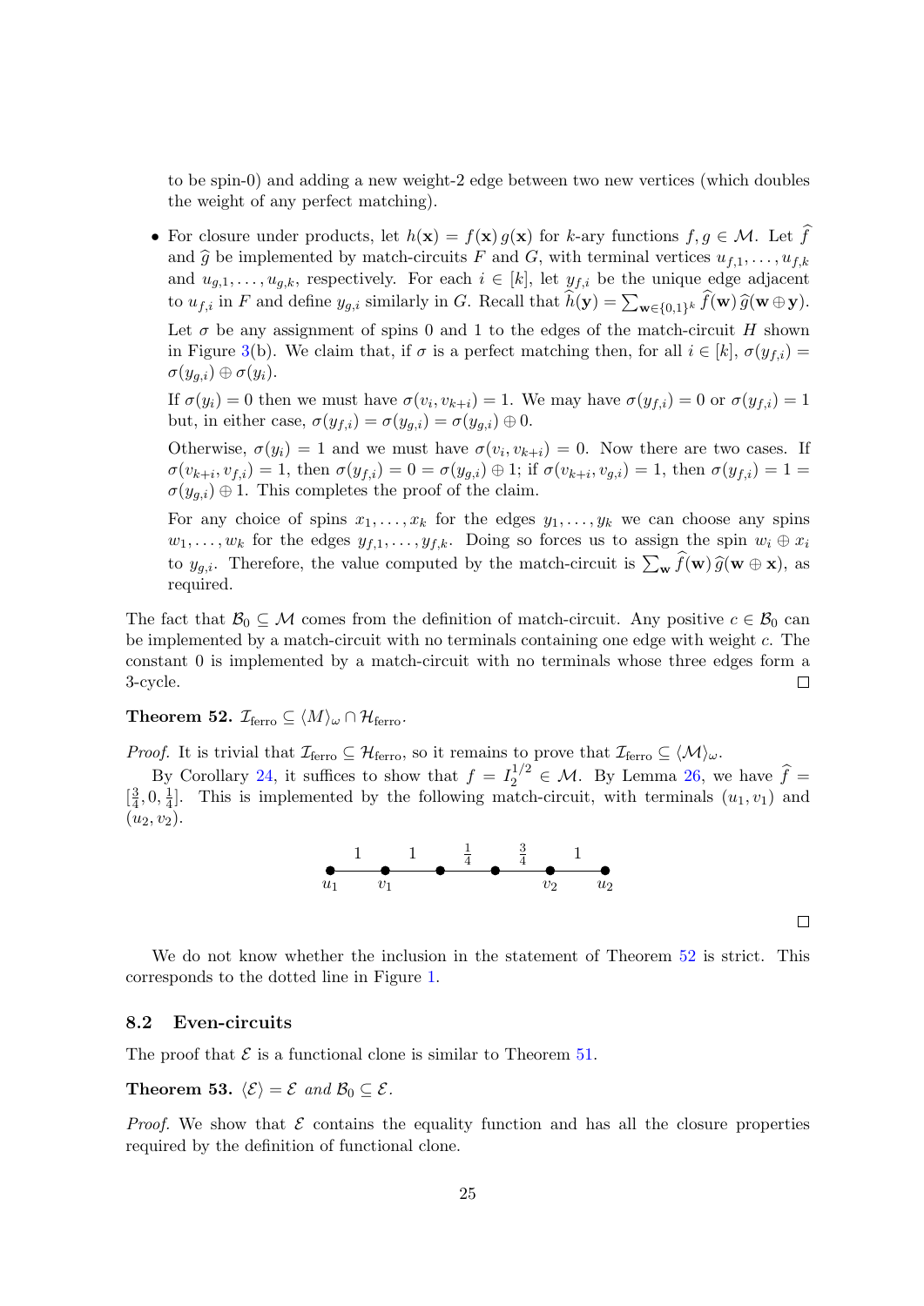to be spin-0) and adding a new weight-2 edge between two new vertices (which doubles the weight of any perfect matching).

- For closure under products, let $h(\mathbf{x}) = f(\mathbf{x})\, g(\mathbf{x})$ for $k$-ary functions $f, g \in \mathcal{M}$. Let $\widehat{f}$ and $\widehat{g}$ be implemented by match-circuits $F$ and $G$, with terminal vertices $u_{f,1}, \dots, u_{f,k}$ and $u_{g,1}, \dots, u_{g,k}$, respectively. For each $i \in [k]$, let $y_{f,i}$ be the unique edge adjacent to $u_{f,i}$ in $F$ and define $y_{g,i}$ similarly in $G$. Recall that $\widehat{h}(\mathbf{y}) = \sum_{\mathbf{w} \in \{0,1\}^k} \widehat{f}(\mathbf{w})\, \widehat{g}(\mathbf{w} \oplus \mathbf{y})$.

  Let $\sigma$ be any assignment of spins 0 and 1 to the edges of the match-circuit $H$ shown in Figure 3(b). We claim that, if $\sigma$ is a perfect matching then, for all $i \in [k]$, $\sigma(y_{f,i}) = \sigma(y_{g,i}) \oplus \sigma(y_i)$.

  If $\sigma(y_i) = 0$ then we must have $\sigma(v_i, v_{k+i}) = 1$. We may have $\sigma(y_{f,i}) = 0$ or $\sigma(y_{f,i}) = 1$ but, in either case, $\sigma(y_{f,i}) = \sigma(y_{g,i}) = \sigma(y_{g,i}) \oplus 0$.

  Otherwise, $\sigma(y_i) = 1$ and we must have $\sigma(v_i, v_{k+i}) = 0$. Now there are two cases. If $\sigma(v_{k+i}, v_{f,i}) = 1$, then $\sigma(y_{f,i}) = 0 = \sigma(y_{g,i}) \oplus 1$; if $\sigma(v_{k+i}, v_{g,i}) = 1$, then $\sigma(y_{f,i}) = 1 = \sigma(y_{g,i}) \oplus 1$. This completes the proof of the claim.

  For any choice of spins $x_1, \dots, x_k$ for the edges $y_1, \dots, y_k$ we can choose any spins $w_1, \dots, w_k$ for the edges $y_{f,1}, \dots, y_{f,k}$. Doing so forces us to assign the spin $w_i \oplus x_i$ to $y_{g,i}$. Therefore, the value computed by the match-circuit is $\sum_{\mathbf{w}} \widehat{f}(\mathbf{w})\, \widehat{g}(\mathbf{w} \oplus \mathbf{x})$, as required.

The fact that $\mathcal{B}_0 \subseteq \mathcal{M}$ comes from the definition of match-circuit. Any positive $c \in \mathcal{B}_0$ can be implemented by a match-circuit with no terminals containing one edge with weight $c$. The constant 0 is implemented by a match-circuit with no terminals whose three edges form a 3-cycle. □

**Theorem 52.** $\mathcal{I}_{\text{ferro}} \subseteq \langle M \rangle_\omega \cap \mathcal{H}_{\text{ferro}}$.

*Proof.* It is trivial that $\mathcal{I}_{\text{ferro}} \subseteq \mathcal{H}_{\text{ferro}}$, so it remains to prove that $\mathcal{I}_{\text{ferro}} \subseteq \langle \mathcal{M} \rangle_\omega$.

By Corollary 24, it suffices to show that $f = I_2^{1/2} \in \mathcal{M}$. By Lemma 26, we have $\widehat{f} = [\frac{3}{4}, 0, \frac{1}{4}]$. This is implemented by the following match-circuit, with terminals $(u_1, v_1)$ and $(u_2, v_2)$.

1 1 $\frac{1}{4}$ $\frac{3}{4}$ 1

$u_1$ $v_1$ $v_2$ $u_2$

□

We do not know whether the inclusion in the statement of Theorem 52 is strict. This corresponds to the dotted line in Figure 1.

### 8.2 Even-circuits

The proof that $\mathcal{E}$ is a functional clone is similar to Theorem 51.

**Theorem 53.** $\langle \mathcal{E} \rangle = \mathcal{E}$ *and* $\mathcal{B}_0 \subseteq \mathcal{E}$.

*Proof.* We show that $\mathcal{E}$ contains the equality function and has all the closure properties required by the definition of functional clone.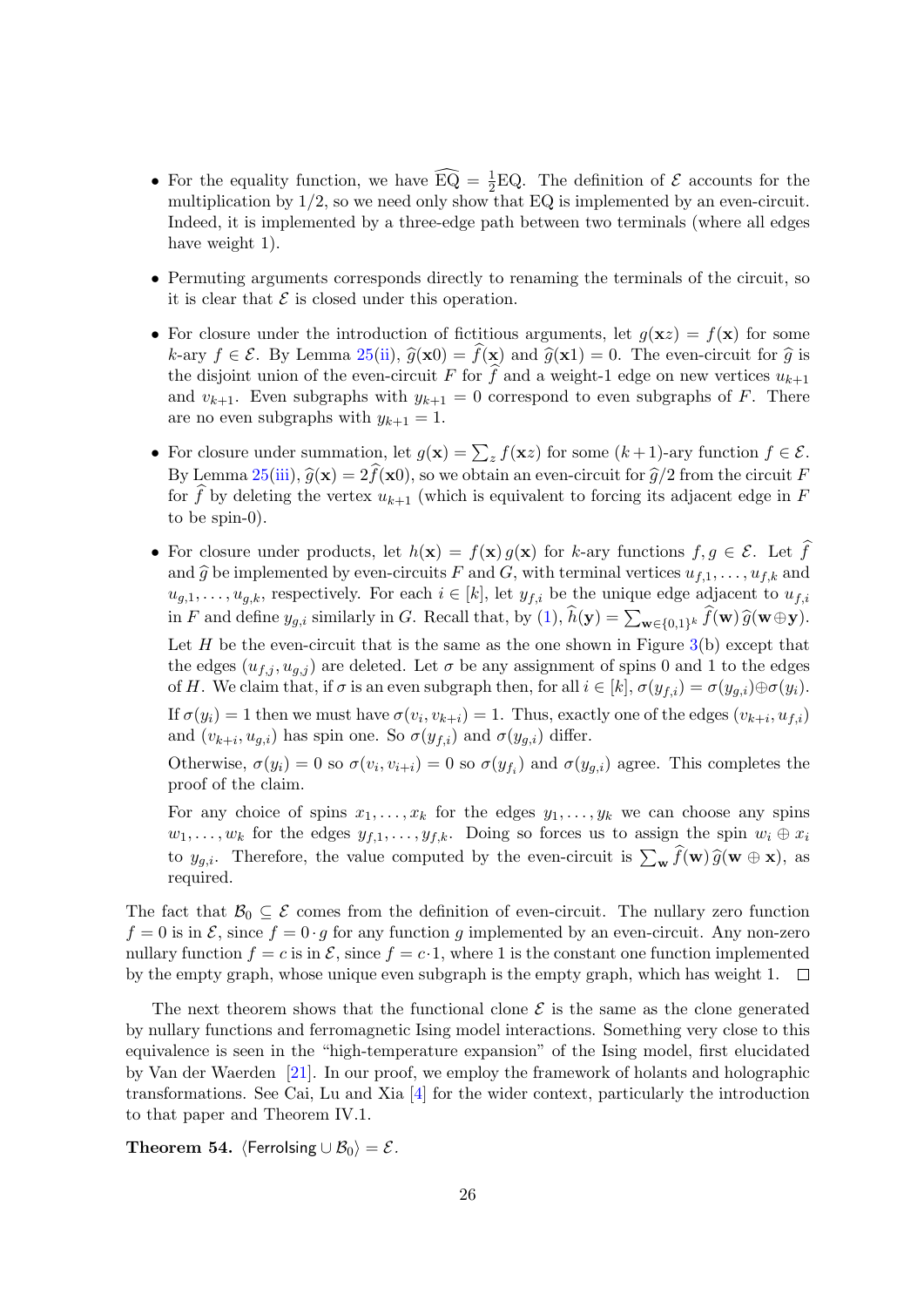- For the equality function, we have $\widehat{\mathrm{EQ}} = \frac{1}{2}\mathrm{EQ}$. The definition of $\mathcal{E}$ accounts for the multiplication by $1/2$, so we need only show that EQ is implemented by an even-circuit. Indeed, it is implemented by a three-edge path between two terminals (where all edges have weight 1).

- Permuting arguments corresponds directly to renaming the terminals of the circuit, so it is clear that $\mathcal{E}$ is closed under this operation.

- For closure under the introduction of fictitious arguments, let $g(\mathbf{x}z) = f(\mathbf{x})$ for some $k$-ary $f \in \mathcal{E}$. By Lemma 25(ii), $\widehat{g}(\mathbf{x}0) = \widehat{f}(\mathbf{x})$ and $\widehat{g}(\mathbf{x}1) = 0$. The even-circuit for $\widehat{g}$ is the disjoint union of the even-circuit $F$ for $\widehat{f}$ and a weight-1 edge on new vertices $u_{k+1}$ and $v_{k+1}$. Even subgraphs with $y_{k+1} = 0$ correspond to even subgraphs of $F$. There are no even subgraphs with $y_{k+1} = 1$.

- For closure under summation, let $g(\mathbf{x}) = \sum_z f(\mathbf{x}z)$ for some $(k+1)$-ary function $f \in \mathcal{E}$. By Lemma 25(iii), $\widehat{g}(\mathbf{x}) = 2\widehat{f}(\mathbf{x}0)$, so we obtain an even-circuit for $\widehat{g}/2$ from the circuit $F$ for $\widehat{f}$ by deleting the vertex $u_{k+1}$ (which is equivalent to forcing its adjacent edge in $F$ to be spin-0).

- For closure under products, let $h(\mathbf{x}) = f(\mathbf{x})\, g(\mathbf{x})$ for $k$-ary functions $f, g \in \mathcal{E}$. Let $\widehat{f}$ and $\widehat{g}$ be implemented by even-circuits $F$ and $G$, with terminal vertices $u_{f,1}, \dots, u_{f,k}$ and $u_{g,1}, \dots, u_{g,k}$, respectively. For each $i \in [k]$, let $y_{f,i}$ be the unique edge adjacent to $u_{f,i}$ in $F$ and define $y_{g,i}$ similarly in $G$. Recall that, by (1), $\widehat{h}(\mathbf{y}) = \sum_{\mathbf{w} \in \{0,1\}^k} \widehat{f}(\mathbf{w})\, \widehat{g}(\mathbf{w} \oplus \mathbf{y})$.

  Let $H$ be the even-circuit that is the same as the one shown in Figure 3(b) except that the edges $(u_{f,j}, u_{g,j})$ are deleted. Let $\sigma$ be any assignment of spins 0 and 1 to the edges of $H$. We claim that, if $\sigma$ is an even subgraph then, for all $i \in [k]$, $\sigma(y_{f,i}) = \sigma(y_{g,i}) \oplus \sigma(y_i)$.

  If $\sigma(y_i) = 1$ then we must have $\sigma(v_i, v_{k+i}) = 1$. Thus, exactly one of the edges $(v_{k+i}, u_{f,i})$ and $(v_{k+i}, u_{g,i})$ has spin one. So $\sigma(y_{f,i})$ and $\sigma(y_{g,i})$ differ.

  Otherwise, $\sigma(y_i) = 0$ so $\sigma(v_i, v_{i+i}) = 0$ so $\sigma(y_{f_i})$ and $\sigma(y_{g,i})$ agree. This completes the proof of the claim.

  For any choice of spins $x_1, \dots, x_k$ for the edges $y_1, \dots, y_k$ we can choose any spins $w_1, \dots, w_k$ for the edges $y_{f,1}, \dots, y_{f,k}$. Doing so forces us to assign the spin $w_i \oplus x_i$ to $y_{g,i}$. Therefore, the value computed by the even-circuit is $\sum_{\mathbf{w}} \widehat{f}(\mathbf{w})\, \widehat{g}(\mathbf{w} \oplus \mathbf{x})$, as required.

The fact that $\mathcal{B}_0 \subseteq \mathcal{E}$ comes from the definition of even-circuit. The nullary zero function $f = 0$ is in $\mathcal{E}$, since $f = 0 \cdot g$ for any function $g$ implemented by an even-circuit. Any non-zero nullary function $f = c$ is in $\mathcal{E}$, since $f = c \cdot 1$, where 1 is the constant one function implemented by the empty graph, whose unique even subgraph is the empty graph, which has weight 1. $\square$

The next theorem shows that the functional clone $\mathcal{E}$ is the same as the clone generated by nullary functions and ferromagnetic Ising model interactions. Something very close to this equivalence is seen in the "high-temperature expansion" of the Ising model, first elucidated by Van der Waerden [21]. In our proof, we employ the framework of holants and holographic transformations. See Cai, Lu and Xia [4] for the wider context, particularly the introduction to that paper and Theorem IV.1.

**Theorem 54.** $\langle \mathsf{FerroIsing} \cup \mathcal{B}_0 \rangle = \mathcal{E}$.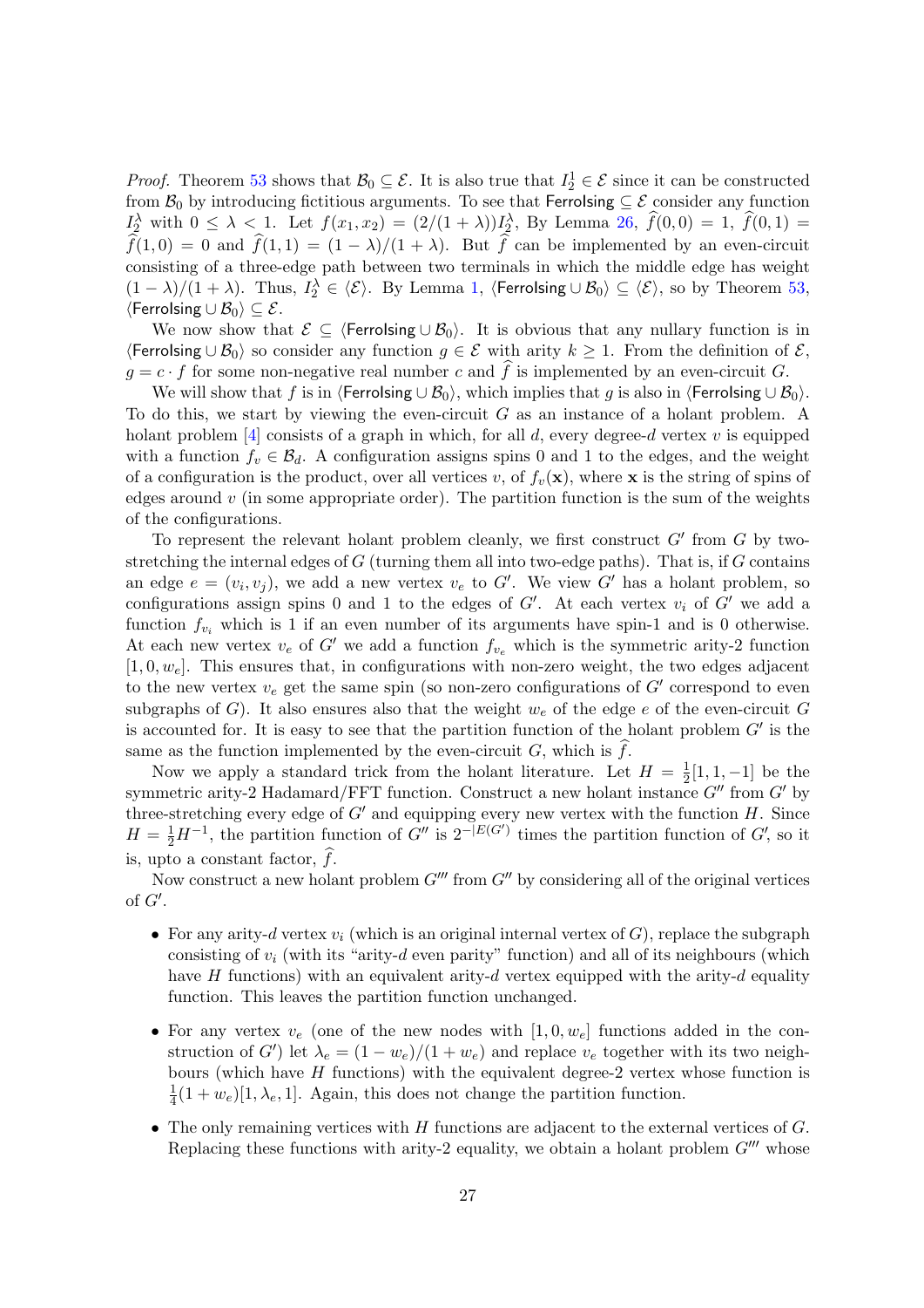*Proof.* Theorem 53 shows that $\mathcal{B}_0 \subseteq \mathcal{E}$. It is also true that $I_2^1 \in \mathcal{E}$ since it can be constructed from $\mathcal{B}_0$ by introducing fictitious arguments. To see that $\mathsf{FerroIsing} \subseteq \mathcal{E}$ consider any function $I_2^\lambda$ with $0 \le \lambda < 1$. Let $f(x_1, x_2) = (2/(1+\lambda))I_2^\lambda$, By Lemma 26, $\widehat{f}(0,0) = 1$, $\widehat{f}(0,1) = \widehat{f}(1,0) = 0$ and $\widehat{f}(1,1) = (1-\lambda)/(1+\lambda)$. But $\widehat{f}$ can be implemented by an even-circuit consisting of a three-edge path between two terminals in which the middle edge has weight $(1-\lambda)/(1+\lambda)$. Thus, $I_2^\lambda \in \langle \mathcal{E} \rangle$. By Lemma 1, $\langle \mathsf{FerroIsing} \cup \mathcal{B}_0 \rangle \subseteq \langle \mathcal{E} \rangle$, so by Theorem 53, $\langle \mathsf{FerroIsing} \cup \mathcal{B}_0 \rangle \subseteq \mathcal{E}$.

We now show that $\mathcal{E} \subseteq \langle \mathsf{FerroIsing} \cup \mathcal{B}_0 \rangle$. It is obvious that any nullary function is in $\langle \mathsf{FerroIsing} \cup \mathcal{B}_0 \rangle$ so consider any function $g \in \mathcal{E}$ with arity $k \ge 1$. From the definition of $\mathcal{E}$, $g = c \cdot f$ for some non-negative real number $c$ and $\widehat{f}$ is implemented by an even-circuit $G$.

We will show that $f$ is in $\langle \mathsf{FerroIsing} \cup \mathcal{B}_0 \rangle$, which implies that $g$ is also in $\langle \mathsf{FerroIsing} \cup \mathcal{B}_0 \rangle$. To do this, we start by viewing the even-circuit $G$ as an instance of a holant problem. A holant problem [4] consists of a graph in which, for all $d$, every degree-$d$ vertex $v$ is equipped with a function $f_v \in \mathcal{B}_d$. A configuration assigns spins 0 and 1 to the edges, and the weight of a configuration is the product, over all vertices $v$, of $f_v(\mathbf{x})$, where $\mathbf{x}$ is the string of spins of edges around $v$ (in some appropriate order). The partition function is the sum of the weights of the configurations.

To represent the relevant holant problem cleanly, we first construct $G'$ from $G$ by two-stretching the internal edges of $G$ (turning them all into two-edge paths). That is, if $G$ contains an edge $e = (v_i, v_j)$, we add a new vertex $v_e$ to $G'$. We view $G'$ has a holant problem, so configurations assign spins 0 and 1 to the edges of $G'$. At each vertex $v_i$ of $G'$ we add a function $f_{v_i}$ which is 1 if an even number of its arguments have spin-1 and is 0 otherwise. At each new vertex $v_e$ of $G'$ we add a function $f_{v_e}$ which is the symmetric arity-2 function $[1, 0, w_e]$. This ensures that, in configurations with non-zero weight, the two edges adjacent to the new vertex $v_e$ get the same spin (so non-zero configurations of $G'$ correspond to even subgraphs of $G$). It also ensures also that the weight $w_e$ of the edge $e$ of the even-circuit $G$ is accounted for. It is easy to see that the partition function of the holant problem $G'$ is the same as the function implemented by the even-circuit $G$, which is $\widehat{f}$.

Now we apply a standard trick from the holant literature. Let $H = \frac{1}{2}[1, 1, -1]$ be the symmetric arity-2 Hadamard/FFT function. Construct a new holant instance $G''$ from $G'$ by three-stretching every edge of $G'$ and equipping every new vertex with the function $H$. Since $H = \frac{1}{2}H^{-1}$, the partition function of $G''$ is $2^{-|E(G')|}$ times the partition function of $G'$, so it is, upto a constant factor, $\widehat{f}$.

Now construct a new holant problem $G'''$ from $G''$ by considering all of the original vertices of $G'$.

- For any arity-$d$ vertex $v_i$ (which is an original internal vertex of $G$), replace the subgraph consisting of $v_i$ (with its "arity-$d$ even parity" function) and all of its neighbours (which have $H$ functions) with an equivalent arity-$d$ vertex equipped with the arity-$d$ equality function. This leaves the partition function unchanged.
- For any vertex $v_e$ (one of the new nodes with $[1, 0, w_e]$ functions added in the construction of $G'$) let $\lambda_e = (1 - w_e)/(1 + w_e)$ and replace $v_e$ together with its two neighbours (which have $H$ functions) with the equivalent degree-2 vertex whose function is $\frac{1}{4}(1 + w_e)[1, \lambda_e, 1]$. Again, this does not change the partition function.
- The only remaining vertices with $H$ functions are adjacent to the external vertices of $G$. Replacing these functions with arity-2 equality, we obtain a holant problem $G'''$ whose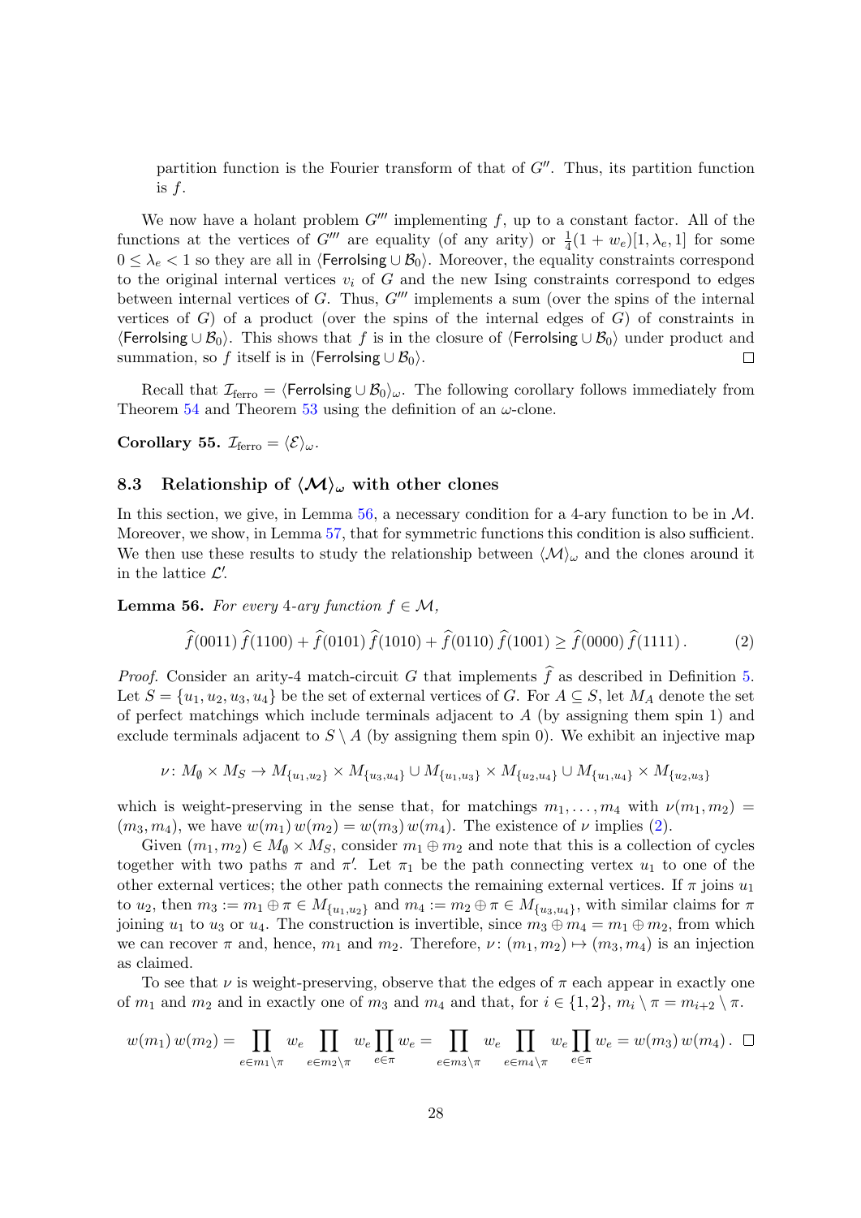partition function is the Fourier transform of that of $G''$. Thus, its partition function is $f$.

We now have a holant problem $G'''$ implementing $f$, up to a constant factor. All of the functions at the vertices of $G'''$ are equality (of any arity) or $\frac{1}{4}(1+w_e)[1,\lambda_e,1]$ for some $0 \le \lambda_e < 1$ so they are all in $\langle \mathsf{FerroIsing} \cup \mathcal{B}_0 \rangle$. Moreover, the equality constraints correspond to the original internal vertices $v_i$ of $G$ and the new Ising constraints correspond to edges between internal vertices of $G$. Thus, $G'''$ implements a sum (over the spins of the internal vertices of $G$) of a product (over the spins of the internal edges of $G$) of constraints in $\langle \mathsf{FerroIsing} \cup \mathcal{B}_0 \rangle$. This shows that $f$ is in the closure of $\langle \mathsf{FerroIsing} \cup \mathcal{B}_0 \rangle$ under product and summation, so $f$ itself is in $\langle \mathsf{FerroIsing} \cup \mathcal{B}_0 \rangle$. □

Recall that $\mathcal{I}_{\text{ferro}} = \langle \mathsf{FerroIsing} \cup \mathcal{B}_0 \rangle_\omega$. The following corollary follows immediately from Theorem 54 and Theorem 53 using the definition of an $\omega$-clone.

**Corollary 55.** $\mathcal{I}_{\text{ferro}} = \langle \mathcal{E} \rangle_\omega$.

### 8.3 Relationship of $\langle \mathcal{M} \rangle_\omega$ with other clones

In this section, we give, in Lemma 56, a necessary condition for a 4-ary function to be in $\mathcal{M}$. Moreover, we show, in Lemma 57, that for symmetric functions this condition is also sufficient. We then use these results to study the relationship between $\langle \mathcal{M} \rangle_\omega$ and the clones around it in the lattice $\mathcal{L}'$.

**Lemma 56.** *For every 4-ary function $f \in \mathcal{M}$,*

$$\widehat{f}(0011)\,\widehat{f}(1100) + \widehat{f}(0101)\,\widehat{f}(1010) + \widehat{f}(0110)\,\widehat{f}(1001) \ge \widehat{f}(0000)\,\widehat{f}(1111)\,. \tag{2}$$

*Proof.* Consider an arity-4 match-circuit $G$ that implements $\widehat{f}$ as described in Definition 5. Let $S = \{u_1, u_2, u_3, u_4\}$ be the set of external vertices of $G$. For $A \subseteq S$, let $M_A$ denote the set of perfect matchings which include terminals adjacent to $A$ (by assigning them spin 1) and exclude terminals adjacent to $S \setminus A$ (by assigning them spin 0). We exhibit an injective map

$$\nu\colon M_\emptyset \times M_S \to M_{\{u_1,u_2\}} \times M_{\{u_3,u_4\}} \cup M_{\{u_1,u_3\}} \times M_{\{u_2,u_4\}} \cup M_{\{u_1,u_4\}} \times M_{\{u_2,u_3\}}$$

which is weight-preserving in the sense that, for matchings $m_1, \dots, m_4$ with $\nu(m_1, m_2) = (m_3, m_4)$, we have $w(m_1)\,w(m_2) = w(m_3)\,w(m_4)$. The existence of $\nu$ implies (2).

Given $(m_1, m_2) \in M_\emptyset \times M_S$, consider $m_1 \oplus m_2$ and note that this is a collection of cycles together with two paths $\pi$ and $\pi'$. Let $\pi_1$ be the path connecting vertex $u_1$ to one of the other external vertices; the other path connects the remaining external vertices. If $\pi$ joins $u_1$ to $u_2$, then $m_3 := m_1 \oplus \pi \in M_{\{u_1,u_2\}}$ and $m_4 := m_2 \oplus \pi \in M_{\{u_3,u_4\}}$, with similar claims for $\pi$ joining $u_1$ to $u_3$ or $u_4$. The construction is invertible, since $m_3 \oplus m_4 = m_1 \oplus m_2$, from which we can recover $\pi$ and, hence, $m_1$ and $m_2$. Therefore, $\nu\colon (m_1, m_2) \mapsto (m_3, m_4)$ is an injection as claimed.

To see that $\nu$ is weight-preserving, observe that the edges of $\pi$ each appear in exactly one of $m_1$ and $m_2$ and in exactly one of $m_3$ and $m_4$ and that, for $i \in \{1, 2\}$, $m_i \setminus \pi = m_{i+2} \setminus \pi$.

$$w(m_1)\,w(m_2) = \prod_{e \in m_1 \setminus \pi} w_e \prod_{e \in m_2 \setminus \pi} w_e \prod_{e \in \pi} w_e = \prod_{e \in m_3 \setminus \pi} w_e \prod_{e \in m_4 \setminus \pi} w_e \prod_{e \in \pi} w_e = w(m_3)\,w(m_4)\,.$$ □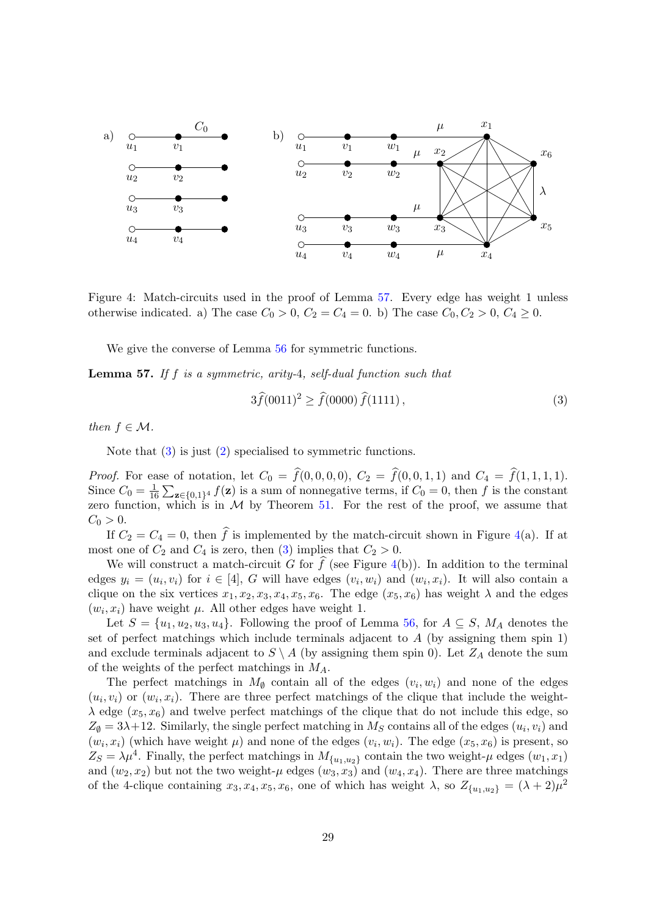a) b)

$C_0$ $\mu$ $x_1$

$u_1$ $v_1$ $u_1$ $v_1$ $w_1$ $\mu$ $x_2$ $x_6$

$u_2$ $v_2$ $u_2$ $v_2$ $w_2$

$\lambda$

$u_3$ $v_3$ $\mu$

$u_3$ $v_3$ $w_3$ $x_3$ $x_5$

$u_4$ $v_4$ $u_4$ $v_4$ $w_4$ $\mu$ $x_4$

Figure 4: Match-circuits used in the proof of Lemma 57. Every edge has weight 1 unless otherwise indicated. a) The case $C_0 > 0$, $C_2 = C_4 = 0$. b) The case $C_0, C_2 > 0$, $C_4 \geq 0$.

We give the converse of Lemma 56 for symmetric functions.

**Lemma 57.** *If $f$ is a symmetric, arity-4, self-dual function such that*

$$3\widehat{f}(0011)^2 \geq \widehat{f}(0000)\,\widehat{f}(1111)\,, \tag{3}$$

*then $f \in \mathcal{M}$.*

Note that (3) is just (2) specialised to symmetric functions.

*Proof.* For ease of notation, let $C_0 = \widehat{f}(0,0,0,0)$, $C_2 = \widehat{f}(0,0,1,1)$ and $C_4 = \widehat{f}(1,1,1,1)$. Since $C_0 = \frac{1}{16}\sum_{\mathbf{z}\in\{0,1\}^4} f(\mathbf{z})$ is a sum of nonnegative terms, if $C_0 = 0$, then $f$ is the constant zero function, which is in $\mathcal{M}$ by Theorem 51. For the rest of the proof, we assume that $C_0 > 0$.

If $C_2 = C_4 = 0$, then $\widehat{f}$ is implemented by the match-circuit shown in Figure 4(a). If at most one of $C_2$ and $C_4$ is zero, then (3) implies that $C_2 > 0$.

We will construct a match-circuit $G$ for $\widehat{f}$ (see Figure 4(b)). In addition to the terminal edges $y_i = (u_i, v_i)$ for $i \in [4]$, $G$ will have edges $(v_i, w_i)$ and $(w_i, x_i)$. It will also contain a clique on the six vertices $x_1, x_2, x_3, x_4, x_5, x_6$. The edge $(x_5, x_6)$ has weight $\lambda$ and the edges $(w_i, x_i)$ have weight $\mu$. All other edges have weight 1.

Let $S = \{u_1, u_2, u_3, u_4\}$. Following the proof of Lemma 56, for $A \subseteq S$, $M_A$ denotes the set of perfect matchings which include terminals adjacent to $A$ (by assigning them spin 1) and exclude terminals adjacent to $S \setminus A$ (by assigning them spin 0). Let $Z_A$ denote the sum of the weights of the perfect matchings in $M_A$.

The perfect matchings in $M_\emptyset$ contain all of the edges $(v_i, w_i)$ and none of the edges $(u_i, v_i)$ or $(w_i, x_i)$. There are three perfect matchings of the clique that include the weight-$\lambda$ edge $(x_5, x_6)$ and twelve perfect matchings of the clique that do not include this edge, so $Z_\emptyset = 3\lambda + 12$. Similarly, the single perfect matching in $M_S$ contains all of the edges $(u_i, v_i)$ and $(w_i, x_i)$ (which have weight $\mu$) and none of the edges $(v_i, w_i)$. The edge $(x_5, x_6)$ is present, so $Z_S = \lambda\mu^4$. Finally, the perfect matchings in $M_{\{u_1,u_2\}}$ contain the two weight-$\mu$ edges $(w_1, x_1)$ and $(w_2, x_2)$ but not the two weight-$\mu$ edges $(w_3, x_3)$ and $(w_4, x_4)$. There are three matchings of the 4-clique containing $x_3, x_4, x_5, x_6$, one of which has weight $\lambda$, so $Z_{\{u_1,u_2\}} = (\lambda + 2)\mu^2$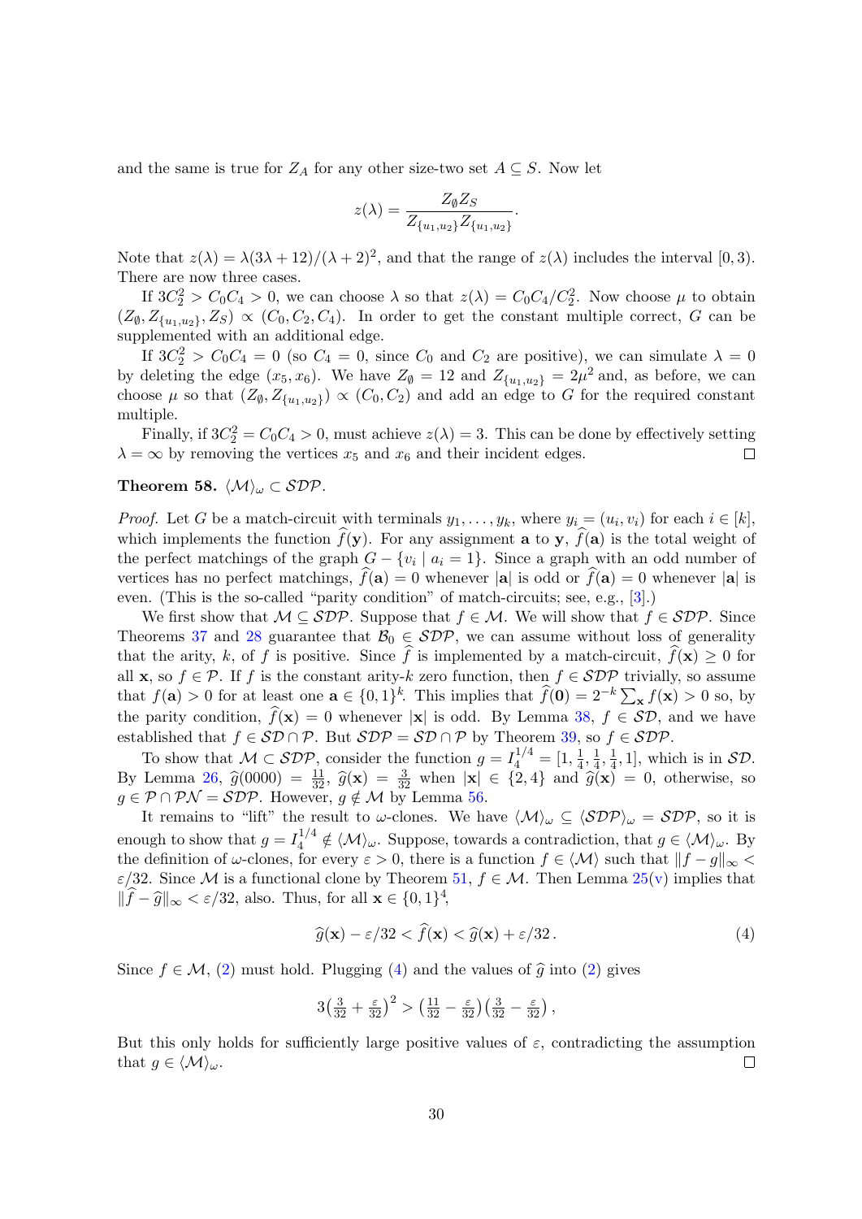and the same is true for $Z_A$ for any other size-two set $A \subseteq S$. Now let

$$z(\lambda) = \frac{Z_\emptyset Z_S}{Z_{\{u_1,u_2\}} Z_{\{u_1,u_2\}}}.$$

Note that $z(\lambda) = \lambda(3\lambda+12)/(\lambda+2)^2$, and that the range of $z(\lambda)$ includes the interval $[0,3)$. There are now three cases.

If $3C_2^2 > C_0C_4 > 0$, we can choose $\lambda$ so that $z(\lambda) = C_0C_4/C_2^2$. Now choose $\mu$ to obtain $(Z_\emptyset, Z_{\{u_1,u_2\}}, Z_S) \propto (C_0, C_2, C_4)$. In order to get the constant multiple correct, $G$ can be supplemented with an additional edge.

If $3C_2^2 > C_0C_4 = 0$ (so $C_4 = 0$, since $C_0$ and $C_2$ are positive), we can simulate $\lambda = 0$ by deleting the edge $(x_5, x_6)$. We have $Z_\emptyset = 12$ and $Z_{\{u_1,u_2\}} = 2\mu^2$ and, as before, we can choose $\mu$ so that $(Z_\emptyset, Z_{\{u_1,u_2\}}) \propto (C_0, C_2)$ and add an edge to $G$ for the required constant multiple.

Finally, if $3C_2^2 = C_0C_4 > 0$, must achieve $z(\lambda) = 3$. This can be done by effectively setting $\lambda = \infty$ by removing the vertices $x_5$ and $x_6$ and their incident edges. ◻

**Theorem 58.** $\langle \mathcal{M} \rangle_\omega \subset \mathcal{SDP}$.

*Proof.* Let $G$ be a match-circuit with terminals $y_1, \dots, y_k$, where $y_i = (u_i, v_i)$ for each $i \in [k]$, which implements the function $\widehat{f}(\mathbf{y})$. For any assignment $\mathbf{a}$ to $\mathbf{y}$, $\widehat{f}(\mathbf{a})$ is the total weight of the perfect matchings of the graph $G - \{v_i \mid a_i = 1\}$. Since a graph with an odd number of vertices has no perfect matchings, $\widehat{f}(\mathbf{a}) = 0$ whenever $|\mathbf{a}|$ is odd or $\widehat{f}(\mathbf{a}) = 0$ whenever $|\mathbf{a}|$ is even. (This is the so-called "parity condition" of match-circuits; see, e.g., [3].)

We first show that $\mathcal{M} \subseteq \mathcal{SDP}$. Suppose that $f \in \mathcal{M}$. We will show that $f \in \mathcal{SDP}$. Since Theorems 37 and 28 guarantee that $\mathcal{B}_0 \in \mathcal{SDP}$, we can assume without loss of generality that the arity, $k$, of $f$ is positive. Since $\widehat{f}$ is implemented by a match-circuit, $\widehat{f}(\mathbf{x}) \geq 0$ for all $\mathbf{x}$, so $f \in \mathcal{P}$. If $f$ is the constant arity-$k$ zero function, then $f \in \mathcal{SDP}$ trivially, so assume that $f(\mathbf{a}) > 0$ for at least one $\mathbf{a} \in \{0,1\}^k$. This implies that $\widehat{f}(\mathbf{0}) = 2^{-k}\sum_{\mathbf{x}} f(\mathbf{x}) > 0$ so, by the parity condition, $\widehat{f}(\mathbf{x}) = 0$ whenever $|\mathbf{x}|$ is odd. By Lemma 38, $f \in \mathcal{SD}$, and we have established that $f \in \mathcal{SD} \cap \mathcal{P}$. But $\mathcal{SDP} = \mathcal{SD} \cap \mathcal{P}$ by Theorem 39, so $f \in \mathcal{SDP}$.

To show that $\mathcal{M} \subset \mathcal{SDP}$, consider the function $g = I_4^{1/4} = [1, \frac{1}{4}, \frac{1}{4}, \frac{1}{4}, 1]$, which is in $\mathcal{SD}$. By Lemma 26, $\widehat{g}(0000) = \frac{11}{32}$, $\widehat{g}(\mathbf{x}) = \frac{3}{32}$ when $|\mathbf{x}| \in \{2, 4\}$ and $\widehat{g}(\mathbf{x}) = 0$, otherwise, so $g \in \mathcal{P} \cap \mathcal{PN} = \mathcal{SDP}$. However, $g \notin \mathcal{M}$ by Lemma 56.

It remains to "lift" the result to $\omega$-clones. We have $\langle \mathcal{M} \rangle_\omega \subseteq \langle \mathcal{SDP} \rangle_\omega = \mathcal{SDP}$, so it is enough to show that $g = I_4^{1/4} \notin \langle \mathcal{M} \rangle_\omega$. Suppose, towards a contradiction, that $g \in \langle \mathcal{M} \rangle_\omega$. By the definition of $\omega$-clones, for every $\varepsilon > 0$, there is a function $f \in \langle \mathcal{M} \rangle$ such that $\|f - g\|_\infty < \varepsilon/32$. Since $\mathcal{M}$ is a functional clone by Theorem 51, $f \in \mathcal{M}$. Then Lemma 25(v) implies that $\|\widehat{f} - \widehat{g}\|_\infty < \varepsilon/32$, also. Thus, for all $\mathbf{x} \in \{0,1\}^4$,

$$\widehat{g}(\mathbf{x}) - \varepsilon/32 < \widehat{f}(\mathbf{x}) < \widehat{g}(\mathbf{x}) + \varepsilon/32\,. \tag{4}$$

Since $f \in \mathcal{M}$, (2) must hold. Plugging (4) and the values of $\widehat{g}$ into (2) gives

$$3\big(\tfrac{3}{32} + \tfrac{\varepsilon}{32}\big)^2 > \big(\tfrac{11}{32} - \tfrac{\varepsilon}{32}\big)\big(\tfrac{3}{32} - \tfrac{\varepsilon}{32}\big)\,,$$

But this only holds for sufficiently large positive values of $\varepsilon$, contradicting the assumption that $g \in \langle \mathcal{M} \rangle_\omega$. ◻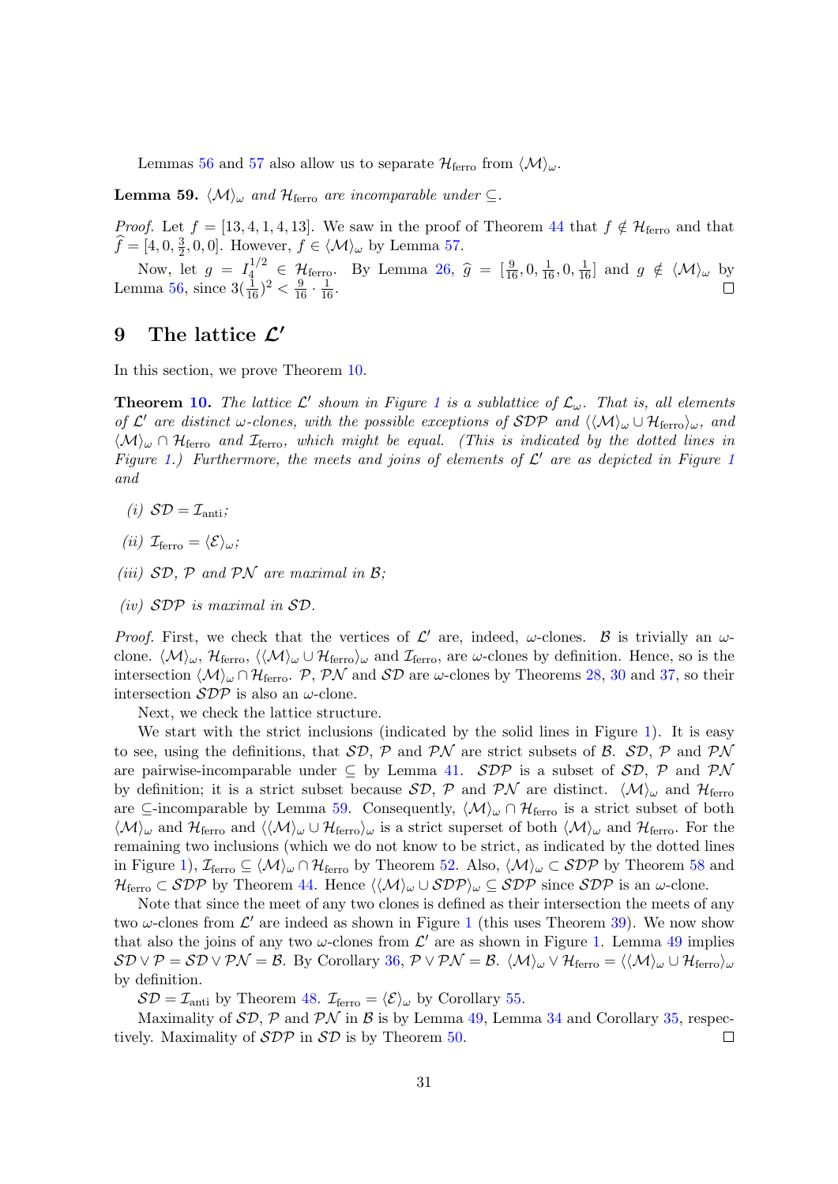Lemmas 56 and 57 also allow us to separate $\mathcal{H}_{\text{ferro}}$ from $\langle\mathcal{M}\rangle_\omega$.

**Lemma 59.** *$\langle\mathcal{M}\rangle_\omega$ and $\mathcal{H}_{\text{ferro}}$ are incomparable under $\subseteq$.*

*Proof.* Let $f = [13, 4, 1, 4, 13]$. We saw in the proof of Theorem 44 that $f \notin \mathcal{H}_{\text{ferro}}$ and that $\widehat{f} = [4, 0, \frac{3}{2}, 0, 0]$. However, $f \in \langle\mathcal{M}\rangle_\omega$ by Lemma 57.

Now, let $g = I_4^{1/2} \in \mathcal{H}_{\text{ferro}}$. By Lemma 26, $\widehat{g} = [\frac{9}{16}, 0, \frac{1}{16}, 0, \frac{1}{16}]$ and $g \notin \langle\mathcal{M}\rangle_\omega$ by Lemma 56, since $3(\frac{1}{16})^2 < \frac{9}{16} \cdot \frac{1}{16}$. $\square$

## 9 The lattice $\mathcal{L}'$

In this section, we prove Theorem 10.

**Theorem 10.** *The lattice $\mathcal{L}'$ shown in Figure 1 is a sublattice of $\mathcal{L}_\omega$. That is, all elements of $\mathcal{L}'$ are distinct $\omega$-clones, with the possible exceptions of $\mathcal{SDP}$ and $\langle\langle\mathcal{M}\rangle_\omega \cup \mathcal{H}_{\text{ferro}}\rangle_\omega$, and $\langle\mathcal{M}\rangle_\omega \cap \mathcal{H}_{\text{ferro}}$ and $\mathcal{I}_{\text{ferro}}$, which might be equal. (This is indicated by the dotted lines in Figure 1.) Furthermore, the meets and joins of elements of $\mathcal{L}'$ are as depicted in Figure 1 and*

- *(i)* $\mathcal{SD} = \mathcal{I}_{\text{anti}}$*;*
- *(ii)* $\mathcal{I}_{\text{ferro}} = \langle\mathcal{E}\rangle_\omega$*;*
- *(iii)* $\mathcal{SD}$*,* $\mathcal{P}$ *and* $\mathcal{PN}$ *are maximal in* $\mathcal{B}$*;*
- *(iv)* $\mathcal{SDP}$ *is maximal in* $\mathcal{SD}$*.*

*Proof.* First, we check that the vertices of $\mathcal{L}'$ are, indeed, $\omega$-clones. $\mathcal{B}$ is trivially an $\omega$-clone. $\langle\mathcal{M}\rangle_\omega$, $\mathcal{H}_{\text{ferro}}$, $\langle\langle\mathcal{M}\rangle_\omega \cup \mathcal{H}_{\text{ferro}}\rangle_\omega$ and $\mathcal{I}_{\text{ferro}}$, are $\omega$-clones by definition. Hence, so is the intersection $\langle\mathcal{M}\rangle_\omega \cap \mathcal{H}_{\text{ferro}}$. $\mathcal{P}$, $\mathcal{PN}$ and $\mathcal{SD}$ are $\omega$-clones by Theorems 28, 30 and 37, so their intersection $\mathcal{SDP}$ is also an $\omega$-clone.

Next, we check the lattice structure.

We start with the strict inclusions (indicated by the solid lines in Figure 1). It is easy to see, using the definitions, that $\mathcal{SD}$, $\mathcal{P}$ and $\mathcal{PN}$ are strict subsets of $\mathcal{B}$. $\mathcal{SD}$, $\mathcal{P}$ and $\mathcal{PN}$ are pairwise-incomparable under $\subseteq$ by Lemma 41. $\mathcal{SDP}$ is a subset of $\mathcal{SD}$, $\mathcal{P}$ and $\mathcal{PN}$ by definition; it is a strict subset because $\mathcal{SD}$, $\mathcal{P}$ and $\mathcal{PN}$ are distinct. $\langle\mathcal{M}\rangle_\omega$ and $\mathcal{H}_{\text{ferro}}$ are $\subseteq$-incomparable by Lemma 59. Consequently, $\langle\mathcal{M}\rangle_\omega \cap \mathcal{H}_{\text{ferro}}$ is a strict subset of both $\langle\mathcal{M}\rangle_\omega$ and $\mathcal{H}_{\text{ferro}}$ and $\langle\langle\mathcal{M}\rangle_\omega \cup \mathcal{H}_{\text{ferro}}\rangle_\omega$ is a strict superset of both $\langle\mathcal{M}\rangle_\omega$ and $\mathcal{H}_{\text{ferro}}$. For the remaining two inclusions (which we do not know to be strict, as indicated by the dotted lines in Figure 1), $\mathcal{I}_{\text{ferro}} \subseteq \langle\mathcal{M}\rangle_\omega \cap \mathcal{H}_{\text{ferro}}$ by Theorem 52. Also, $\langle\mathcal{M}\rangle_\omega \subset \mathcal{SDP}$ by Theorem 58 and $\mathcal{H}_{\text{ferro}} \subset \mathcal{SDP}$ by Theorem 44. Hence $\langle\langle\mathcal{M}\rangle_\omega \cup \mathcal{SDP}\rangle_\omega \subseteq \mathcal{SDP}$ since $\mathcal{SDP}$ is an $\omega$-clone.

Note that since the meet of any two clones is defined as their intersection the meets of any two $\omega$-clones from $\mathcal{L}'$ are indeed as shown in Figure 1 (this uses Theorem 39). We now show that also the joins of any two $\omega$-clones from $\mathcal{L}'$ are as shown in Figure 1. Lemma 49 implies $\mathcal{SD} \vee \mathcal{P} = \mathcal{SD} \vee \mathcal{PN} = \mathcal{B}$. By Corollary 36, $\mathcal{P} \vee \mathcal{PN} = \mathcal{B}$. $\langle\mathcal{M}\rangle_\omega \vee \mathcal{H}_{\text{ferro}} = \langle\langle\mathcal{M}\rangle_\omega \cup \mathcal{H}_{\text{ferro}}\rangle_\omega$ by definition.

$\mathcal{SD} = \mathcal{I}_{\text{anti}}$ by Theorem 48. $\mathcal{I}_{\text{ferro}} = \langle\mathcal{E}\rangle_\omega$ by Corollary 55.

Maximality of $\mathcal{SD}$, $\mathcal{P}$ and $\mathcal{PN}$ in $\mathcal{B}$ is by Lemma 49, Lemma 34 and Corollary 35, respectively. Maximality of $\mathcal{SDP}$ in $\mathcal{SD}$ is by Theorem 50. $\square$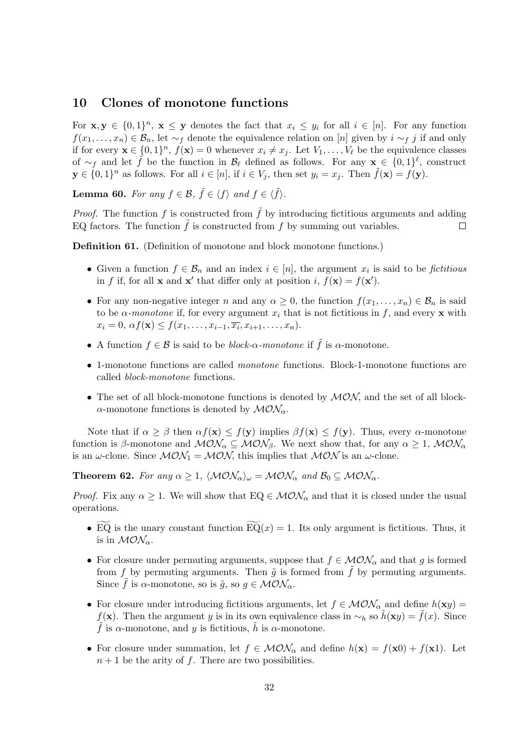## 10 Clones of monotone functions

For $\mathbf{x}, \mathbf{y} \in \{0,1\}^n$, $\mathbf{x} \leq \mathbf{y}$ denotes the fact that $x_i \leq y_i$ for all $i \in [n]$. For any function $f(x_1, \ldots, x_n) \in \mathcal{B}_n$, let $\sim_f$ denote the equivalence relation on $[n]$ given by $i \sim_f j$ if and only if for every $\mathbf{x} \in \{0,1\}^n$, $f(\mathbf{x}) = 0$ whenever $x_i \neq x_j$. Let $V_1, \ldots, V_\ell$ be the equivalence classes of $\sim_f$ and let $\tilde{f}$ be the function in $\mathcal{B}_\ell$ defined as follows. For any $\mathbf{x} \in \{0,1\}^\ell$, construct $\mathbf{y} \in \{0,1\}^n$ as follows. For all $i \in [n]$, if $i \in V_j$, then set $y_i = x_j$. Then $\tilde{f}(\mathbf{x}) = f(\mathbf{y})$.

**Lemma 60.** *For any $f \in \mathcal{B}$, $\tilde{f} \in \langle f \rangle$ and $f \in \langle \tilde{f} \rangle$.*

*Proof.* The function $f$ is constructed from $\tilde{f}$ by introducing fictitious arguments and adding EQ factors. The function $\tilde{f}$ is constructed from $f$ by summing out variables. $\square$

**Definition 61.** (Definition of monotone and block monotone functions.)

- Given a function $f \in \mathcal{B}_n$ and an index $i \in [n]$, the argument $x_i$ is said to be *fictitious* in $f$ if, for all $\mathbf{x}$ and $\mathbf{x}'$ that differ only at position $i$, $f(\mathbf{x}) = f(\mathbf{x}')$.
- For any non-negative integer $n$ and any $\alpha \geq 0$, the function $f(x_1, \ldots, x_n) \in \mathcal{B}_n$ is said to be *$\alpha$-monotone* if, for every argument $x_i$ that is not fictitious in $f$, and every $\mathbf{x}$ with $x_i = 0$, $\alpha f(\mathbf{x}) \leq f(x_1, \ldots, x_{i-1}, \overline{x_i}, x_{i+1}, \ldots, x_n)$.
- A function $f \in \mathcal{B}$ is said to be *block-$\alpha$-monotone* if $\tilde{f}$ is $\alpha$-monotone.
- 1-monotone functions are called *monotone* functions. Block-1-monotone functions are called *block-monotone* functions.
- The set of all block-monotone functions is denoted $\mathcal{MON}$, and the set of all block-$\alpha$-monotone functions is denoted by $\mathcal{MON}_\alpha$.

Note that if $\alpha \geq \beta$ then $\alpha f(\mathbf{x}) \leq f(\mathbf{y})$ implies $\beta f(\mathbf{x}) \leq f(\mathbf{y})$. Thus, every $\alpha$-monotone function is $\beta$-monotone and $\mathcal{MON}_\alpha \subseteq \mathcal{MON}_\beta$. We next show that, for any $\alpha \geq 1$, $\mathcal{MON}_\alpha$ is an $\omega$-clone. Since $\mathcal{MON}_1 = \mathcal{MON}$, this implies that $\mathcal{MON}$ is an $\omega$-clone.

**Theorem 62.** *For any $\alpha \geq 1$, $\langle \mathcal{MON}_\alpha \rangle_\omega = \mathcal{MON}_\alpha$ and $\mathcal{B}_0 \subseteq \mathcal{MON}_\alpha$.*

*Proof.* Fix any $\alpha \geq 1$. We will show that $\mathrm{EQ} \in \mathcal{MON}_\alpha$ and that it is closed under the usual operations.

- $\widetilde{\mathrm{EQ}}$ is the unary constant function $\widetilde{\mathrm{EQ}}(x) = 1$. Its only argument is fictitious. Thus, it is in $\mathcal{MON}_\alpha$.
- For closure under permuting arguments, suppose that $f \in \mathcal{MON}_\alpha$ and that $g$ is formed from $f$ by permuting arguments. Then $\tilde{g}$ is formed from $\tilde{f}$ by permuting arguments. Since $\tilde{f}$ is $\alpha$-monotone, so is $\tilde{g}$, so $g \in \mathcal{MON}_\alpha$.
- For closure under introducing fictitious arguments, let $f \in \mathcal{MON}_\alpha$ and define $h(\mathbf{x}y) = f(\mathbf{x})$. Then the argument $y$ is in its own equivalence class in $\sim_h$ so $\tilde{h}(\mathbf{x}y) = \tilde{f}(x)$. Since $\tilde{f}$ is $\alpha$-monotone, and $y$ is fictitious, $\tilde{h}$ is $\alpha$-monotone.
- For closure under summation, let $f \in \mathcal{MON}_\alpha$ and define $h(\mathbf{x}) = f(\mathbf{x}0) + f(\mathbf{x}1)$. Let $n+1$ be the arity of $f$. There are two possibilities.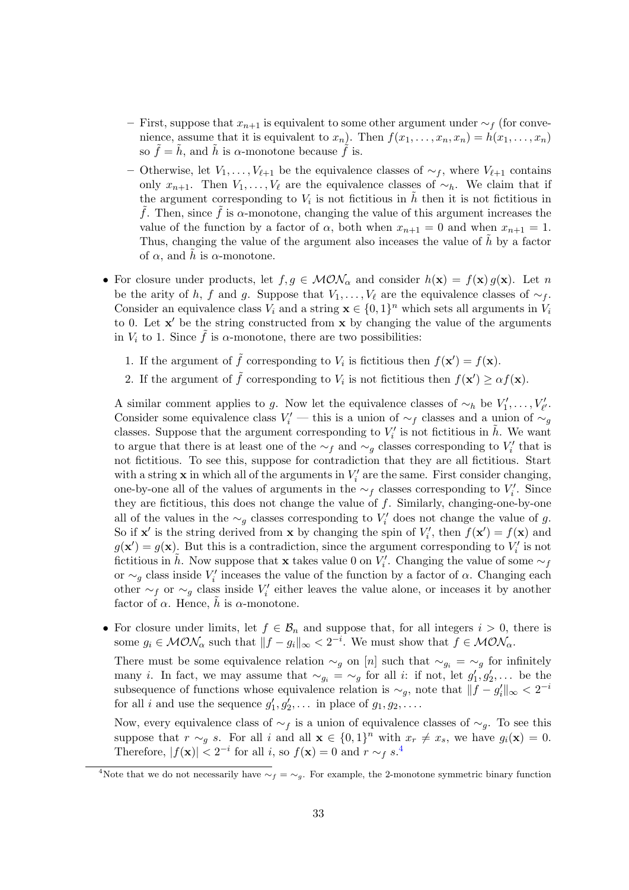- First, suppose that $x_{n+1}$ is equivalent to some other argument under $\sim_f$ (for convenience, assume that it is equivalent to $x_n$). Then $f(x_1, \ldots, x_n, x_n) = h(x_1, \ldots, x_n)$ so $\tilde{f} = \tilde{h}$, and $\tilde{h}$ is $\alpha$-monotone because $\tilde{f}$ is.
  - Otherwise, let $V_1, \ldots, V_{\ell+1}$ be the equivalence classes of $\sim_f$, where $V_{\ell+1}$ contains only $x_{n+1}$. Then $V_1, \ldots, V_\ell$ are the equivalence classes of $\sim_h$. We claim that if the argument corresponding to $V_i$ is not fictitious in $\tilde{h}$ then it is not fictitious in $\tilde{f}$. Then, since $\tilde{f}$ is $\alpha$-monotone, changing the value of this argument increases the value of the function by a factor of $\alpha$, both when $x_{n+1} = 0$ and when $x_{n+1} = 1$. Thus, changing the value of the argument also inceases the value of $\tilde{h}$ by a factor of $\alpha$, and $\tilde{h}$ is $\alpha$-monotone.

- For closure under products, let $f, g \in \mathcal{MON}_\alpha$ and consider $h(\mathbf{x}) = f(\mathbf{x})\, g(\mathbf{x})$. Let $n$ be the arity of $h$, $f$ and $g$. Suppose that $V_1, \ldots, V_\ell$ are the equivalence classes of $\sim_f$. Consider an equivalence class $V_i$ and a string $\mathbf{x} \in \{0,1\}^n$ which sets all arguments in $V_i$ to 0. Let $\mathbf{x}'$ be the string constructed from $\mathbf{x}$ by changing the value of the arguments in $V_i$ to 1. Since $\tilde{f}$ is $\alpha$-monotone, there are two possibilities:

  1. If the argument of $\tilde{f}$ corresponding to $V_i$ is fictitious then $f(\mathbf{x}') = f(\mathbf{x})$.
  2. If the argument of $\tilde{f}$ corresponding to $V_i$ is not fictitious then $f(\mathbf{x}') \geq \alpha f(\mathbf{x})$.

  A similar comment applies to $g$. Now let the equivalence classes of $\sim_h$ be $V'_1, \ldots, V'_{\ell'}$. Consider some equivalence class $V'_i$ — this is a union of $\sim_f$ classes and a union of $\sim_g$ classes. Suppose that the argument corresponding to $V'_i$ is not fictitious in $\tilde{h}$. We want to argue that there is at least one of the $\sim_f$ and $\sim_g$ classes corresponding to $V'_i$ that is not fictitious. To see this, suppose for contradiction that they are all fictitious. Start with a string $\mathbf{x}$ in which all of the arguments in $V'_i$ are the same. First consider changing, one-by-one all of the values of arguments in the $\sim_f$ classes corresponding to $V'_i$. Since they are fictitious, this does not change the value of $f$. Similarly, changing-one-by-one all of the values in the $\sim_g$ classes corresponding to $V'_i$ does not change the value of $g$. So if $\mathbf{x}'$ is the string derived from $\mathbf{x}$ by changing the spin of $V'_i$, then $f(\mathbf{x}') = f(\mathbf{x})$ and $g(\mathbf{x}') = g(\mathbf{x})$. But this is a contradiction, since the argument corresponding to $V'_i$ is not fictitious in $\tilde{h}$. Now suppose that $\mathbf{x}$ takes value 0 on $V'_i$. Changing the value of some $\sim_f$ or $\sim_g$ class inside $V'_i$ inceases the value of the function by a factor of $\alpha$. Changing each other $\sim_f$ or $\sim_g$ class inside $V'_i$ either leaves the value alone, or inceases it by another factor of $\alpha$. Hence, $\tilde{h}$ is $\alpha$-monotone.

- For closure under limits, let $f \in \mathcal{B}_n$ and suppose that, for all integers $i > 0$, there is some $g_i \in \mathcal{MON}_\alpha$ such that $\|f - g_i\|_\infty < 2^{-i}$. We must show that $f \in \mathcal{MON}_\alpha$.

  There must be some equivalence relation $\sim_g$ on $[n]$ such that $\sim_{g_i} = \sim_g$ for infinitely many $i$. In fact, we may assume that $\sim_{g_i} = \sim_g$ for all $i$: if not, let $g'_1, g'_2, \ldots$ be the subsequence of functions whose equivalence relation is $\sim_g$, note that $\|f - g'_i\|_\infty < 2^{-i}$ for all $i$ and use the sequence $g'_1, g'_2, \ldots$ in place of $g_1, g_2, \ldots$.

  Now, every equivalence class of $\sim_f$ is a union of equivalence classes of $\sim_g$. To see this suppose that $r \sim_g s$. For all $i$ and all $\mathbf{x} \in \{0,1\}^n$ with $x_r \neq x_s$, we have $g_i(\mathbf{x}) = 0$. Therefore, $|f(\mathbf{x})| < 2^{-i}$ for all $i$, so $f(\mathbf{x}) = 0$ and $r \sim_f s$.[4]

[4]Note that we do not necessarily have $\sim_f = \sim_g$. For example, the 2-monotone symmetric binary function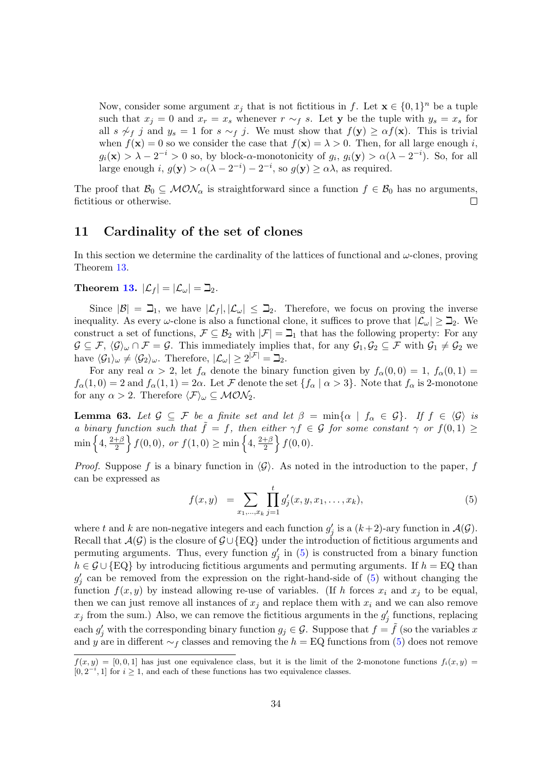Now, consider some argument $x_j$ that is not fictitious in $f$. Let $\mathbf{x} \in \{0,1\}^n$ be a tuple such that $x_j = 0$ and $x_r = x_s$ whenever $r \sim_f s$. Let $\mathbf{y}$ be the tuple with $y_s = x_s$ for all $s \not\sim_f j$ and $y_s = 1$ for $s \sim_f j$. We must show that $f(\mathbf{y}) \geq \alpha f(\mathbf{x})$. This is trivial when $f(\mathbf{x}) = 0$ so we consider the case that $f(\mathbf{x}) = \lambda > 0$. Then, for all large enough $i$, $g_i(\mathbf{x}) > \lambda - 2^{-i} > 0$ so, by block-$\alpha$-monotonicity of $g_i$, $g_i(\mathbf{y}) > \alpha(\lambda - 2^{-i})$. So, for all large enough $i$, $g(\mathbf{y}) > \alpha(\lambda - 2^{-i}) - 2^{-i}$, so $g(\mathbf{y}) \geq \alpha\lambda$, as required.

The proof that $\mathcal{B}_0 \subseteq \mathcal{MON}_\alpha$ is straightforward since a function $f \in \mathcal{B}_0$ has no arguments, fictitious or otherwise. $\square$

## 11 Cardinality of the set of clones

In this section we determine the cardinality of the lattices of functional and $\omega$-clones, proving Theorem 13.

**Theorem 13.** $|\mathcal{L}_f| = |\mathcal{L}_\omega| = \beth_2$.

Since $|\mathcal{B}| = \beth_1$, we have $|\mathcal{L}_f|, |\mathcal{L}_\omega| \leq \beth_2$. Therefore, we focus on proving the inverse inequality. As every $\omega$-clone is also a functional clone, it suffices to prove that $|\mathcal{L}_\omega| \geq \beth_2$. We construct a set of functions, $\mathcal{F} \subseteq \mathcal{B}_2$ with $|\mathcal{F}| = \beth_1$ that has the following property: For any $\mathcal{G} \subseteq \mathcal{F}$, $\langle \mathcal{G} \rangle_\omega \cap \mathcal{F} = \mathcal{G}$. This immediately implies that, for any $\mathcal{G}_1, \mathcal{G}_2 \subseteq \mathcal{F}$ with $\mathcal{G}_1 \neq \mathcal{G}_2$ we have $\langle \mathcal{G}_1 \rangle_\omega \neq \langle \mathcal{G}_2 \rangle_\omega$. Therefore, $|\mathcal{L}_\omega| \geq 2^{|\mathcal{F}|} = \beth_2$.

For any real $\alpha > 2$, let $f_\alpha$ denote the binary function given by $f_\alpha(0,0) = 1$, $f_\alpha(0,1) = f_\alpha(1,0) = 2$ and $f_\alpha(1,1) = 2\alpha$. Let $\mathcal{F}$ denote the set $\{f_\alpha \mid \alpha > 3\}$. Note that $f_\alpha$ is 2-monotone for any $\alpha > 2$. Therefore $\langle \mathcal{F} \rangle_\omega \subseteq \mathcal{MON}_2$.

**Lemma 63.** *Let $\mathcal{G} \subseteq \mathcal{F}$ be a finite set and let $\beta = \min\{\alpha \mid f_\alpha \in \mathcal{G}\}$. If $f \in \langle \mathcal{G} \rangle$ is a binary function such that $\tilde{f} = f$, then either $\gamma f \in \mathcal{G}$ for some constant $\gamma$ or $f(0,1) \geq \min\left\{4, \frac{2+\beta}{2}\right\} f(0,0)$, or $f(1,0) \geq \min\left\{4, \frac{2+\beta}{2}\right\} f(0,0)$.*

*Proof.* Suppose $f$ is a binary function in $\langle \mathcal{G} \rangle$. As noted in the introduction to the paper, $f$ can be expressed as

$$f(x,y) \;\; = \sum_{x_1,\ldots,x_k} \prod_{j=1}^{t} g'_j(x,y,x_1,\ldots,x_k), \tag{5}$$

where $t$ and $k$ are non-negative integers and each function $g'_j$ is a $(k+2)$-ary function in $\mathcal{A}(\mathcal{G})$. Recall that $\mathcal{A}(\mathcal{G})$ is the closure of $\mathcal{G} \cup \{\mathrm{EQ}\}$ under the introduction of fictitious arguments and permuting arguments. Thus, every function $g'_j$ in (5) is constructed from a binary function $h \in \mathcal{G} \cup \{\mathrm{EQ}\}$ by introducing fictitious arguments and permuting arguments. If $h = \mathrm{EQ}$ than $g'_j$ can be removed from the expression on the right-hand-side of (5) without changing the function $f(x,y)$ by instead allowing re-use of variables. (If $h$ forces $x_i$ and $x_j$ to be equal, then we can just remove all instances of $x_j$ and replace them with $x_i$ and we can also remove $x_j$ from the sum.) Also, we can remove the fictitious arguments in the $g'_j$ functions, replacing each $g'_j$ with the corresponding binary function $g_j \in \mathcal{G}$. Suppose that $f = \tilde{f}$ (so the variables $x$ and $y$ are in different $\sim_f$ classes and removing the $h = \mathrm{EQ}$ functions from (5) does not remove

$f(x,y) = [0,0,1]$ has just one equivalence class, but it is the limit of the 2-monotone functions $f_i(x,y) = [0, 2^{-i}, 1]$ for $i \geq 1$, and each of these functions has two equivalence classes.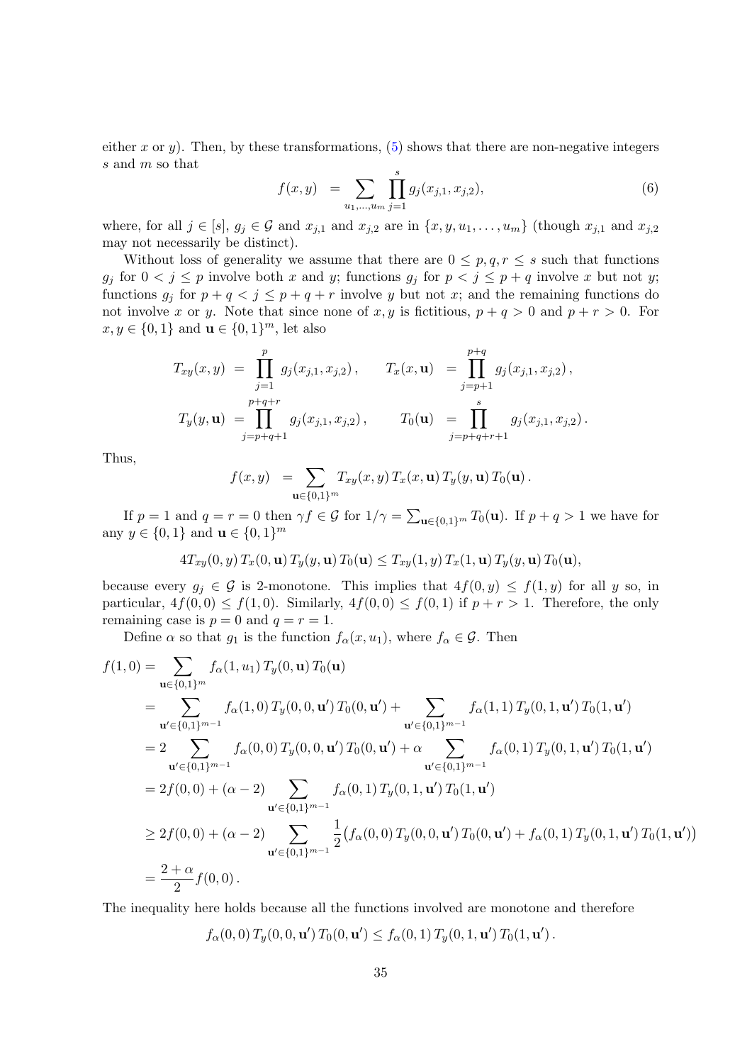either $x$ or $y$). Then, by these transformations, (5) shows that there are non-negative integers $s$ and $m$ so that

$$f(x, y) \;\; = \sum_{u_1,\ldots,u_m} \prod_{j=1}^{s} g_j(x_{j,1}, x_{j,2}), \tag{6}$$

where, for all $j \in [s]$, $g_j \in \mathcal{G}$ and $x_{j,1}$ and $x_{j,2}$ are in $\{x, y, u_1, \ldots, u_m\}$ (though $x_{j,1}$ and $x_{j,2}$ may not necessarily be distinct).

Without loss of generality we assume that there are $0 \le p, q, r \le s$ such that functions $g_j$ for $0 < j \le p$ involve both $x$ and $y$; functions $g_j$ for $p < j \le p+q$ involve $x$ but not $y$; functions $g_j$ for $p+q < j \le p+q+r$ involve $y$ but not $x$; and the remaining functions do not involve $x$ or $y$. Note that since none of $x, y$ is fictitious, $p+q > 0$ and $p+r > 0$. For $x, y \in \{0,1\}$ and $\mathbf{u} \in \{0,1\}^m$, let also

$$T_{xy}(x,y) \;=\; \prod_{j=1}^{p} g_j(x_{j,1}, x_{j,2}), \qquad T_x(x,\mathbf{u}) \;=\; \prod_{j=p+1}^{p+q} g_j(x_{j,1}, x_{j,2}),$$

$$T_y(y,\mathbf{u}) \;=\; \prod_{j=p+q+1}^{p+q+r} g_j(x_{j,1}, x_{j,2}), \qquad T_0(\mathbf{u}) \;=\; \prod_{j=p+q+r+1}^{s} g_j(x_{j,1}, x_{j,2}).$$

Thus,

$$f(x,y) \;\; = \sum_{\mathbf{u}\in\{0,1\}^m} T_{xy}(x,y)\, T_x(x,\mathbf{u})\, T_y(y,\mathbf{u})\, T_0(\mathbf{u})\,.$$

If $p = 1$ and $q = r = 0$ then $\gamma f \in \mathcal{G}$ for $1/\gamma = \sum_{\mathbf{u}\in\{0,1\}^m} T_0(\mathbf{u})$. If $p+q > 1$ we have for any $y \in \{0,1\}$ and $\mathbf{u} \in \{0,1\}^m$

$$4T_{xy}(0,y)\, T_x(0,\mathbf{u})\, T_y(y,\mathbf{u})\, T_0(\mathbf{u}) \le T_{xy}(1,y)\, T_x(1,\mathbf{u})\, T_y(y,\mathbf{u})\, T_0(\mathbf{u}),$$

because every $g_j \in \mathcal{G}$ is 2-monotone. This implies that $4f(0,y) \le f(1,y)$ for all $y$ so, in particular, $4f(0,0) \le f(1,0)$. Similarly, $4f(0,0) \le f(0,1)$ if $p+r > 1$. Therefore, the only remaining case is $p = 0$ and $q = r = 1$.

Define $\alpha$ so that $g_1$ is the function $f_\alpha(x, u_1)$, where $f_\alpha \in \mathcal{G}$. Then

$$\begin{aligned}
f(1,0) &= \sum_{\mathbf{u}\in\{0,1\}^m} f_\alpha(1,u_1)\, T_y(0,\mathbf{u})\, T_0(\mathbf{u}) \\
&= \sum_{\mathbf{u}'\in\{0,1\}^{m-1}} f_\alpha(1,0)\, T_y(0,0,\mathbf{u}')\, T_0(0,\mathbf{u}') + \sum_{\mathbf{u}'\in\{0,1\}^{m-1}} f_\alpha(1,1)\, T_y(0,1,\mathbf{u}')\, T_0(1,\mathbf{u}') \\
&= 2\sum_{\mathbf{u}'\in\{0,1\}^{m-1}} f_\alpha(0,0)\, T_y(0,0,\mathbf{u}')\, T_0(0,\mathbf{u}') + \alpha \sum_{\mathbf{u}'\in\{0,1\}^{m-1}} f_\alpha(0,1)\, T_y(0,1,\mathbf{u}')\, T_0(1,\mathbf{u}') \\
&= 2f(0,0) + (\alpha-2) \sum_{\mathbf{u}'\in\{0,1\}^{m-1}} f_\alpha(0,1)\, T_y(0,1,\mathbf{u}')\, T_0(1,\mathbf{u}') \\
&\ge 2f(0,0) + (\alpha-2) \sum_{\mathbf{u}'\in\{0,1\}^{m-1}} \frac{1}{2}\big(f_\alpha(0,0)\, T_y(0,0,\mathbf{u}')\, T_0(0,\mathbf{u}') + f_\alpha(0,1)\, T_y(0,1,\mathbf{u}')\, T_0(1,\mathbf{u}')\big) \\
&= \frac{2+\alpha}{2} f(0,0)\,.
\end{aligned}$$

The inequality here holds because all the functions involved are monotone and therefore

$$f_\alpha(0,0)\, T_y(0,0,\mathbf{u}')\, T_0(0,\mathbf{u}') \le f_\alpha(0,1)\, T_y(0,1,\mathbf{u}')\, T_0(1,\mathbf{u}')\,.$$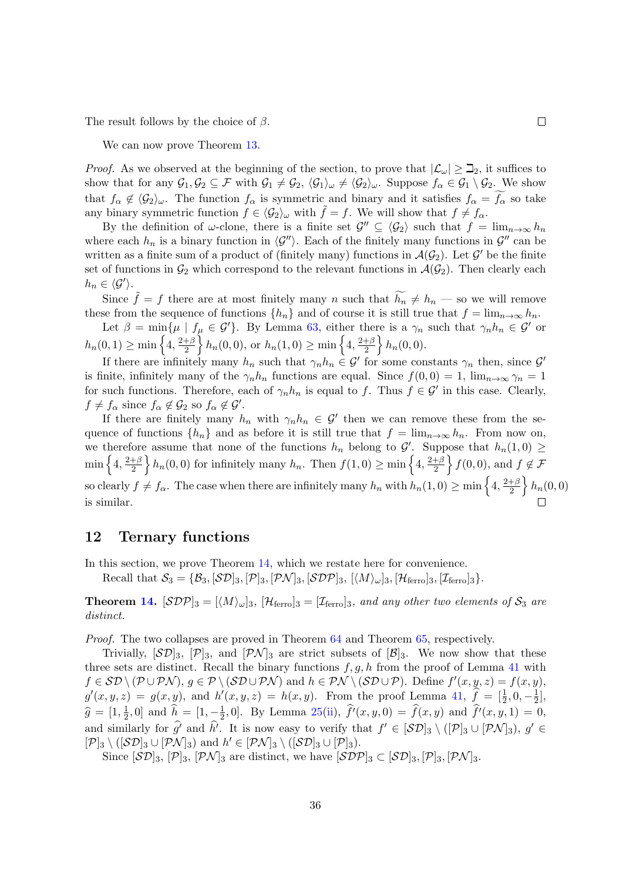The result follows by the choice of $\beta$. $\square$

We can now prove Theorem 13.

*Proof.* As we observed at the beginning of the section, to prove that $|\mathcal{L}_\omega| \geq \beth_2$, it suffices to show that for any $\mathcal{G}_1, \mathcal{G}_2 \subseteq \mathcal{F}$ with $\mathcal{G}_1 \neq \mathcal{G}_2$, $\langle \mathcal{G}_1 \rangle_\omega \neq \langle \mathcal{G}_2 \rangle_\omega$. Suppose $f_\alpha \in \mathcal{G}_1 \setminus \mathcal{G}_2$. We show that $f_\alpha \notin \langle \mathcal{G}_2 \rangle_\omega$. The function $f_\alpha$ is symmetric and binary and it satisfies $f_\alpha = \widetilde{f_\alpha}$ so take any binary symmetric function $f \in \langle \mathcal{G}_2 \rangle_\omega$ with $\tilde{f} = f$. We will show that $f \neq f_\alpha$.

By the definition of $\omega$-clone, there is a finite set $\mathcal{G}'' \subseteq \langle \mathcal{G}_2 \rangle$ such that $f = \lim_{n \to \infty} h_n$ where each $h_n$ is a binary function in $\langle \mathcal{G}'' \rangle$. Each of the finitely many functions in $\mathcal{G}''$ can be written as a finite sum of a product of (finitely many) functions in $\mathcal{A}(\mathcal{G}_2)$. Let $\mathcal{G}'$ be the finite set of functions in $\mathcal{G}_2$ which correspond to the relevant functions in $\mathcal{A}(\mathcal{G}_2)$. Then clearly each $h_n \in \langle \mathcal{G}' \rangle$.

Since $\tilde{f} = f$ there are at most finitely many $n$ such that $\widetilde{h_n} \neq h_n$ — so we will remove these from the sequence of functions $\{h_n\}$ and of course it is still true that $f = \lim_{n \to \infty} h_n$.

Let $\beta = \min\{\mu \mid f_\mu \in \mathcal{G}'\}$. By Lemma 63, either there is a $\gamma_n$ such that $\gamma_n h_n \in \mathcal{G}'$ or $h_n(0,1) \geq \min\left\{4, \frac{2+\beta}{2}\right\} h_n(0,0)$, or $h_n(1,0) \geq \min\left\{4, \frac{2+\beta}{2}\right\} h_n(0,0)$.

If there are infinitely many $h_n$ such that $\gamma_n h_n \in \mathcal{G}'$ for some constants $\gamma_n$ then, since $\mathcal{G}'$ is finite, infinitely many of the $\gamma_n h_n$ functions are equal. Since $f(0,0) = 1$, $\lim_{n \to \infty} \gamma_n = 1$ for such functions. Therefore, each of $\gamma_n h_n$ is equal to $f$. Thus $f \in \mathcal{G}'$ in this case. Clearly, $f \neq f_\alpha$ since $f_\alpha \notin \mathcal{G}_2$ so $f_\alpha \notin \mathcal{G}'$.

If there are finitely many $h_n$ with $\gamma_n h_n \in \mathcal{G}'$ then we can remove these from the sequence of functions $\{h_n\}$ and as before it is still true that $f = \lim_{n \to \infty} h_n$. From now on, we therefore assume that none of the functions $h_n$ belong to $\mathcal{G}'$. Suppose that $h_n(1,0) \geq \min\left\{4, \frac{2+\beta}{2}\right\} h_n(0,0)$ for infinitely many $h_n$. Then $f(1,0) \geq \min\left\{4, \frac{2+\beta}{2}\right\} f(0,0)$, and $f \notin \mathcal{F}$ so clearly $f \neq f_\alpha$. The case when there are infinitely many $h_n$ with $h_n(1,0) \geq \min\left\{4, \frac{2+\beta}{2}\right\} h_n(0,0)$ is similar. $\square$

## 12 Ternary functions

In this section, we prove Theorem 14, which we restate here for convenience.

Recall that $\mathcal{S}_3 = \{\mathcal{B}_3, [\mathcal{SD}]_3, [\mathcal{P}]_3, [\mathcal{PN}]_3, [\mathcal{SDP}]_3, [\langle M \rangle_\omega]_3, [\mathcal{H}_{\text{ferro}}]_3, [\mathcal{I}_{\text{ferro}}]_3\}$.

**Theorem 14.** *$[\mathcal{SDP}]_3 = [\langle M \rangle_\omega]_3$, $[\mathcal{H}_{\text{ferro}}]_3 = [\mathcal{I}_{\text{ferro}}]_3$, and any other two elements of $\mathcal{S}_3$ are distinct.*

*Proof.* The two collapses are proved in Theorem 64 and Theorem 65, respectively.

Trivially, $[\mathcal{SD}]_3$, $[\mathcal{P}]_3$, and $[\mathcal{PN}]_3$ are strict subsets of $[\mathcal{B}]_3$. We now show that these three sets are distinct. Recall the binary functions $f, g, h$ from the proof of Lemma 41 with $f \in \mathcal{SD} \setminus (\mathcal{P} \cup \mathcal{PN})$, $g \in \mathcal{P} \setminus (\mathcal{SD} \cup \mathcal{PN})$ and $h \in \mathcal{PN} \setminus (\mathcal{SD} \cup \mathcal{P})$. Define $f'(x,y,z) = f(x,y)$, $g'(x,y,z) = g(x,y)$, and $h'(x,y,z) = h(x,y)$. From the proof Lemma 41, $\widehat{f} = [\frac{1}{2}, 0, -\frac{1}{2}]$, $\widehat{g} = [1, \frac{1}{2}, 0]$ and $\widehat{h} = [1, -\frac{1}{2}, 0]$. By Lemma 25(ii), $\widehat{f'}(x,y,0) = \widehat{f}(x,y)$ and $\widehat{f'}(x,y,1) = 0$, and similarly for $\widehat{g'}$ and $\widehat{h'}$. It is now easy to verify that $f' \in [\mathcal{SD}]_3 \setminus ([\mathcal{P}]_3 \cup [\mathcal{PN}]_3)$, $g' \in [\mathcal{P}]_3 \setminus ([\mathcal{SD}]_3 \cup [\mathcal{PN}]_3)$ and $h' \in [\mathcal{PN}]_3 \setminus ([\mathcal{SD}]_3 \cup [\mathcal{P}]_3)$.

Since $[\mathcal{SD}]_3$, $[\mathcal{P}]_3$, $[\mathcal{PN}]_3$ are distinct, we have $[\mathcal{SDP}]_3 \subset [\mathcal{SD}]_3, [\mathcal{P}]_3, [\mathcal{PN}]_3$.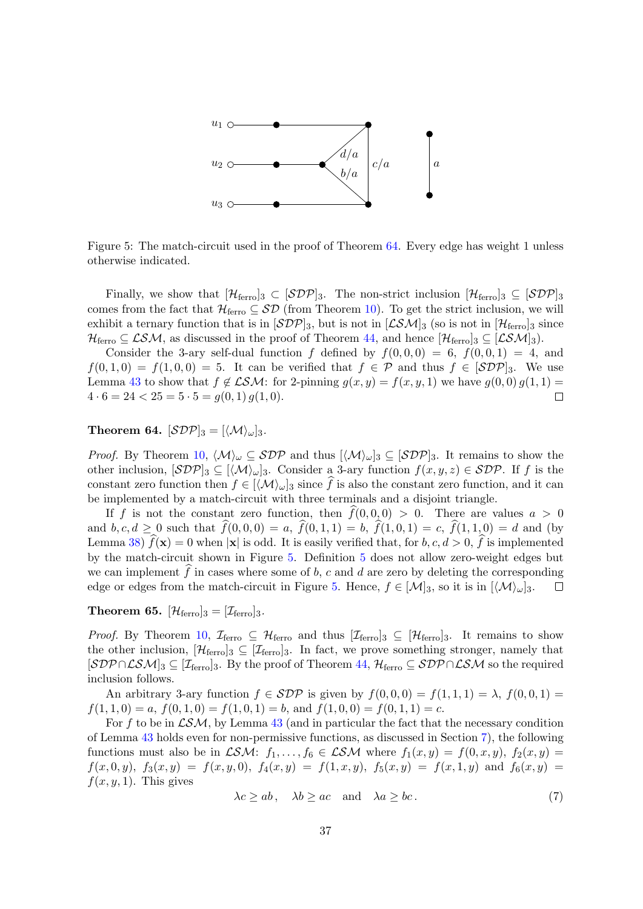$u_1$

$u_2$

$u_3$

$d/a$

$b/a$

$c/a$

$a$

Figure 5: The match-circuit used in the proof of Theorem 64. Every edge has weight 1 unless otherwise indicated.

Finally, we show that $[\mathcal{H}_{\text{ferro}}]_3 \subset [\mathcal{SDP}]_3$. The non-strict inclusion $[\mathcal{H}_{\text{ferro}}]_3 \subseteq [\mathcal{SDP}]_3$ comes from the fact that $\mathcal{H}_{\text{ferro}} \subseteq \mathcal{SD}$ (from Theorem 10). To get the strict inclusion, we will exhibit a ternary function that is in $[\mathcal{SDP}]_3$, but is not in $[\mathcal{LSM}]_3$ (so is not in $[\mathcal{H}_{\text{ferro}}]_3$ since $\mathcal{H}_{\text{ferro}} \subseteq \mathcal{LSM}$, as discussed in the proof of Theorem 44, and hence $[\mathcal{H}_{\text{ferro}}]_3 \subseteq [\mathcal{LSM}]_3$).

Consider the 3-ary self-dual function $f$ defined by $f(0,0,0) = 6$, $f(0,0,1) = 4$, and $f(0,1,0) = f(1,0,0) = 5$. It can be verified that $f \in \mathcal{P}$ and thus $f \in [\mathcal{SDP}]_3$. We use Lemma 43 to show that $f \notin \mathcal{LSM}$: for 2-pinning $g(x,y) = f(x,y,1)$ we have $g(0,0)\,g(1,1) = 4 \cdot 6 = 24 < 25 = 5 \cdot 5 = g(0,1)\,g(1,0)$. $\square$

**Theorem 64.** $[\mathcal{SDP}]_3 = [\langle \mathcal{M} \rangle_\omega]_3$.

*Proof.* By Theorem 10, $\langle \mathcal{M} \rangle_\omega \subseteq \mathcal{SDP}$ and thus $[\langle \mathcal{M} \rangle_\omega]_3 \subseteq [\mathcal{SDP}]_3$. It remains to show the other inclusion, $[\mathcal{SDP}]_3 \subseteq [\langle \mathcal{M} \rangle_\omega]_3$. Consider a 3-ary function $f(x,y,z) \in \mathcal{SDP}$. If $f$ is the constant zero function then $f \in [\langle \mathcal{M} \rangle_\omega]_3$ since $\widehat{f}$ is also the constant zero function, and it can be implemented by a match-circuit with three terminals and a disjoint triangle.

If $f$ is not the constant zero function, then $\widehat{f}(0,0,0) > 0$. There are values $a > 0$ and $b,c,d \geq 0$ such that $\widehat{f}(0,0,0) = a$, $\widehat{f}(0,1,1) = b$, $\widehat{f}(1,0,1) = c$, $\widehat{f}(1,1,0) = d$ and (by Lemma 38) $\widehat{f}(\mathbf{x}) = 0$ when $|\mathbf{x}|$ is odd. It is easily verified that, for $b,c,d > 0$, $\widehat{f}$ is implemented by the match-circuit shown in Figure 5. Definition 5 does not allow zero-weight edges but we can implement $\widehat{f}$ in cases where some of $b$, $c$ and $d$ are zero by deleting the corresponding edge or edges from the match-circuit in Figure 5. Hence, $f \in [\mathcal{M}]_3$, so it is in $[\langle \mathcal{M} \rangle_\omega]_3$. $\square$

**Theorem 65.** $[\mathcal{H}_{\text{ferro}}]_3 = [\mathcal{I}_{\text{ferro}}]_3$.

*Proof.* By Theorem 10, $\mathcal{I}_{\text{ferro}} \subseteq \mathcal{H}_{\text{ferro}}$ and thus $[\mathcal{I}_{\text{ferro}}]_3 \subseteq [\mathcal{H}_{\text{ferro}}]_3$. It remains to show the other inclusion, $[\mathcal{H}_{\text{ferro}}]_3 \subseteq [\mathcal{I}_{\text{ferro}}]_3$. In fact, we prove something stronger, namely that $[\mathcal{SDP} \cap \mathcal{LSM}]_3 \subseteq [\mathcal{I}_{\text{ferro}}]_3$. By the proof of Theorem 44, $\mathcal{H}_{\text{ferro}} \subseteq \mathcal{SDP} \cap \mathcal{LSM}$ so the required inclusion follows.

An arbitrary 3-ary function $f \in \mathcal{SDP}$ is given by $f(0,0,0) = f(1,1,1) = \lambda$, $f(0,0,1) = f(1,1,0) = a$, $f(0,1,0) = f(1,0,1) = b$, and $f(1,0,0) = f(0,1,1) = c$.

For $f$ to be in $\mathcal{LSM}$, by Lemma 43 (and in particular the fact that the necessary condition of Lemma 43 holds even for non-permissive functions, as discussed in Section 7), the following functions must also be in $\mathcal{LSM}$: $f_1, \ldots, f_6 \in \mathcal{LSM}$ where $f_1(x,y) = f(0,x,y)$, $f_2(x,y) = f(x,0,y)$, $f_3(x,y) = f(x,y,0)$, $f_4(x,y) = f(1,x,y)$, $f_5(x,y) = f(x,1,y)$ and $f_6(x,y) = f(x,y,1)$. This gives

$$\lambda c \geq ab\,, \quad \lambda b \geq ac \quad \text{and} \quad \lambda a \geq bc\,. \tag{7}$$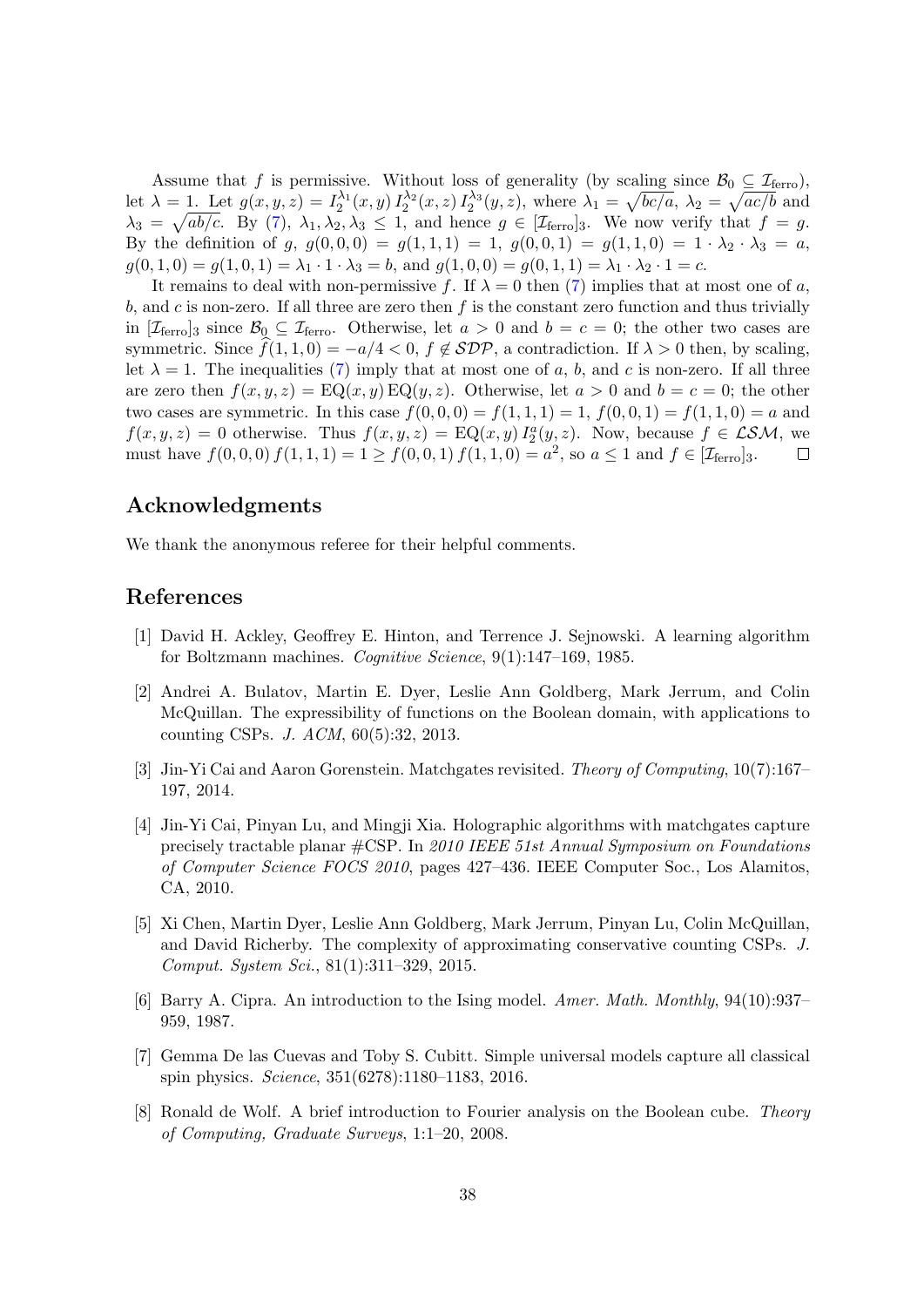Assume that $f$ is permissive. Without loss of generality (by scaling since $\mathcal{B}_0 \subseteq \mathcal{I}_{\text{ferro}}$), let $\lambda = 1$. Let $g(x,y,z) = I_2^{\lambda_1}(x,y)\, I_2^{\lambda_2}(x,z)\, I_2^{\lambda_3}(y,z)$, where $\lambda_1 = \sqrt{bc/a}$, $\lambda_2 = \sqrt{ac/b}$ and $\lambda_3 = \sqrt{ab/c}$. By (7), $\lambda_1, \lambda_2, \lambda_3 \leq 1$, and hence $g \in [\mathcal{I}_{\text{ferro}}]_3$. We now verify that $f = g$. By the definition of $g$, $g(0,0,0) = g(1,1,1) = 1$, $g(0,0,1) = g(1,1,0) = 1 \cdot \lambda_2 \cdot \lambda_3 = a$, $g(0,1,0) = g(1,0,1) = \lambda_1 \cdot 1 \cdot \lambda_3 = b$, and $g(1,0,0) = g(0,1,1) = \lambda_1 \cdot \lambda_2 \cdot 1 = c$.

It remains to deal with non-permissive $f$. If $\lambda = 0$ then (7) implies that at most one of $a$, $b$, and $c$ is non-zero. If all three are zero then $f$ is the constant zero function and thus trivially in $[\mathcal{I}_{\text{ferro}}]_3$ since $\mathcal{B}_0 \subseteq \mathcal{I}_{\text{ferro}}$. Otherwise, let $a > 0$ and $b = c = 0$; the other two cases are symmetric. Since $\widehat{f}(1,1,0) = -a/4 < 0$, $f \notin \mathcal{SDP}$, a contradiction. If $\lambda > 0$ then, by scaling, let $\lambda = 1$. The inequalities (7) imply that at most one of $a$, $b$, and $c$ is non-zero. If all three are zero then $f(x,y,z) = \text{EQ}(x,y)\,\text{EQ}(y,z)$. Otherwise, let $a > 0$ and $b = c = 0$; the other two cases are symmetric. In this case $f(0,0,0) = f(1,1,1) = 1$, $f(0,0,1) = f(1,1,0) = a$ and $f(x,y,z) = 0$ otherwise. Thus $f(x,y,z) = \text{EQ}(x,y)\, I_2^a(y,z)$. Now, because $f \in \mathcal{LSM}$, we must have $f(0,0,0)\, f(1,1,1) = 1 \geq f(0,0,1)\, f(1,1,0) = a^2$, so $a \leq 1$ and $f \in [\mathcal{I}_{\text{ferro}}]_3$. $\square$

## Acknowledgments

We thank the anonymous referee for their helpful comments.

## References

[1] David H. Ackley, Geoffrey E. Hinton, and Terrence J. Sejnowski. A learning algorithm for Boltzmann machines. *Cognitive Science*, 9(1):147–169, 1985.

[2] Andrei A. Bulatov, Martin E. Dyer, Leslie Ann Goldberg, Mark Jerrum, and Colin McQuillan. The expressibility of functions on the Boolean domain, with applications to counting CSPs. *J. ACM*, 60(5):32, 2013.

[3] Jin-Yi Cai and Aaron Gorenstein. Matchgates revisited. *Theory of Computing*, 10(7):167–197, 2014.

[4] Jin-Yi Cai, Pinyan Lu, and Mingji Xia. Holographic algorithms with matchgates capture precisely tractable planar #CSP. In *2010 IEEE 51st Annual Symposium on Foundations of Computer Science FOCS 2010*, pages 427–436. IEEE Computer Soc., Los Alamitos, CA, 2010.

[5] Xi Chen, Martin Dyer, Leslie Ann Goldberg, Mark Jerrum, Pinyan Lu, Colin McQuillan, and David Richerby. The complexity of approximating conservative counting CSPs. *J. Comput. System Sci.*, 81(1):311–329, 2015.

[6] Barry A. Cipra. An introduction to the Ising model. *Amer. Math. Monthly*, 94(10):937–959, 1987.

[7] Gemma De las Cuevas and Toby S. Cubitt. Simple universal models capture all classical spin physics. *Science*, 351(6278):1180–1183, 2016.

[8] Ronald de Wolf. A brief introduction to Fourier analysis on the Boolean cube. *Theory of Computing, Graduate Surveys*, 1:1–20, 2008.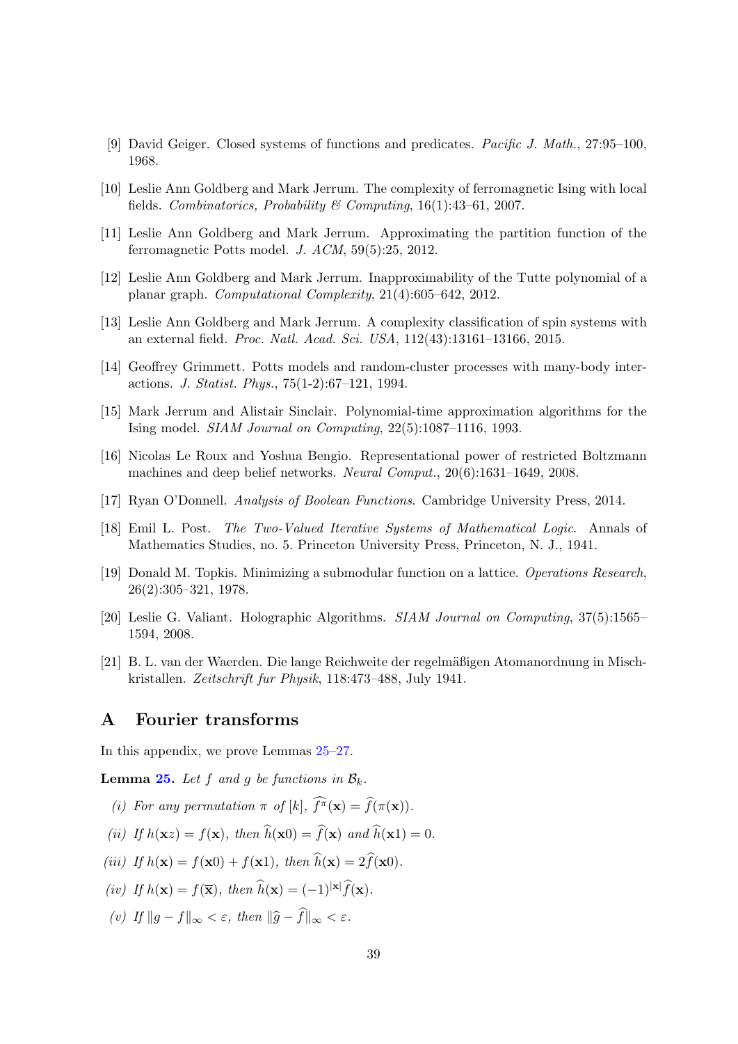[9] David Geiger. Closed systems of functions and predicates. *Pacific J. Math.*, 27:95–100, 1968.

[10] Leslie Ann Goldberg and Mark Jerrum. The complexity of ferromagnetic Ising with local fields. *Combinatorics, Probability & Computing*, 16(1):43–61, 2007.

[11] Leslie Ann Goldberg and Mark Jerrum. Approximating the partition function of the ferromagnetic Potts model. *J. ACM*, 59(5):25, 2012.

[12] Leslie Ann Goldberg and Mark Jerrum. Inapproximability of the Tutte polynomial of a planar graph. *Computational Complexity*, 21(4):605–642, 2012.

[13] Leslie Ann Goldberg and Mark Jerrum. A complexity classification of spin systems with an external field. *Proc. Natl. Acad. Sci. USA*, 112(43):13161–13166, 2015.

[14] Geoffrey Grimmett. Potts models and random-cluster processes with many-body interactions. *J. Statist. Phys.*, 75(1-2):67–121, 1994.

[15] Mark Jerrum and Alistair Sinclair. Polynomial-time approximation algorithms for the Ising model. *SIAM Journal on Computing*, 22(5):1087–1116, 1993.

[16] Nicolas Le Roux and Yoshua Bengio. Representational power of restricted Boltzmann machines and deep belief networks. *Neural Comput.*, 20(6):1631–1649, 2008.

[17] Ryan O'Donnell. *Analysis of Boolean Functions*. Cambridge University Press, 2014.

[18] Emil L. Post. *The Two-Valued Iterative Systems of Mathematical Logic*. Annals of Mathematics Studies, no. 5. Princeton University Press, Princeton, N. J., 1941.

[19] Donald M. Topkis. Minimizing a submodular function on a lattice. *Operations Research*, 26(2):305–321, 1978.

[20] Leslie G. Valiant. Holographic Algorithms. *SIAM Journal on Computing*, 37(5):1565–1594, 2008.

[21] B. L. van der Waerden. Die lange Reichweite der regelmäßigen Atomanordnung in Mischkristallen. *Zeitschrift fur Physik*, 118:473–488, July 1941.

## A Fourier transforms

In this appendix, we prove Lemmas 25–27.

**Lemma 25.** *Let $f$ and $g$ be functions in $\mathcal{B}_k$.*

*(i) For any permutation $\pi$ of $[k]$, $\widehat{f^\pi}(\mathbf{x}) = \widehat{f}(\pi(\mathbf{x}))$.*

*(ii) If $h(\mathbf{x}z) = f(\mathbf{x})$, then $\widehat{h}(\mathbf{x}0) = \widehat{f}(\mathbf{x})$ and $\widehat{h}(\mathbf{x}1) = 0$.*

*(iii) If $h(\mathbf{x}) = f(\mathbf{x}0) + f(\mathbf{x}1)$, then $\widehat{h}(\mathbf{x}) = 2\widehat{f}(\mathbf{x}0)$.*

*(iv) If $h(\mathbf{x}) = f(\overline{\mathbf{x}})$, then $\widehat{h}(\mathbf{x}) = (-1)^{|\mathbf{x}|}\widehat{f}(\mathbf{x})$.*

*(v) If $\|g - f\|_\infty < \varepsilon$, then $\|\widehat{g} - \widehat{f}\|_\infty < \varepsilon$.*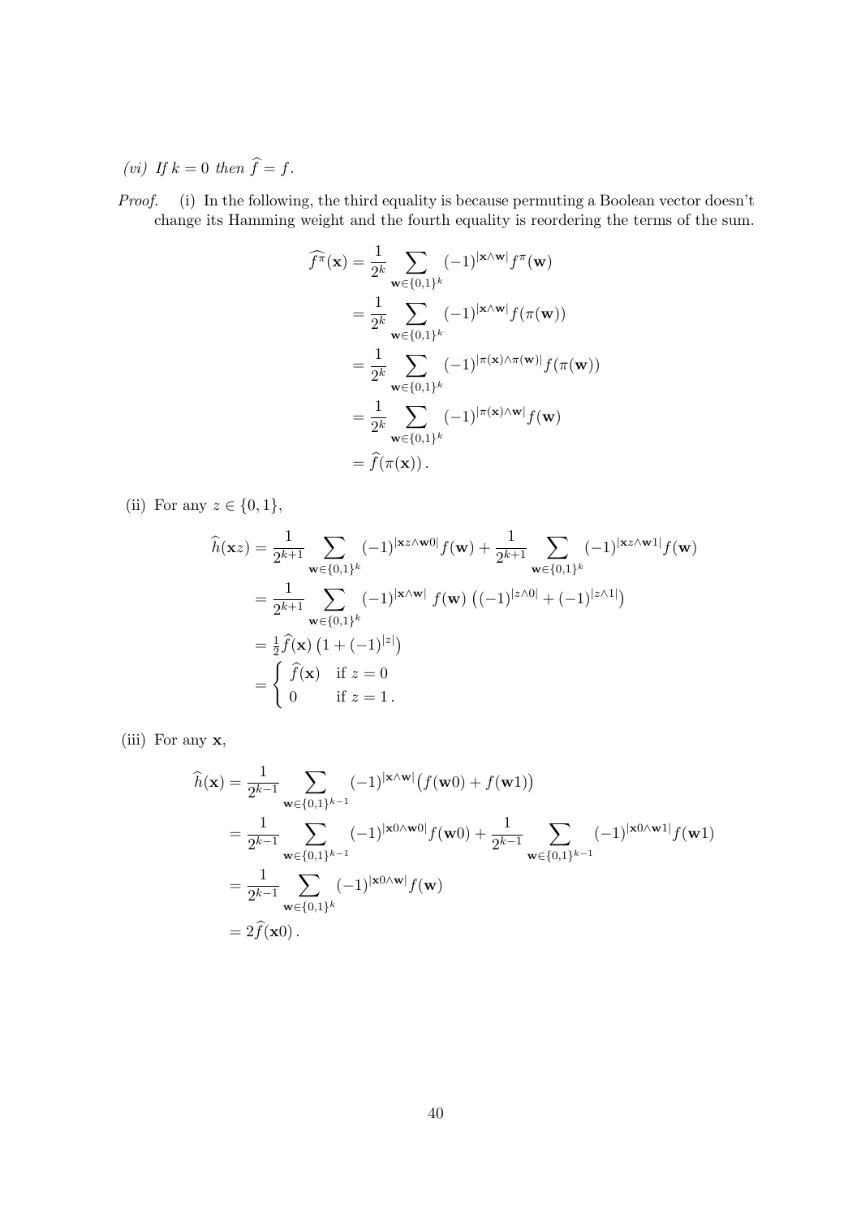*(vi) If $k = 0$ then $\widehat{f} = f$.*

*Proof.* (i) In the following, the third equality is because permuting a Boolean vector doesn't change its Hamming weight and the fourth equality is reordering the terms of the sum.

$$
\begin{aligned}
\widehat{f^{\pi}}(\mathbf{x}) &= \frac{1}{2^k} \sum_{\mathbf{w} \in \{0,1\}^k} (-1)^{|\mathbf{x} \wedge \mathbf{w}|} f^{\pi}(\mathbf{w}) \\
&= \frac{1}{2^k} \sum_{\mathbf{w} \in \{0,1\}^k} (-1)^{|\mathbf{x} \wedge \mathbf{w}|} f(\pi(\mathbf{w})) \\
&= \frac{1}{2^k} \sum_{\mathbf{w} \in \{0,1\}^k} (-1)^{|\pi(\mathbf{x}) \wedge \pi(\mathbf{w})|} f(\pi(\mathbf{w})) \\
&= \frac{1}{2^k} \sum_{\mathbf{w} \in \{0,1\}^k} (-1)^{|\pi(\mathbf{x}) \wedge \mathbf{w}|} f(\mathbf{w}) \\
&= \widehat{f}(\pi(\mathbf{x})) \,.
\end{aligned}
$$

(ii) For any $z \in \{0,1\}$,

$$
\begin{aligned}
\widehat{h}(\mathbf{x}z) &= \frac{1}{2^{k+1}} \sum_{\mathbf{w} \in \{0,1\}^k} (-1)^{|\mathbf{x}z \wedge \mathbf{w}0|} f(\mathbf{w}) + \frac{1}{2^{k+1}} \sum_{\mathbf{w} \in \{0,1\}^k} (-1)^{|\mathbf{x}z \wedge \mathbf{w}1|} f(\mathbf{w}) \\
&= \frac{1}{2^{k+1}} \sum_{\mathbf{w} \in \{0,1\}^k} (-1)^{|\mathbf{x} \wedge \mathbf{w}|} \, f(\mathbf{w}) \left( (-1)^{|z \wedge 0|} + (-1)^{|z \wedge 1|} \right) \\
&= \tfrac{1}{2} \widehat{f}(\mathbf{x}) \left( 1 + (-1)^{|z|} \right) \\
&= \begin{cases} \widehat{f}(\mathbf{x}) & \text{if } z = 0 \\ 0 & \text{if } z = 1 \,. \end{cases}
\end{aligned}
$$

(iii) For any $\mathbf{x}$,

$$
\begin{aligned}
\widehat{h}(\mathbf{x}) &= \frac{1}{2^{k-1}} \sum_{\mathbf{w} \in \{0,1\}^{k-1}} (-1)^{|\mathbf{x} \wedge \mathbf{w}|} \big( f(\mathbf{w}0) + f(\mathbf{w}1) \big) \\
&= \frac{1}{2^{k-1}} \sum_{\mathbf{w} \in \{0,1\}^{k-1}} (-1)^{|\mathbf{x}0 \wedge \mathbf{w}0|} f(\mathbf{w}0) + \frac{1}{2^{k-1}} \sum_{\mathbf{w} \in \{0,1\}^{k-1}} (-1)^{|\mathbf{x}0 \wedge \mathbf{w}1|} f(\mathbf{w}1) \\
&= \frac{1}{2^{k-1}} \sum_{\mathbf{w} \in \{0,1\}^{k}} (-1)^{|\mathbf{x}0 \wedge \mathbf{w}|} f(\mathbf{w}) \\
&= 2\widehat{f}(\mathbf{x}0) \,.
\end{aligned}
$$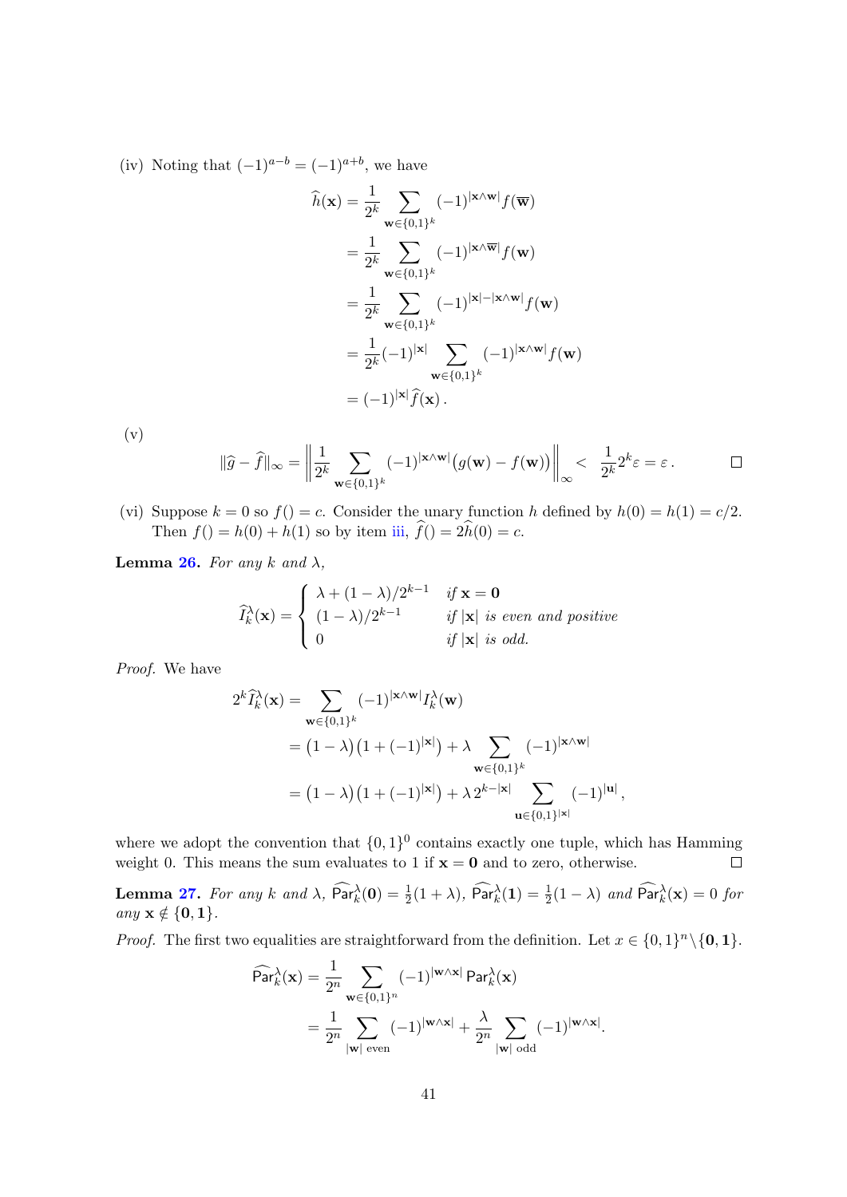(iv) Noting that $(-1)^{a-b} = (-1)^{a+b}$, we have

$$
\begin{aligned}
\widehat{h}(\mathbf{x}) &= \frac{1}{2^k} \sum_{\mathbf{w}\in\{0,1\}^k} (-1)^{|\mathbf{x}\wedge\mathbf{w}|} f(\overline{\mathbf{w}}) \\
&= \frac{1}{2^k} \sum_{\mathbf{w}\in\{0,1\}^k} (-1)^{|\mathbf{x}\wedge\overline{\mathbf{w}}|} f(\mathbf{w}) \\
&= \frac{1}{2^k} \sum_{\mathbf{w}\in\{0,1\}^k} (-1)^{|\mathbf{x}|-|\mathbf{x}\wedge\mathbf{w}|} f(\mathbf{w}) \\
&= \frac{1}{2^k} (-1)^{|\mathbf{x}|} \sum_{\mathbf{w}\in\{0,1\}^k} (-1)^{|\mathbf{x}\wedge\mathbf{w}|} f(\mathbf{w}) \\
&= (-1)^{|\mathbf{x}|} \widehat{f}(\mathbf{x})\,.
\end{aligned}
$$

(v)

$$
\|\widehat{g} - \widehat{f}\|_\infty = \left\| \frac{1}{2^k} \sum_{\mathbf{w}\in\{0,1\}^k} (-1)^{|\mathbf{x}\wedge\mathbf{w}|} \big(g(\mathbf{w}) - f(\mathbf{w})\big) \right\|_\infty < \frac{1}{2^k} 2^k \varepsilon = \varepsilon\,. \qquad \square
$$

(vi) Suppose $k = 0$ so $f() = c$. Consider the unary function $h$ defined by $h(0) = h(1) = c/2$. Then $f() = h(0) + h(1)$ so by item iii, $\widehat{f}() = 2\widehat{h}(0) = c$.

**Lemma 26.** *For any $k$ and $\lambda$,*

$$
\widehat{I}_k^\lambda(\mathbf{x}) = \begin{cases} \lambda + (1-\lambda)/2^{k-1} & \text{if } \mathbf{x} = \mathbf{0} \\ (1-\lambda)/2^{k-1} & \text{if } |\mathbf{x}| \text{ is even and positive} \\ 0 & \text{if } |\mathbf{x}| \text{ is odd.} \end{cases}
$$

*Proof.* We have

$$
\begin{aligned}
2^k \widehat{I}_k^\lambda(\mathbf{x}) &= \sum_{\mathbf{w}\in\{0,1\}^k} (-1)^{|\mathbf{x}\wedge\mathbf{w}|} I_k^\lambda(\mathbf{w}) \\
&= \big(1-\lambda\big)\big(1 + (-1)^{|\mathbf{x}|}\big) + \lambda \sum_{\mathbf{w}\in\{0,1\}^k} (-1)^{|\mathbf{x}\wedge\mathbf{w}|} \\
&= \big(1-\lambda\big)\big(1 + (-1)^{|\mathbf{x}|}\big) + \lambda\, 2^{k-|\mathbf{x}|} \sum_{\mathbf{u}\in\{0,1\}^{|\mathbf{x}|}} (-1)^{|\mathbf{u}|}\,,
\end{aligned}
$$

where we adopt the convention that $\{0,1\}^0$ contains exactly one tuple, which has Hamming weight 0. This means the sum evaluates to 1 if $\mathbf{x} = \mathbf{0}$ and to zero, otherwise. $\square$

**Lemma 27.** *For any $k$ and $\lambda$, $\widehat{\mathsf{Par}}_k^\lambda(\mathbf{0}) = \frac{1}{2}(1+\lambda)$, $\widehat{\mathsf{Par}}_k^\lambda(\mathbf{1}) = \frac{1}{2}(1-\lambda)$ and $\widehat{\mathsf{Par}}_k^\lambda(\mathbf{x}) = 0$ for any $\mathbf{x} \notin \{\mathbf{0}, \mathbf{1}\}$.*

*Proof.* The first two equalities are straightforward from the definition. Let $x \in \{0,1\}^n \backslash \{\mathbf{0}, \mathbf{1}\}$.

$$
\begin{aligned}
\widehat{\mathsf{Par}}_k^\lambda(\mathbf{x}) &= \frac{1}{2^n} \sum_{\mathbf{w}\in\{0,1\}^n} (-1)^{|\mathbf{w}\wedge\mathbf{x}|}\, \mathsf{Par}_k^\lambda(\mathbf{x}) \\
&= \frac{1}{2^n} \sum_{|\mathbf{w}| \text{ even}} (-1)^{|\mathbf{w}\wedge\mathbf{x}|} + \frac{\lambda}{2^n} \sum_{|\mathbf{w}| \text{ odd}} (-1)^{|\mathbf{w}\wedge\mathbf{x}|}.
\end{aligned}
$$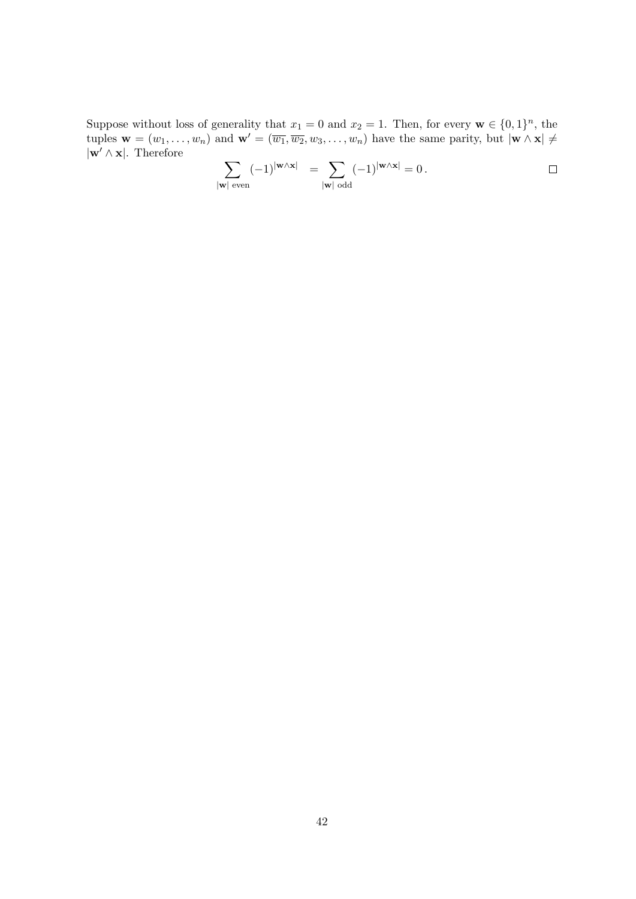Suppose without loss of generality that $x_1 = 0$ and $x_2 = 1$. Then, for every $\mathbf{w} \in \{0,1\}^n$, the tuples $\mathbf{w} = (w_1, \ldots, w_n)$ and $\mathbf{w}' = (\overline{w_1}, \overline{w_2}, w_3, \ldots, w_n)$ have the same parity, but $|\mathbf{w} \wedge \mathbf{x}| \neq |\mathbf{w}' \wedge \mathbf{x}|$. Therefore

$$\sum_{|\mathbf{w}| \text{ even}} (-1)^{|\mathbf{w} \wedge \mathbf{x}|} = \sum_{|\mathbf{w}| \text{ odd}} (-1)^{|\mathbf{w} \wedge \mathbf{x}|} = 0 \,. \qquad \square$$